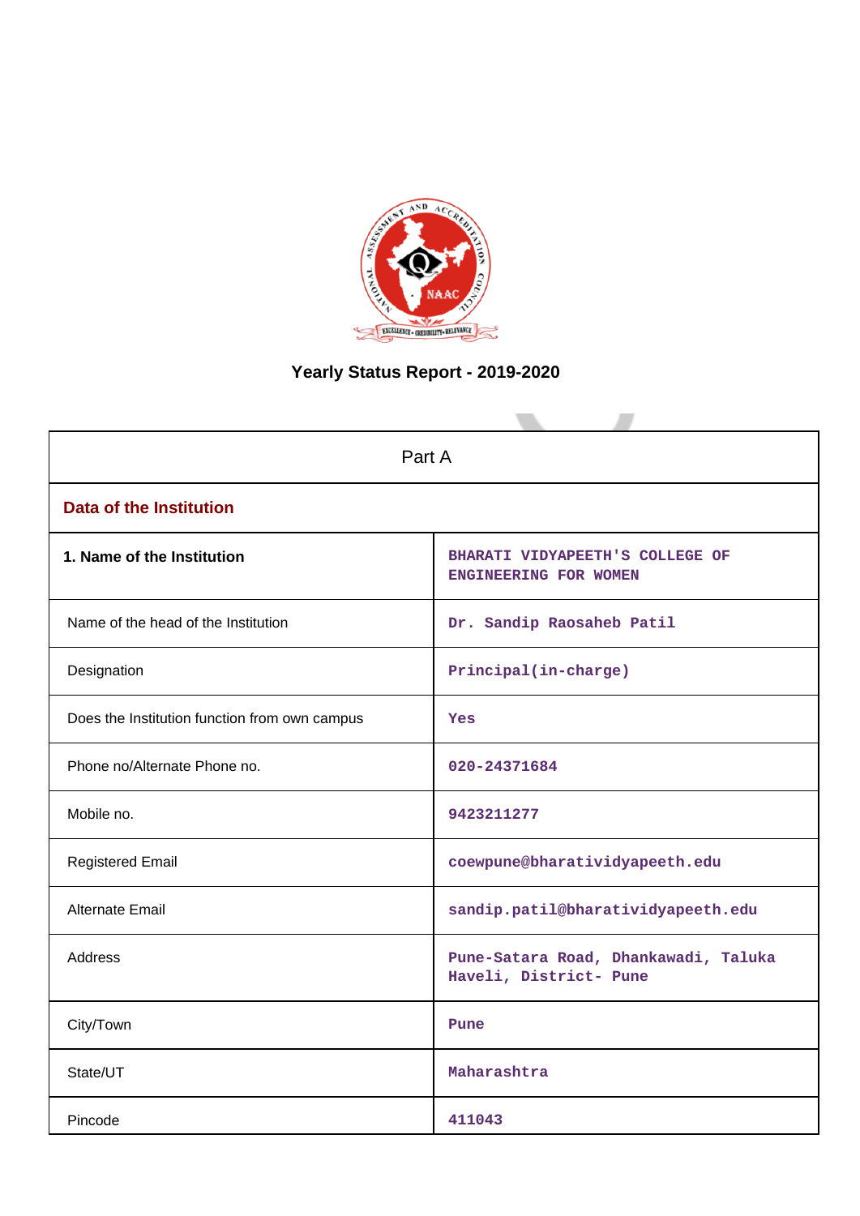# Yearly Status Report - 2019-2020

| Part A | |
|---|---|
| **Data of the Institution** | |
| **1. Name of the Institution** | BHARATI VIDYAPEETH'S COLLEGE OF ENGINEERING FOR WOMEN |
| Name of the head of the Institution | Dr. Sandip Raosaheb Patil |
| Designation | Principal(in-charge) |
| Does the Institution function from own campus | Yes |
| Phone no/Alternate Phone no. | 020-24371684 |
| Mobile no. | 9423211277 |
| Registered Email | coewpune@bharatividyapeeth.edu |
| Alternate Email | sandip.patil@bharatividyapeeth.edu |
| Address | Pune-Satara Road, Dhankawadi, Taluka Haveli, District- Pune |
| City/Town | Pune |
| State/UT | Maharashtra |
| Pincode | 411043 |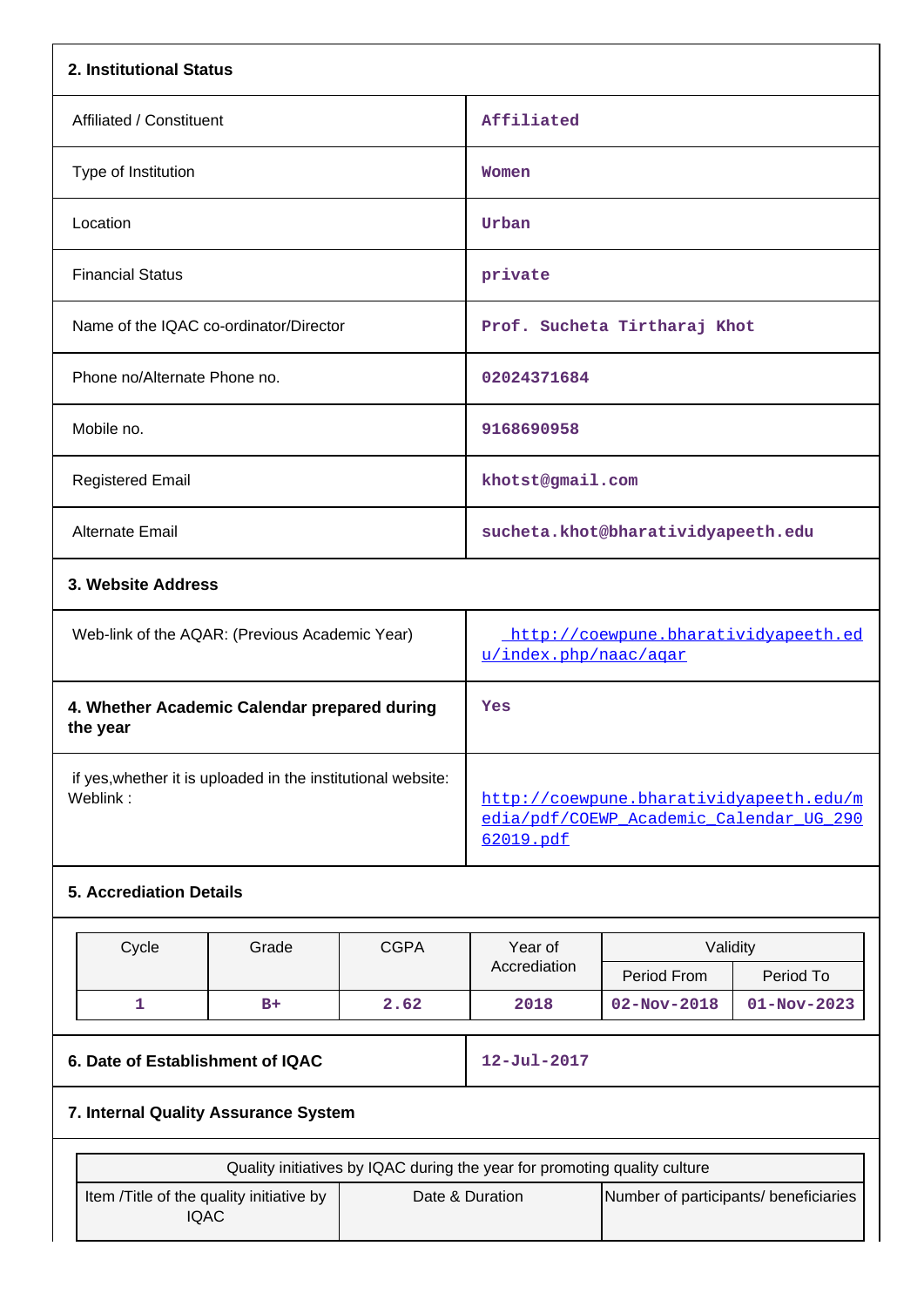## 2. Institutional Status

| | |
|---|---|
| Affiliated / Constituent | Affiliated |
| Type of Institution | Women |
| Location | Urban |
| Financial Status | private |
| Name of the IQAC co-ordinator/Director | Prof. Sucheta Tirtharaj Khot |
| Phone no/Alternate Phone no. | 02024371684 |
| Mobile no. | 9168690958 |
| Registered Email | khotst@gmail.com |
| Alternate Email | sucheta.khot@bharatividyapeeth.edu |

## 3. Website Address

| | |
|---|---|
| Web-link of the AQAR: (Previous Academic Year) | http://coewpune.bharatividyapeeth.edu/index.php/naac/aqar |

| | |
|---|---|
| **4. Whether Academic Calendar prepared during the year** | Yes |
| if yes,whether it is uploaded in the institutional website: Weblink : | http://coewpune.bharatividyapeeth.edu/media/pdf/COEWP_Academic_Calendar_UG_29062019.pdf |

## 5. Accrediation Details

| Cycle | Grade | CGPA | Year of Accrediation | Validity | |
|---|---|---|---|---|---|
| | | | | Period From | Period To |
| 1 | B+ | 2.62 | 2018 | 02-Nov-2018 | 01-Nov-2023 |

| | |
|---|---|
| **6. Date of Establishment of IQAC** | 12-Jul-2017 |

## 7. Internal Quality Assurance System

| Quality initiatives by IQAC during the year for promoting quality culture | | |
|---|---|---|
| Item /Title of the quality initiative by IQAC | Date & Duration | Number of participants/ beneficiaries |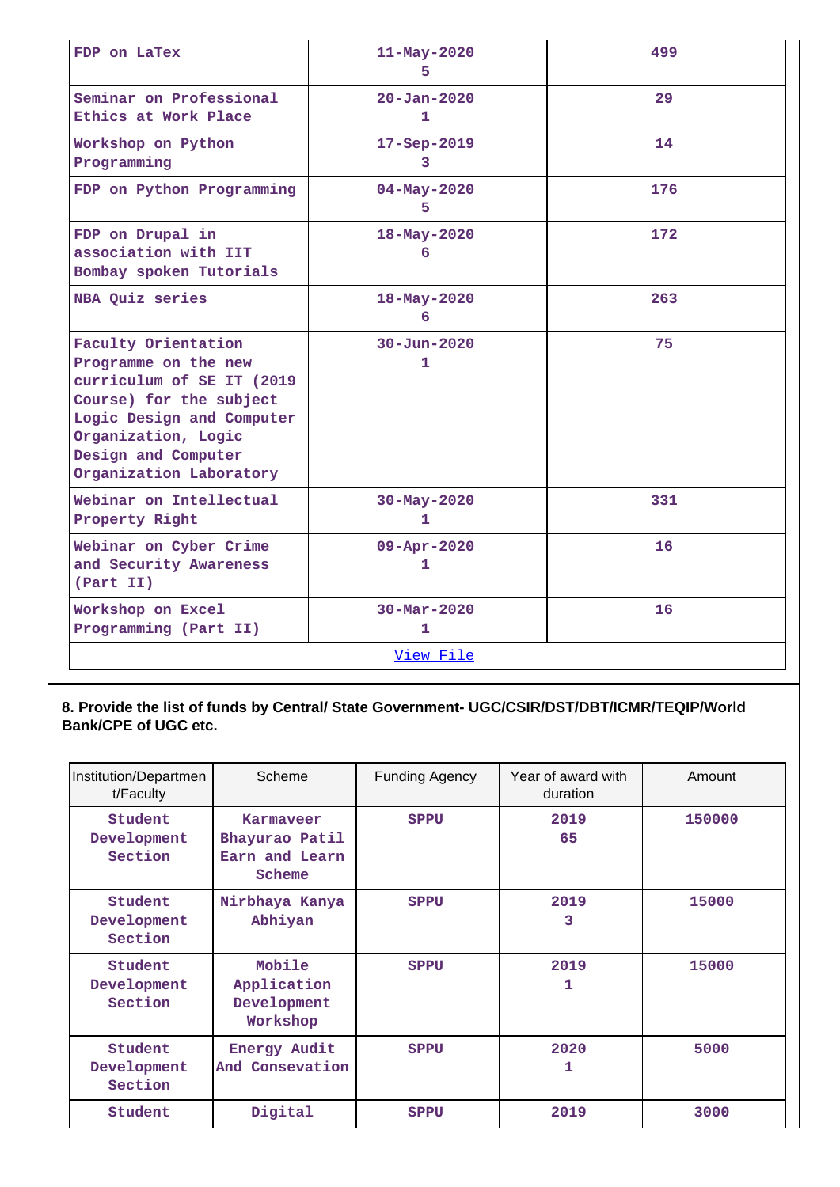| | | |
|---|---|---|
| FDP on LaTex | 11-May-2020<br>5 | 499 |
| Seminar on Professional Ethics at Work Place | 20-Jan-2020<br>1 | 29 |
| Workshop on Python Programming | 17-Sep-2019<br>3 | 14 |
| FDP on Python Programming | 04-May-2020<br>5 | 176 |
| FDP on Drupal in association with IIT Bombay spoken Tutorials | 18-May-2020<br>6 | 172 |
| NBA Quiz series | 18-May-2020<br>6 | 263 |
| Faculty Orientation Programme on the new curriculum of SE IT (2019 Course) for the subject Logic Design and Computer Organization, Logic Design and Computer Organization Laboratory | 30-Jun-2020<br>1 | 75 |
| Webinar on Intellectual Property Right | 30-May-2020<br>1 | 331 |
| Webinar on Cyber Crime and Security Awareness (Part II) | 09-Apr-2020<br>1 | 16 |
| Workshop on Excel Programming (Part II) | 30-Mar-2020<br>1 | 16 |
| View File | | |

**8. Provide the list of funds by Central/ State Government- UGC/CSIR/DST/DBT/ICMR/TEQIP/World Bank/CPE of UGC etc.**

| Institution/Department/Faculty | Scheme | Funding Agency | Year of award with duration | Amount |
|---|---|---|---|---|
| Student Development Section | Karmaveer Bhayurao Patil Earn and Learn Scheme | SPPU | 2019<br>65 | 150000 |
| Student Development Section | Nirbhaya Kanya Abhiyan | SPPU | 2019<br>3 | 15000 |
| Student Development Section | Mobile Application Development Workshop | SPPU | 2019<br>1 | 15000 |
| Student Development Section | Energy Audit And Consevation | SPPU | 2020<br>1 | 5000 |
| Student | Digital | SPPU | 2019 | 3000 |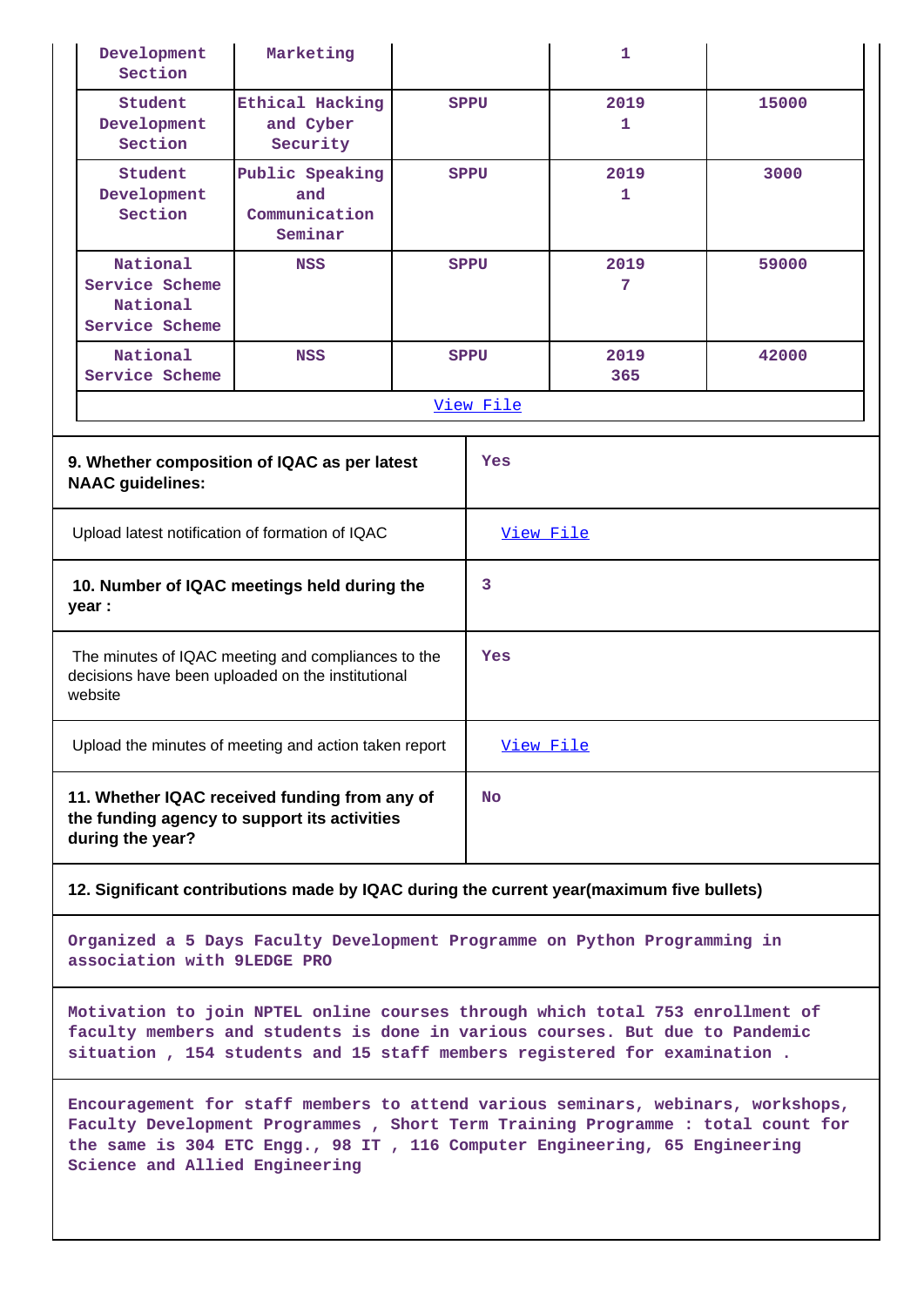| | | | | |
|---|---|---|---|---|
| Development Section | Marketing | | 1 | |
| Student Development Section | Ethical Hacking and Cyber Security | SPPU | 2019 1 | 15000 |
| Student Development Section | Public Speaking and Communication Seminar | SPPU | 2019 1 | 3000 |
| National Service Scheme National Service Scheme | NSS | SPPU | 2019 7 | 59000 |
| National Service Scheme | NSS | SPPU | 2019 365 | 42000 |
| View File | | | | |

| | |
|---|---|
| **9. Whether composition of IQAC as per latest NAAC guidelines:** | Yes |
| Upload latest notification of formation of IQAC | View File |
| **10. Number of IQAC meetings held during the year :** | 3 |
| The minutes of IQAC meeting and compliances to the decisions have been uploaded on the institutional website | Yes |
| Upload the minutes of meeting and action taken report | View File |
| **11. Whether IQAC received funding from any of the funding agency to support its activities during the year?** | No |

**12. Significant contributions made by IQAC during the current year(maximum five bullets)**

Organized a 5 Days Faculty Development Programme on Python Programming in association with 9LEDGE PRO

Motivation to join NPTEL online courses through which total 753 enrollment of faculty members and students is done in various courses. But due to Pandemic situation , 154 students and 15 staff members registered for examination .

Encouragement for staff members to attend various seminars, webinars, workshops, Faculty Development Programmes , Short Term Training Programme : total count for the same is 304 ETC Engg., 98 IT , 116 Computer Engineering, 65 Engineering Science and Allied Engineering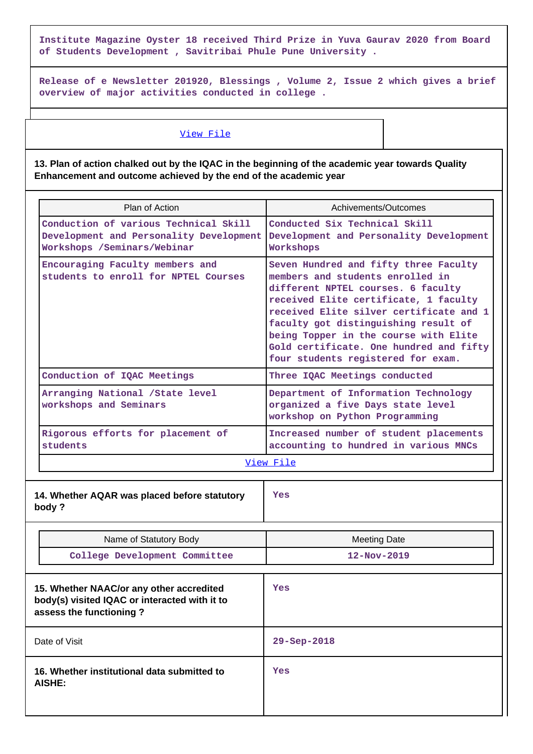Institute Magazine Oyster 18 received Third Prize in Yuva Gaurav 2020 from Board of Students Development , Savitribai Phule Pune University .

Release of e Newsletter 201920, Blessings , Volume 2, Issue 2 which gives a brief overview of major activities conducted in college .

View File

**13. Plan of action chalked out by the IQAC in the beginning of the academic year towards Quality Enhancement and outcome achieved by the end of the academic year**

| Plan of Action | Achivements/Outcomes |
|---|---|
| Conduction of various Technical Skill Development and Personality Development Workshops /Seminars/Webinar | Conducted Six Technical Skill Development and Personality Development Workshops |
| Encouraging Faculty members and students to enroll for NPTEL Courses | Seven Hundred and fifty three Faculty members and students enrolled in different NPTEL courses. 6 faculty received Elite certificate, 1 faculty received Elite silver certificate and 1 faculty got distinguishing result of being Topper in the course with Elite Gold certificate. One hundred and fifty four students registered for exam. |
| Conduction of IQAC Meetings | Three IQAC Meetings conducted |
| Arranging National /State level workshops and Seminars | Department of Information Technology organized a five Days state level workshop on Python Programming |
| Rigorous efforts for placement of students | Increased number of student placements accounting to hundred in various MNCs |

View File

| **14. Whether AQAR was placed before statutory body ?** | Yes |
|---|---|

| Name of Statutory Body | Meeting Date |
|---|---|
| College Development Committee | 12-Nov-2019 |

| **15. Whether NAAC/or any other accredited body(s) visited IQAC or interacted with it to assess the functioning ?** | Yes |
|---|---|
| Date of Visit | 29-Sep-2018 |
| **16. Whether institutional data submitted to AISHE:** | Yes |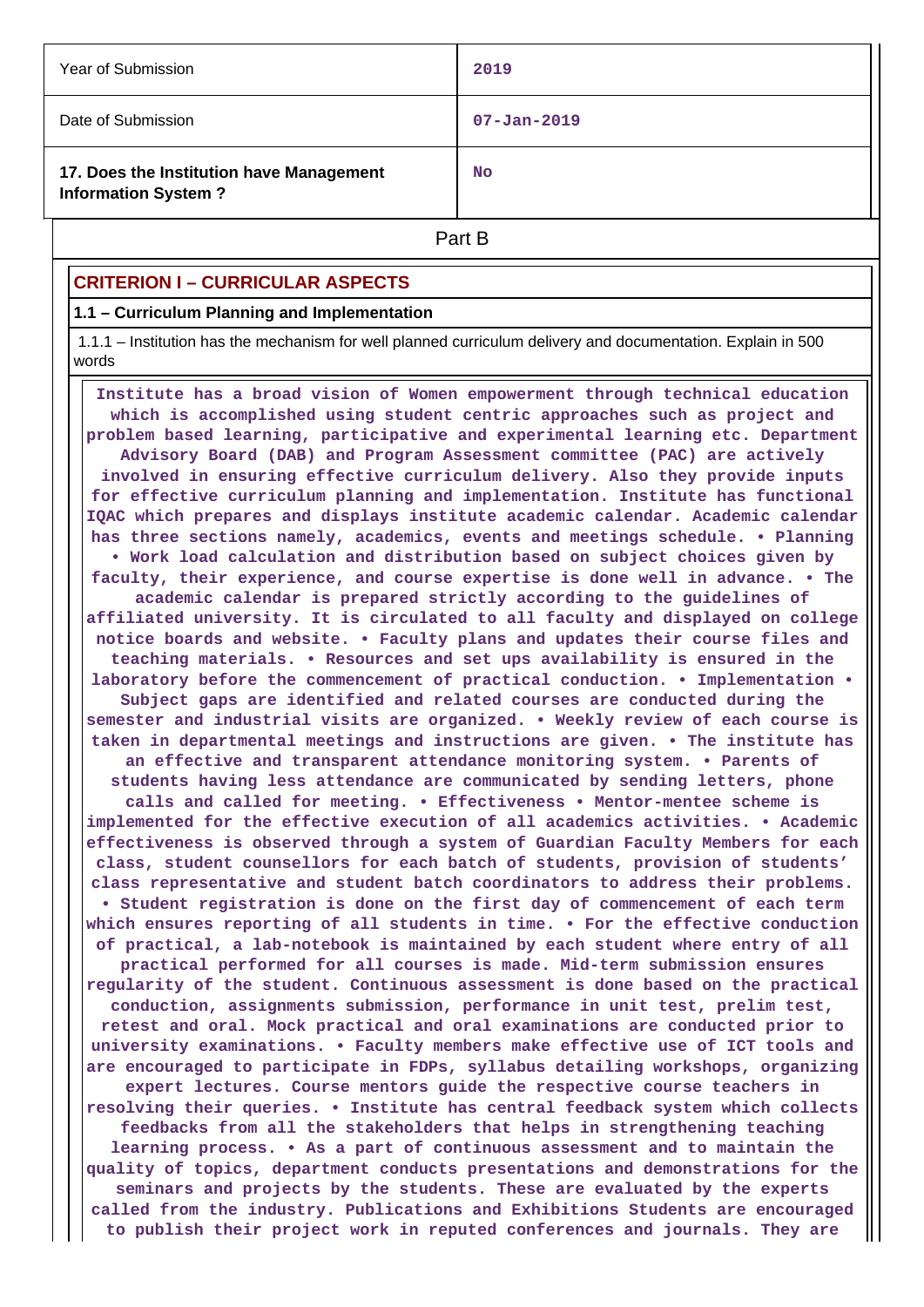| Year of Submission | 2019 |
|---|---|
| Date of Submission | 07-Jan-2019 |
| **17. Does the Institution have Management Information System ?** | No |

Part B

## CRITERION I – CURRICULAR ASPECTS

### 1.1 – Curriculum Planning and Implementation

1.1.1 – Institution has the mechanism for well planned curriculum delivery and documentation. Explain in 500 words

Institute has a broad vision of Women empowerment through technical education which is accomplished using student centric approaches such as project and problem based learning, participative and experimental learning etc. Department Advisory Board (DAB) and Program Assessment committee (PAC) are actively involved in ensuring effective curriculum delivery. Also they provide inputs for effective curriculum planning and implementation. Institute has functional IQAC which prepares and displays institute academic calendar. Academic calendar has three sections namely, academics, events and meetings schedule. • Planning • Work load calculation and distribution based on subject choices given by faculty, their experience, and course expertise is done well in advance. • The academic calendar is prepared strictly according to the guidelines of affiliated university. It is circulated to all faculty and displayed on college notice boards and website. • Faculty plans and updates their course files and teaching materials. • Resources and set ups availability is ensured in the laboratory before the commencement of practical conduction. • Implementation • Subject gaps are identified and related courses are conducted during the semester and industrial visits are organized. • Weekly review of each course is taken in departmental meetings and instructions are given. • The institute has an effective and transparent attendance monitoring system. • Parents of students having less attendance are communicated by sending letters, phone calls and called for meeting. • Effectiveness • Mentor-mentee scheme is implemented for the effective execution of all academics activities. • Academic effectiveness is observed through a system of Guardian Faculty Members for each class, student counsellors for each batch of students, provision of students' class representative and student batch coordinators to address their problems. • Student registration is done on the first day of commencement of each term which ensures reporting of all students in time. • For the effective conduction of practical, a lab-notebook is maintained by each student where entry of all practical performed for all courses is made. Mid-term submission ensures regularity of the student. Continuous assessment is done based on the practical conduction, assignments submission, performance in unit test, prelim test, retest and oral. Mock practical and oral examinations are conducted prior to university examinations. • Faculty members make effective use of ICT tools and are encouraged to participate in FDPs, syllabus detailing workshops, organizing expert lectures. Course mentors guide the respective course teachers in resolving their queries. • Institute has central feedback system which collects feedbacks from all the stakeholders that helps in strengthening teaching learning process. • As a part of continuous assessment and to maintain the quality of topics, department conducts presentations and demonstrations for the seminars and projects by the students. These are evaluated by the experts called from the industry. Publications and Exhibitions Students are encouraged to publish their project work in reputed conferences and journals. They are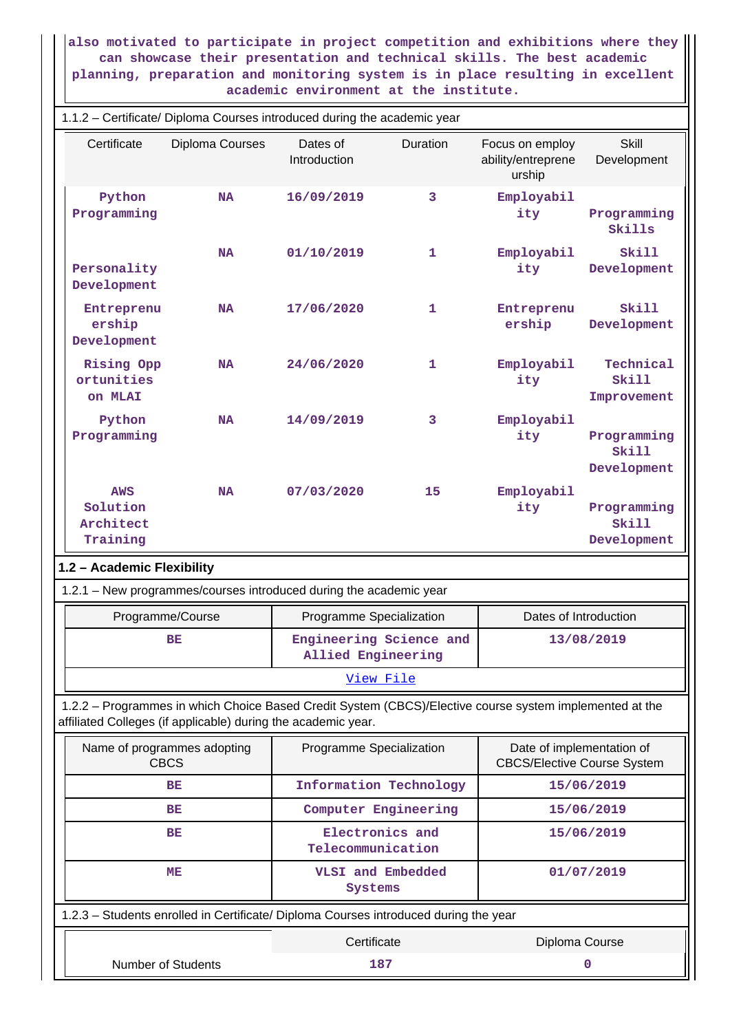also motivated to participate in project competition and exhibitions where they can showcase their presentation and technical skills. The best academic planning, preparation and monitoring system is in place resulting in excellent academic environment at the institute.

1.1.2 – Certificate/ Diploma Courses introduced during the academic year

| Certificate | Diploma Courses | Dates of Introduction | Duration | Focus on employ ability/entrepreneurship | Skill Development |
|---|---|---|---|---|---|
| Python Programming | NA | 16/09/2019 | 3 | Employability | Programming Skills |
| Personality Development | NA | 01/10/2019 | 1 | Employability | Skill Development |
| Entrepreneurship Development | NA | 17/06/2020 | 1 | Entrepreneurship | Skill Development |
| Rising Opportunities on MLAI | NA | 24/06/2020 | 1 | Employability | Technical Skill Improvement |
| Python Programming | NA | 14/09/2019 | 3 | Employability | Programming Skill Development |
| AWS Solution Architect Training | NA | 07/03/2020 | 15 | Employability | Programming Skill Development |

## 1.2 – Academic Flexibility

1.2.1 – New programmes/courses introduced during the academic year

| Programme/Course | Programme Specialization | Dates of Introduction |
|---|---|---|
| BE | Engineering Science and Allied Engineering | 13/08/2019 |

View File

1.2.2 – Programmes in which Choice Based Credit System (CBCS)/Elective course system implemented at the affiliated Colleges (if applicable) during the academic year.

| Name of programmes adopting CBCS | Programme Specialization | Date of implementation of CBCS/Elective Course System |
|---|---|---|
| BE | Information Technology | 15/06/2019 |
| BE | Computer Engineering | 15/06/2019 |
| BE | Electronics and Telecommunication | 15/06/2019 |
| ME | VLSI and Embedded Systems | 01/07/2019 |

1.2.3 – Students enrolled in Certificate/ Diploma Courses introduced during the year

| | Certificate | Diploma Course |
|---|---|---|
| Number of Students | 187 | 0 |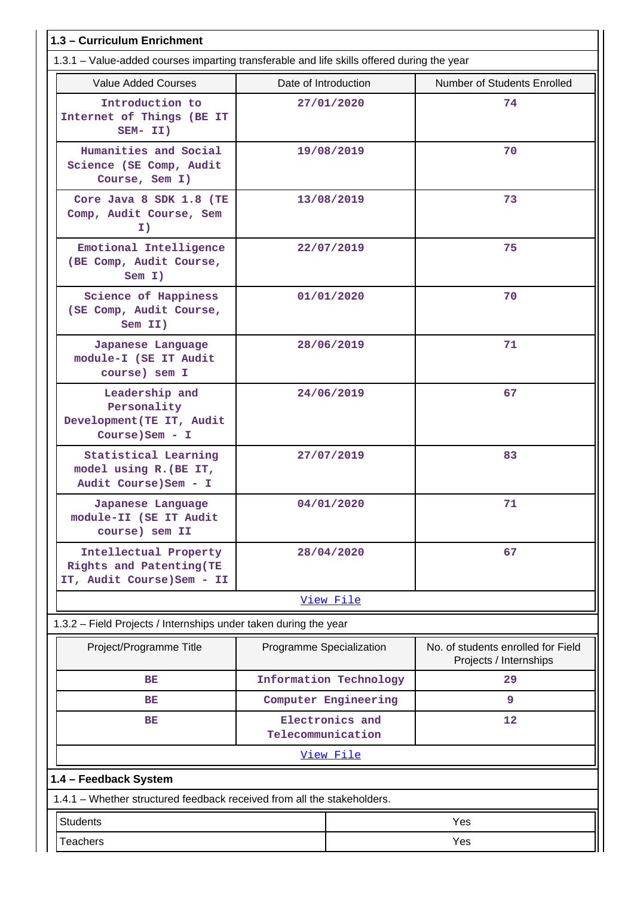## 1.3 – Curriculum Enrichment

1.3.1 – Value-added courses imparting transferable and life skills offered during the year

| Value Added Courses | Date of Introduction | Number of Students Enrolled |
|---|---|---|
| Introduction to Internet of Things (BE IT SEM- II) | 27/01/2020 | 74 |
| Humanities and Social Science (SE Comp, Audit Course, Sem I) | 19/08/2019 | 70 |
| Core Java 8 SDK 1.8 (TE Comp, Audit Course, Sem I) | 13/08/2019 | 73 |
| Emotional Intelligence (BE Comp, Audit Course, Sem I) | 22/07/2019 | 75 |
| Science of Happiness (SE Comp, Audit Course, Sem II) | 01/01/2020 | 70 |
| Japanese Language module-I (SE IT Audit course) sem I | 28/06/2019 | 71 |
| Leadership and Personality Development(TE IT, Audit Course)Sem - I | 24/06/2019 | 67 |
| Statistical Learning model using R.(BE IT, Audit Course)Sem - I | 27/07/2019 | 83 |
| Japanese Language module-II (SE IT Audit course) sem II | 04/01/2020 | 71 |
| Intellectual Property Rights and Patenting(TE IT, Audit Course)Sem - II | 28/04/2020 | 67 |

View File

1.3.2 – Field Projects / Internships under taken during the year

| Project/Programme Title | Programme Specialization | No. of students enrolled for Field Projects / Internships |
|---|---|---|
| BE | Information Technology | 29 |
| BE | Computer Engineering | 9 |
| BE | Electronics and Telecommunication | 12 |

View File

## 1.4 – Feedback System

1.4.1 – Whether structured feedback received from all the stakeholders.

| | |
|---|---|
| Students | Yes |
| Teachers | Yes |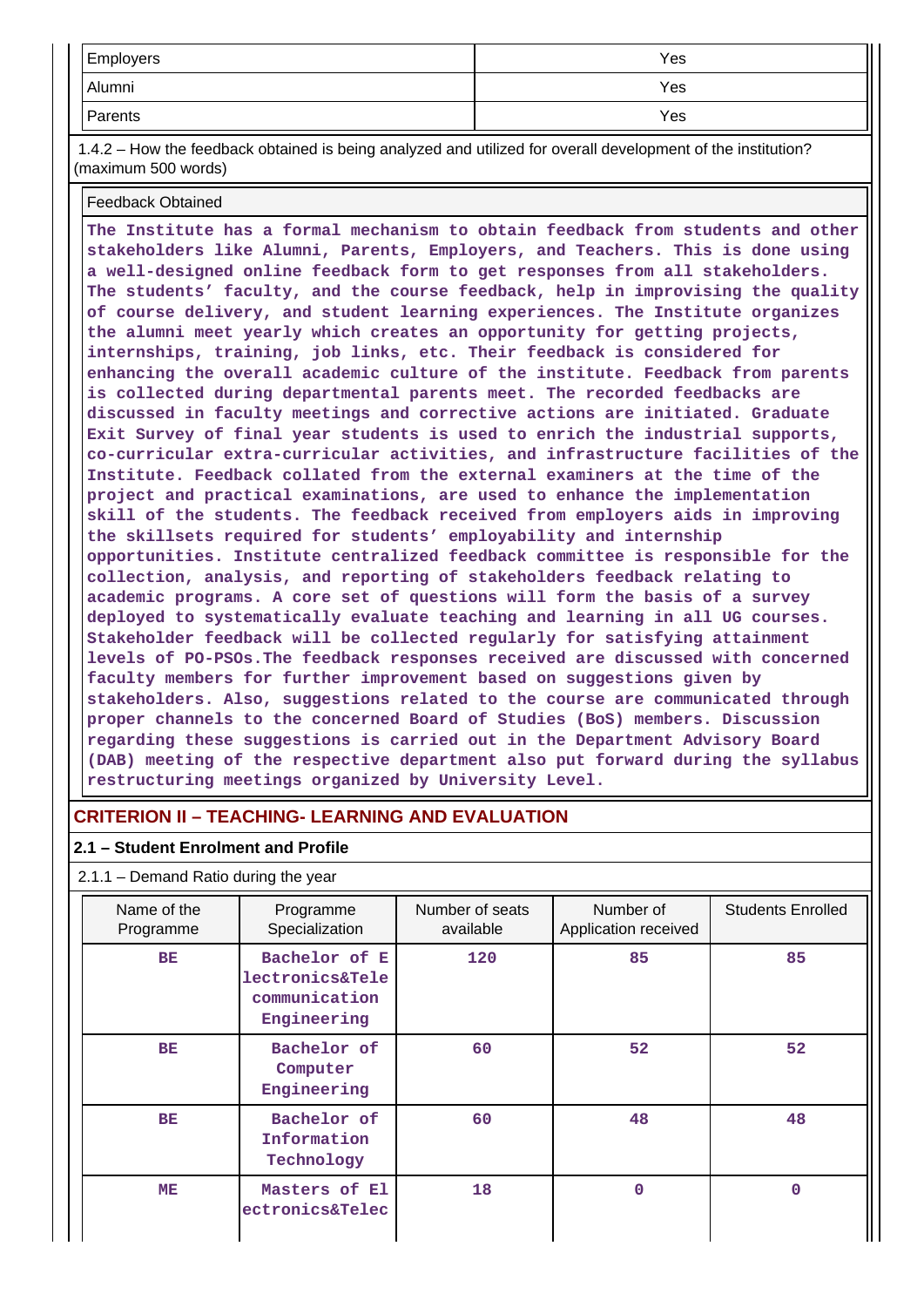| Employers | Yes |
|---|---|
| Alumni | Yes |
| Parents | Yes |

1.4.2 – How the feedback obtained is being analyzed and utilized for overall development of the institution? (maximum 500 words)

| Feedback Obtained |
|---|
| The Institute has a formal mechanism to obtain feedback from students and other stakeholders like Alumni, Parents, Employers, and Teachers. This is done using a well-designed online feedback form to get responses from all stakeholders. The students' faculty, and the course feedback, help in improvising the quality of course delivery, and student learning experiences. The Institute organizes the alumni meet yearly which creates an opportunity for getting projects, internships, training, job links, etc. Their feedback is considered for enhancing the overall academic culture of the institute. Feedback from parents is collected during departmental parents meet. The recorded feedbacks are discussed in faculty meetings and corrective actions are initiated. Graduate Exit Survey of final year students is used to enrich the industrial supports, co-curricular extra-curricular activities, and infrastructure facilities of the Institute. Feedback collated from the external examiners at the time of the project and practical examinations, are used to enhance the implementation skill of the students. The feedback received from employers aids in improving the skillsets required for students' employability and internship opportunities. Institute centralized feedback committee is responsible for the collection, analysis, and reporting of stakeholders feedback relating to academic programs. A core set of questions will form the basis of a survey deployed to systematically evaluate teaching and learning in all UG courses. Stakeholder feedback will be collected regularly for satisfying attainment levels of PO-PSOs.The feedback responses received are discussed with concerned faculty members for further improvement based on suggestions given by stakeholders. Also, suggestions related to the course are communicated through proper channels to the concerned Board of Studies (BoS) members. Discussion regarding these suggestions is carried out in the Department Advisory Board (DAB) meeting of the respective department also put forward during the syllabus restructuring meetings organized by University Level. |

## CRITERION II – TEACHING- LEARNING AND EVALUATION

### 2.1 – Student Enrolment and Profile

2.1.1 – Demand Ratio during the year

| Name of the Programme | Programme Specialization | Number of seats available | Number of Application received | Students Enrolled |
|---|---|---|---|---|
| BE | Bachelor of Electronics&Telecommunication Engineering | 120 | 85 | 85 |
| BE | Bachelor of Computer Engineering | 60 | 52 | 52 |
| BE | Bachelor of Information Technology | 60 | 48 | 48 |
| ME | Masters of Electronics&Telec | 18 | 0 | 0 |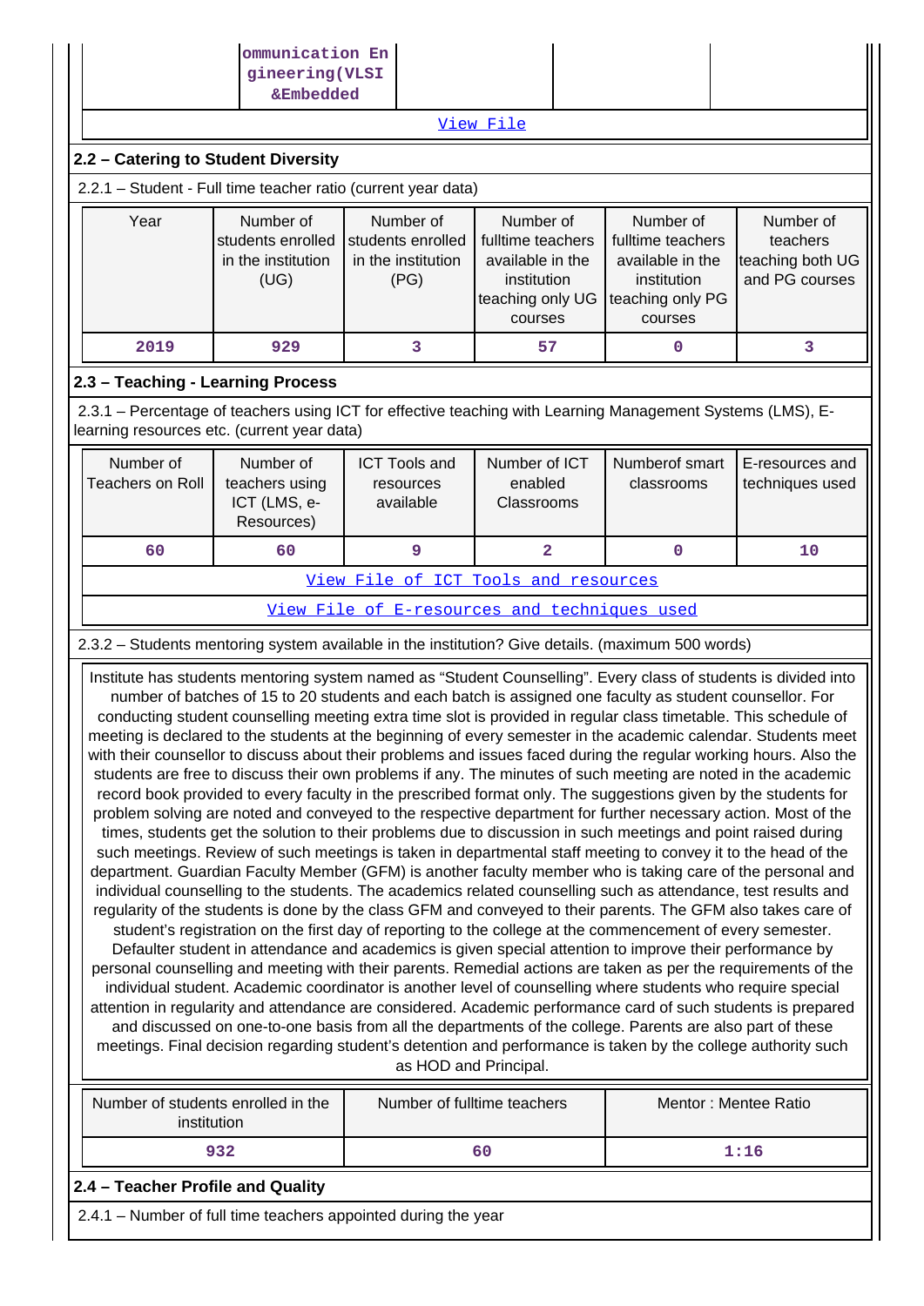| | ommunication Engineering(VLSI &Embedded | | | |
|---|---|---|---|---|

View File

## 2.2 – Catering to Student Diversity

2.2.1 – Student - Full time teacher ratio (current year data)

| Year | Number of students enrolled in the institution (UG) | Number of students enrolled in the institution (PG) | Number of fulltime teachers available in the institution teaching only UG courses | Number of fulltime teachers available in the institution teaching only PG courses | Number of teachers teaching both UG and PG courses |
|---|---|---|---|---|---|
| 2019 | 929 | 3 | 57 | 0 | 3 |

## 2.3 – Teaching - Learning Process

2.3.1 – Percentage of teachers using ICT for effective teaching with Learning Management Systems (LMS), E-learning resources etc. (current year data)

| Number of Teachers on Roll | Number of teachers using ICT (LMS, e-Resources) | ICT Tools and resources available | Number of ICT enabled Classrooms | Numberof smart classrooms | E-resources and techniques used |
|---|---|---|---|---|---|
| 60 | 60 | 9 | 2 | 0 | 10 |

View File of ICT Tools and resources

View File of E-resources and techniques used

2.3.2 – Students mentoring system available in the institution? Give details. (maximum 500 words)

Institute has students mentoring system named as "Student Counselling". Every class of students is divided into number of batches of 15 to 20 students and each batch is assigned one faculty as student counsellor. For conducting student counselling meeting extra time slot is provided in regular class timetable. This schedule of meeting is declared to the students at the beginning of every semester in the academic calendar. Students meet with their counsellor to discuss about their problems and issues faced during the regular working hours. Also the students are free to discuss their own problems if any. The minutes of such meeting are noted in the academic record book provided to every faculty in the prescribed format only. The suggestions given by the students for problem solving are noted and conveyed to the respective department for further necessary action. Most of the times, students get the solution to their problems due to discussion in such meetings and point raised during such meetings. Review of such meetings is taken in departmental staff meeting to convey it to the head of the department. Guardian Faculty Member (GFM) is another faculty member who is taking care of the personal and individual counselling to the students. The academics related counselling such as attendance, test results and regularity of the students is done by the class GFM and conveyed to their parents. The GFM also takes care of student's registration on the first day of reporting to the college at the commencement of every semester. Defaulter student in attendance and academics is given special attention to improve their performance by personal counselling and meeting with their parents. Remedial actions are taken as per the requirements of the individual student. Academic coordinator is another level of counselling where students who require special attention in regularity and attendance are considered. Academic performance card of such students is prepared and discussed on one-to-one basis from all the departments of the college. Parents are also part of these meetings. Final decision regarding student's detention and performance is taken by the college authority such as HOD and Principal.

| Number of students enrolled in the institution | Number of fulltime teachers | Mentor : Mentee Ratio |
|---|---|---|
| 932 | 60 | 1:16 |

## 2.4 – Teacher Profile and Quality

2.4.1 – Number of full time teachers appointed during the year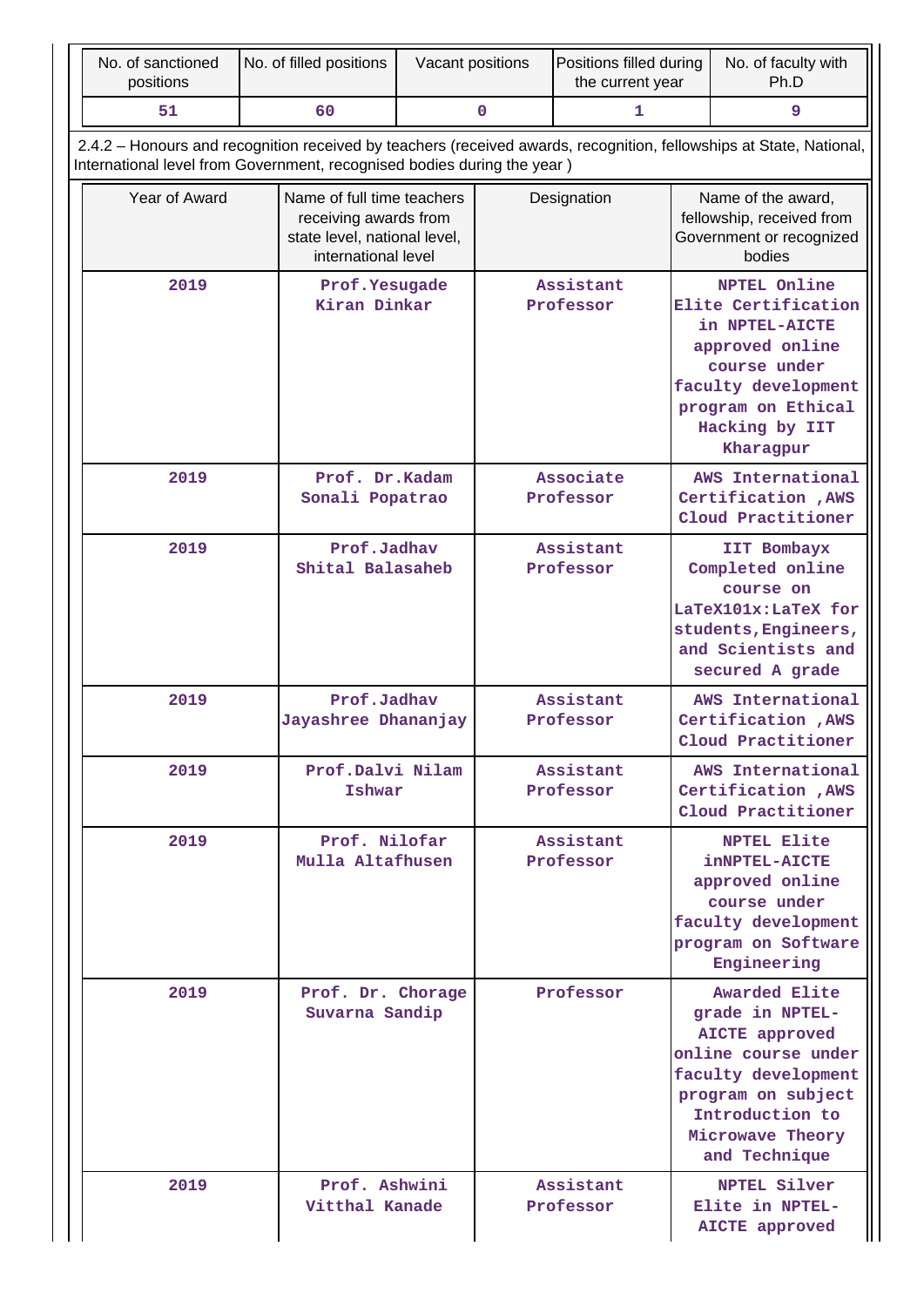| No. of sanctioned positions | No. of filled positions | Vacant positions | Positions filled during the current year | No. of faculty with Ph.D |
|---|---|---|---|---|
| 51 | 60 | 0 | 1 | 9 |

2.4.2 – Honours and recognition received by teachers (received awards, recognition, fellowships at State, National, International level from Government, recognised bodies during the year )

| Year of Award | Name of full time teachers receiving awards from state level, national level, international level | Designation | Name of the award, fellowship, received from Government or recognized bodies |
|---|---|---|---|
| 2019 | Prof.Yesugade Kiran Dinkar | Assistant Professor | NPTEL Online Elite Certification in NPTEL-AICTE approved online course under faculty development program on Ethical Hacking by IIT Kharagpur |
| 2019 | Prof. Dr.Kadam Sonali Popatrao | Associate Professor | AWS International Certification ,AWS Cloud Practitioner |
| 2019 | Prof.Jadhav Shital Balasaheb | Assistant Professor | IIT Bombayx Completed online course on LaTeX101x:LaTeX for students,Engineers, and Scientists and secured A grade |
| 2019 | Prof.Jadhav Jayashree Dhananjay | Assistant Professor | AWS International Certification ,AWS Cloud Practitioner |
| 2019 | Prof.Dalvi Nilam Ishwar | Assistant Professor | AWS International Certification ,AWS Cloud Practitioner |
| 2019 | Prof. Nilofar Mulla Altafhusen | Assistant Professor | NPTEL Elite inNPTEL-AICTE approved online course under faculty development program on Software Engineering |
| 2019 | Prof. Dr. Chorage Suvarna Sandip | Professor | Awarded Elite grade in NPTEL-AICTE approved online course under faculty development program on subject Introduction to Microwave Theory and Technique |
| 2019 | Prof. Ashwini Vitthal Kanade | Assistant Professor | NPTEL Silver Elite in NPTEL-AICTE approved |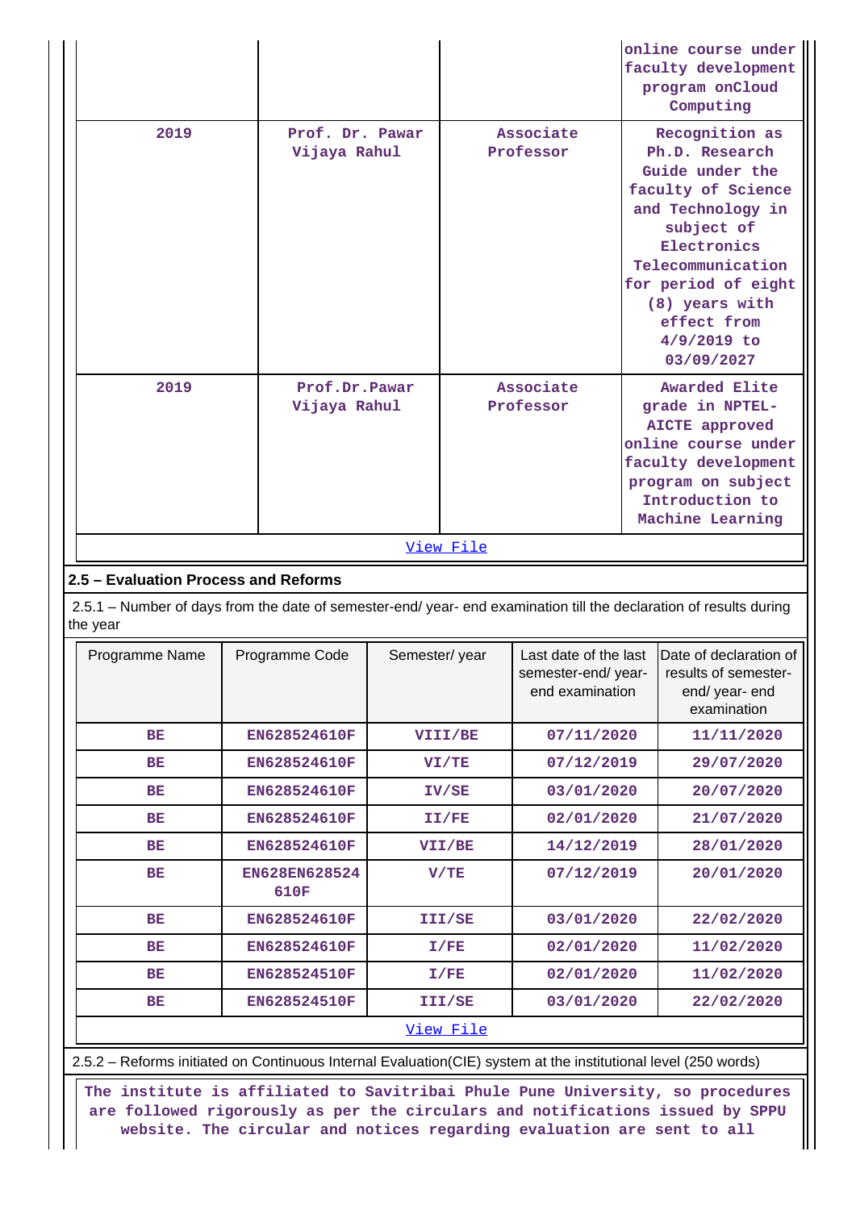| | | | online course under faculty development program onCloud Computing |
|---|---|---|---|
| 2019 | Prof. Dr. Pawar Vijaya Rahul | Associate Professor | Recognition as Ph.D. Research Guide under the faculty of Science and Technology in subject of Electronics Telecommunication for period of eight (8) years with effect from 4/9/2019 to 03/09/2027 |
| 2019 | Prof.Dr.Pawar Vijaya Rahul | Associate Professor | Awarded Elite grade in NPTEL-AICTE approved online course under faculty development program on subject Introduction to Machine Learning |

[View File]

## 2.5 – Evaluation Process and Reforms

2.5.1 – Number of days from the date of semester-end/ year- end examination till the declaration of results during the year

| Programme Name | Programme Code | Semester/ year | Last date of the last semester-end/ year-end examination | Date of declaration of results of semester-end/ year- end examination |
|---|---|---|---|---|
| BE | EN628524610F | VIII/BE | 07/11/2020 | 11/11/2020 |
| BE | EN628524610F | VI/TE | 07/12/2019 | 29/07/2020 |
| BE | EN628524610F | IV/SE | 03/01/2020 | 20/07/2020 |
| BE | EN628524610F | II/FE | 02/01/2020 | 21/07/2020 |
| BE | EN628524610F | VII/BE | 14/12/2019 | 28/01/2020 |
| BE | EN628EN628524610F | V/TE | 07/12/2019 | 20/01/2020 |
| BE | EN628524610F | III/SE | 03/01/2020 | 22/02/2020 |
| BE | EN628524610F | I/FE | 02/01/2020 | 11/02/2020 |
| BE | EN628524510F | I/FE | 02/01/2020 | 11/02/2020 |
| BE | EN628524510F | III/SE | 03/01/2020 | 22/02/2020 |

[View File]

2.5.2 – Reforms initiated on Continuous Internal Evaluation(CIE) system at the institutional level (250 words)

The institute is affiliated to Savitribai Phule Pune University, so procedures are followed rigorously as per the circulars and notifications issued by SPPU website. The circular and notices regarding evaluation are sent to all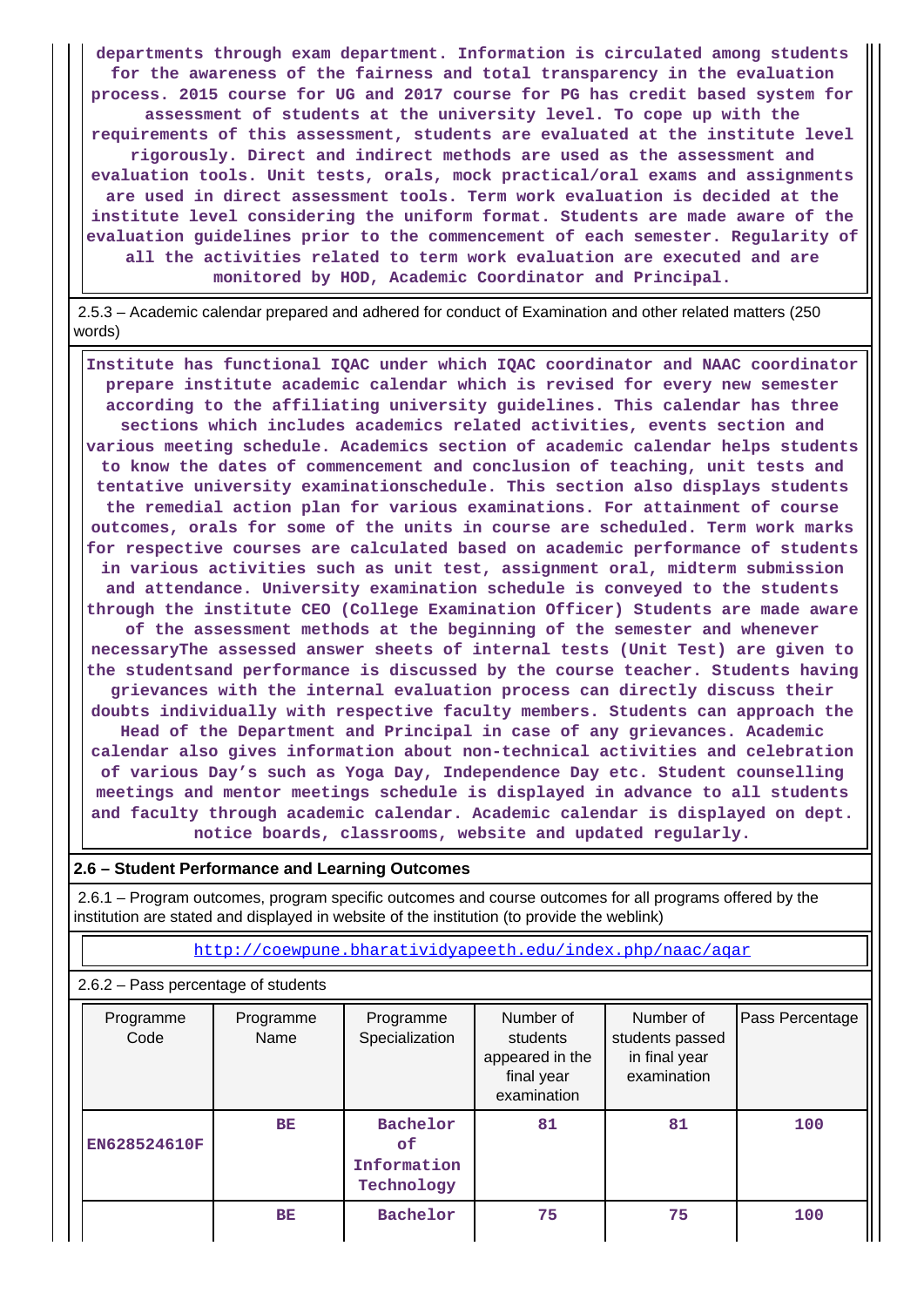departments through exam department. Information is circulated among students for the awareness of the fairness and total transparency in the evaluation process. 2015 course for UG and 2017 course for PG has credit based system for assessment of students at the university level. To cope up with the requirements of this assessment, students are evaluated at the institute level rigorously. Direct and indirect methods are used as the assessment and evaluation tools. Unit tests, orals, mock practical/oral exams and assignments are used in direct assessment tools. Term work evaluation is decided at the institute level considering the uniform format. Students are made aware of the evaluation guidelines prior to the commencement of each semester. Regularity of all the activities related to term work evaluation are executed and are monitored by HOD, Academic Coordinator and Principal.

2.5.3 – Academic calendar prepared and adhered for conduct of Examination and other related matters (250 words)

Institute has functional IQAC under which IQAC coordinator and NAAC coordinator prepare institute academic calendar which is revised for every new semester according to the affiliating university guidelines. This calendar has three sections which includes academics related activities, events section and various meeting schedule. Academics section of academic calendar helps students to know the dates of commencement and conclusion of teaching, unit tests and tentative university examinationschedule. This section also displays students the remedial action plan for various examinations. For attainment of course outcomes, orals for some of the units in course are scheduled. Term work marks for respective courses are calculated based on academic performance of students in various activities such as unit test, assignment oral, midterm submission and attendance. University examination schedule is conveyed to the students through the institute CEO (College Examination Officer) Students are made aware of the assessment methods at the beginning of the semester and whenever necessaryThe assessed answer sheets of internal tests (Unit Test) are given to the studentsand performance is discussed by the course teacher. Students having grievances with the internal evaluation process can directly discuss their doubts individually with respective faculty members. Students can approach the Head of the Department and Principal in case of any grievances. Academic calendar also gives information about non-technical activities and celebration of various Day’s such as Yoga Day, Independence Day etc. Student counselling meetings and mentor meetings schedule is displayed in advance to all students and faculty through academic calendar. Academic calendar is displayed on dept. notice boards, classrooms, website and updated regularly.

## 2.6 – Student Performance and Learning Outcomes

2.6.1 – Program outcomes, program specific outcomes and course outcomes for all programs offered by the institution are stated and displayed in website of the institution (to provide the weblink)

http://coewpune.bharatividyapeeth.edu/index.php/naac/aqar

2.6.2 – Pass percentage of students

| Programme Code | Programme Name | Programme Specialization | Number of students appeared in the final year examination | Number of students passed in final year examination | Pass Percentage |
|---|---|---|---|---|---|
| EN628524610F | BE | Bachelor of Information Technology | 81 | 81 | 100 |
| | BE | Bachelor | 75 | 75 | 100 |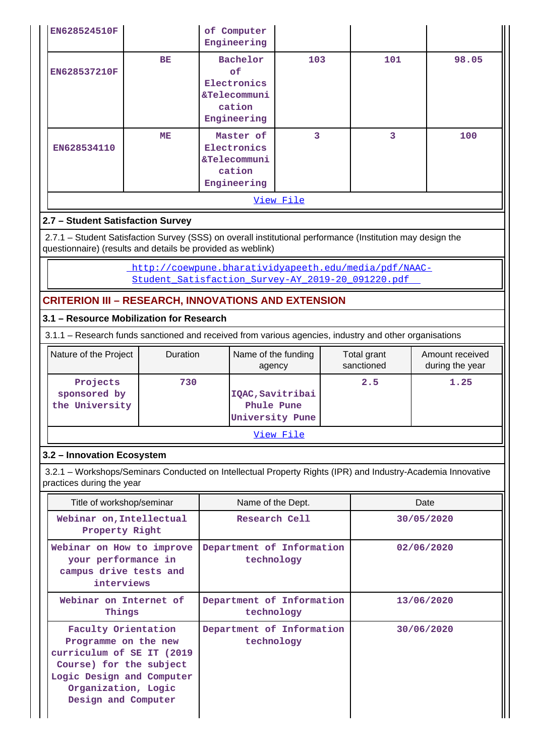| EN628524510F | | of Computer Engineering | | | |
|---|---|---|---|---|---|
| EN628537210F | BE | Bachelor of Electronics &Telecommunication Engineering | 103 | 101 | 98.05 |
| EN628534110 | ME | Master of Electronics &Telecommunication Engineering | 3 | 3 | 100 |

View File

## 2.7 – Student Satisfaction Survey

2.7.1 – Student Satisfaction Survey (SSS) on overall institutional performance (Institution may design the questionnaire) (results and details be provided as weblink)

http://coewpune.bharatividyapeeth.edu/media/pdf/NAAC-Student_Satisfaction_Survey-AY_2019-20_091220.pdf

## CRITERION III – RESEARCH, INNOVATIONS AND EXTENSION

### 3.1 – Resource Mobilization for Research

3.1.1 – Research funds sanctioned and received from various agencies, industry and other organisations

| Nature of the Project | Duration | Name of the funding agency | Total grant sanctioned | Amount received during the year |
|---|---|---|---|---|
| Projects sponsored by the University | 730 | IQAC,Savitribai Phule Pune University Pune | 2.5 | 1.25 |

View File

### 3.2 – Innovation Ecosystem

3.2.1 – Workshops/Seminars Conducted on Intellectual Property Rights (IPR) and Industry-Academia Innovative practices during the year

| Title of workshop/seminar | Name of the Dept. | Date |
|---|---|---|
| Webinar on,Intellectual Property Right | Research Cell | 30/05/2020 |
| Webinar on How to improve your performance in campus drive tests and interviews | Department of Information technology | 02/06/2020 |
| Webinar on Internet of Things | Department of Information technology | 13/06/2020 |
| Faculty Orientation Programme on the new curriculum of SE IT (2019 Course) for the subject Logic Design and Computer Organization, Logic Design and Computer | Department of Information technology | 30/06/2020 |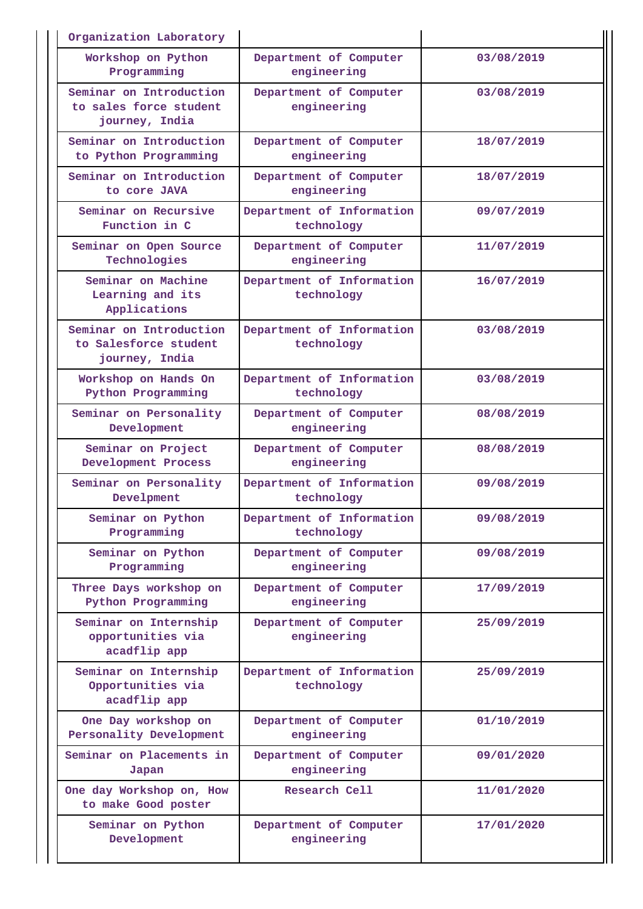| | | |
|---|---|---|
| Organization Laboratory | | |
| Workshop on Python Programming | Department of Computer engineering | 03/08/2019 |
| Seminar on Introduction to sales force student journey, India | Department of Computer engineering | 03/08/2019 |
| Seminar on Introduction to Python Programming | Department of Computer engineering | 18/07/2019 |
| Seminar on Introduction to core JAVA | Department of Computer engineering | 18/07/2019 |
| Seminar on Recursive Function in C | Department of Information technology | 09/07/2019 |
| Seminar on Open Source Technologies | Department of Computer engineering | 11/07/2019 |
| Seminar on Machine Learning and its Applications | Department of Information technology | 16/07/2019 |
| Seminar on Introduction to Salesforce student journey, India | Department of Information technology | 03/08/2019 |
| Workshop on Hands On Python Programming | Department of Information technology | 03/08/2019 |
| Seminar on Personality Development | Department of Computer engineering | 08/08/2019 |
| Seminar on Project Development Process | Department of Computer engineering | 08/08/2019 |
| Seminar on Personality Develpment | Department of Information technology | 09/08/2019 |
| Seminar on Python Programming | Department of Information technology | 09/08/2019 |
| Seminar on Python Programming | Department of Computer engineering | 09/08/2019 |
| Three Days workshop on Python Programming | Department of Computer engineering | 17/09/2019 |
| Seminar on Internship opportunities via acadflip app | Department of Computer engineering | 25/09/2019 |
| Seminar on Internship Opportunities via acadflip app | Department of Information technology | 25/09/2019 |
| One Day workshop on Personality Development | Department of Computer engineering | 01/10/2019 |
| Seminar on Placements in Japan | Department of Computer engineering | 09/01/2020 |
| One day Workshop on, How to make Good poster | Research Cell | 11/01/2020 |
| Seminar on Python Development | Department of Computer engineering | 17/01/2020 |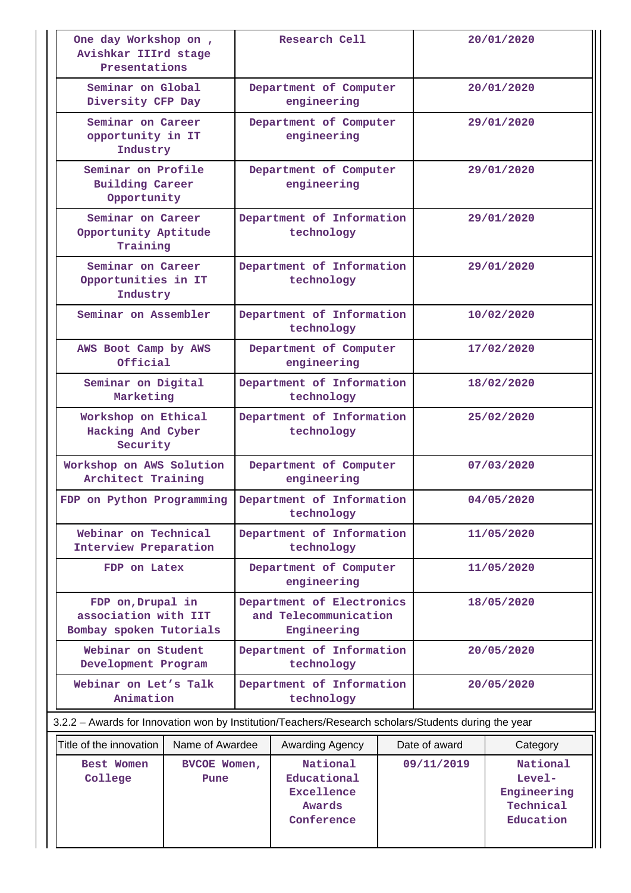| One day Workshop on , Avishkar IIIrd stage Presentations | Research Cell | 20/01/2020 |
|---|---|---|
| Seminar on Global Diversity CFP Day | Department of Computer engineering | 20/01/2020 |
| Seminar on Career opportunity in IT Industry | Department of Computer engineering | 29/01/2020 |
| Seminar on Profile Building Career Opportunity | Department of Computer engineering | 29/01/2020 |
| Seminar on Career Opportunity Aptitude Training | Department of Information technology | 29/01/2020 |
| Seminar on Career Opportunities in IT Industry | Department of Information technology | 29/01/2020 |
| Seminar on Assembler | Department of Information technology | 10/02/2020 |
| AWS Boot Camp by AWS Official | Department of Computer engineering | 17/02/2020 |
| Seminar on Digital Marketing | Department of Information technology | 18/02/2020 |
| Workshop on Ethical Hacking And Cyber Security | Department of Information technology | 25/02/2020 |
| Workshop on AWS Solution Architect Training | Department of Computer engineering | 07/03/2020 |
| FDP on Python Programming | Department of Information technology | 04/05/2020 |
| Webinar on Technical Interview Preparation | Department of Information technology | 11/05/2020 |
| FDP on Latex | Department of Computer engineering | 11/05/2020 |
| FDP on,Drupal in association with IIT Bombay spoken Tutorials | Department of Electronics and Telecommunication Engineering | 18/05/2020 |
| Webinar on Student Development Program | Department of Information technology | 20/05/2020 |
| Webinar on Let's Talk Animation | Department of Information technology | 20/05/2020 |

3.2.2 – Awards for Innovation won by Institution/Teachers/Research scholars/Students during the year

| Title of the innovation | Name of Awardee | Awarding Agency | Date of award | Category |
|---|---|---|---|---|
| Best Women College | BVCOE Women, Pune | National Educational Excellence Awards Conference | 09/11/2019 | National Level- Engineering Technical Education |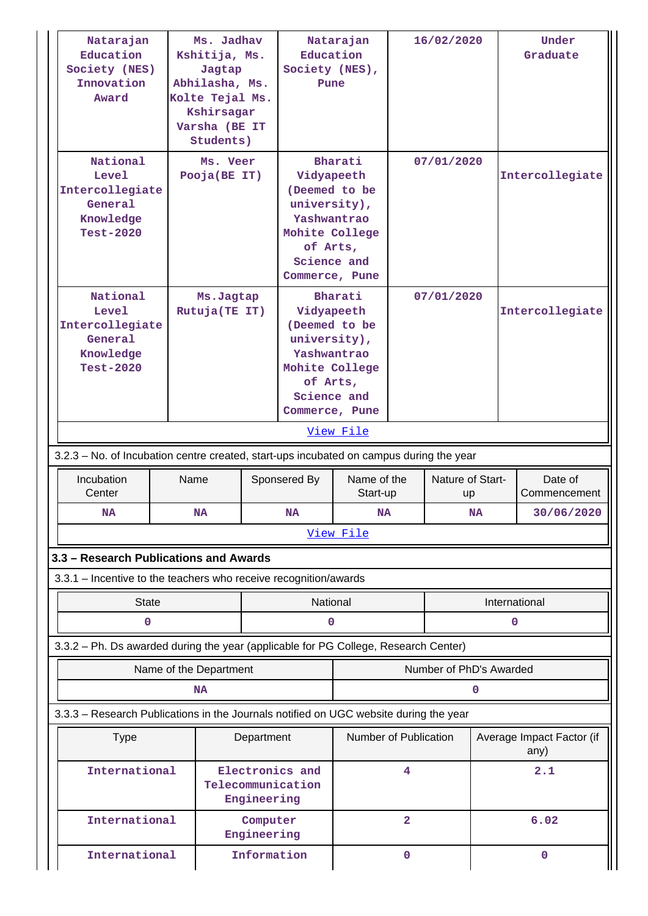| Natarajan Education Society (NES) Innovation Award | Ms. Jadhav Kshitija, Ms. Jagtap Abhilasha, Ms. Kolte Tejal Ms. Kshirsagar Varsha (BE IT Students) | Natarajan Education Society (NES), Pune | 16/02/2020 | Under Graduate |
|---|---|---|---|---|
| National Level Intercollegiate General Knowledge Test-2020 | Ms. Veer Pooja(BE IT) | Bharati Vidyapeeth (Deemed to be university), Yashwantrao Mohite College of Arts, Science and Commerce, Pune | 07/01/2020 | Intercollegiate |
| National Level Intercollegiate General Knowledge Test-2020 | Ms.Jagtap Rutuja(TE IT) | Bharati Vidyapeeth (Deemed to be university), Yashwantrao Mohite College of Arts, Science and Commerce, Pune | 07/01/2020 | Intercollegiate |

View File

3.2.3 – No. of Incubation centre created, start-ups incubated on campus during the year

| Incubation Center | Name | Sponsered By | Name of the Start-up | Nature of Start-up | Date of Commencement |
|---|---|---|---|---|---|
| NA | NA | NA | NA | NA | 30/06/2020 |

View File

### 3.3 – Research Publications and Awards

3.3.1 – Incentive to the teachers who receive recognition/awards

| State | National | International |
|---|---|---|
| 0 | 0 | 0 |

3.3.2 – Ph. Ds awarded during the year (applicable for PG College, Research Center)

| Name of the Department | Number of PhD's Awarded |
|---|---|
| NA | 0 |

3.3.3 – Research Publications in the Journals notified on UGC website during the year

| Type | Department | Number of Publication | Average Impact Factor (if any) |
|---|---|---|---|
| International | Electronics and Telecommunication Engineering | 4 | 2.1 |
| International | Computer Engineering | 2 | 6.02 |
| International | Information | 0 | 0 |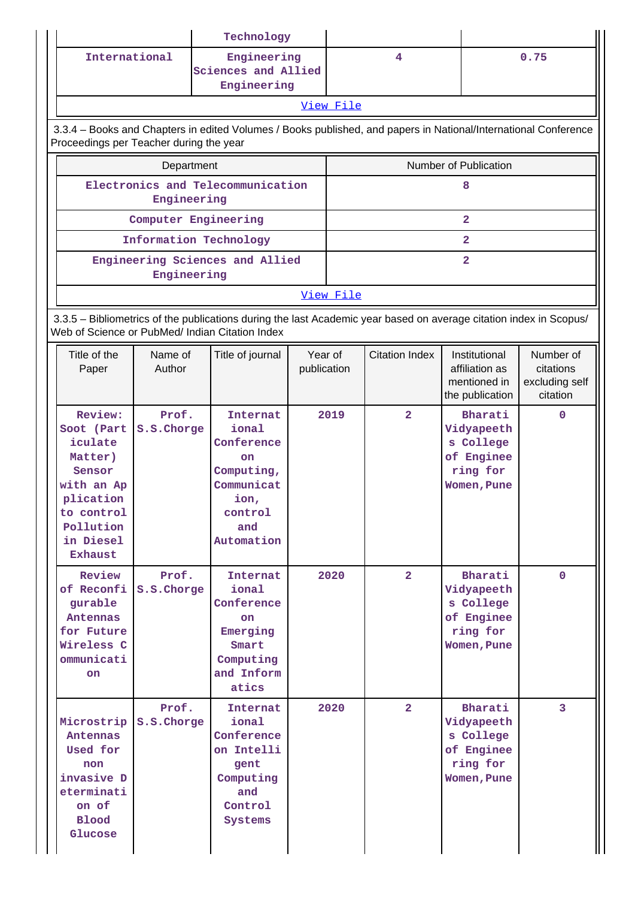| | Technology | | |
|---|---|---|---|
| International | Engineering Sciences and Allied Engineering | 4 | 0.75 |

View File

3.3.4 – Books and Chapters in edited Volumes / Books published, and papers in National/International Conference Proceedings per Teacher during the year

| Department | Number of Publication |
|---|---|
| Electronics and Telecommunication Engineering | 8 |
| Computer Engineering | 2 |
| Information Technology | 2 |
| Engineering Sciences and Allied Engineering | 2 |

View File

3.3.5 – Bibliometrics of the publications during the last Academic year based on average citation index in Scopus/ Web of Science or PubMed/ Indian Citation Index

| Title of the Paper | Name of Author | Title of journal | Year of publication | Citation Index | Institutional affiliation as mentioned in the publication | Number of citations excluding self citation |
|---|---|---|---|---|---|---|
| Review: Soot (Particulate Matter) Sensor with an Application to control Pollution in Diesel Exhaust | Prof. S.S.Chorge | International Conference on Computing, Communication, control and Automation | 2019 | 2 | Bharati Vidyapeeths College of Engineering for Women,Pune | 0 |
| Review of Reconfigurable Antennas for Future Wireless Communication | Prof. S.S.Chorge | International Conference on Emerging Smart Computing and Informatics | 2020 | 2 | Bharati Vidyapeeths College of Engineering for Women,Pune | 0 |
| Microstrip Antennas Used for non invasive Determination of Blood Glucose | Prof. S.S.Chorge | International Conference on Intelligent Computing and Control Systems | 2020 | 2 | Bharati Vidyapeeths College of Engineering for Women,Pune | 3 |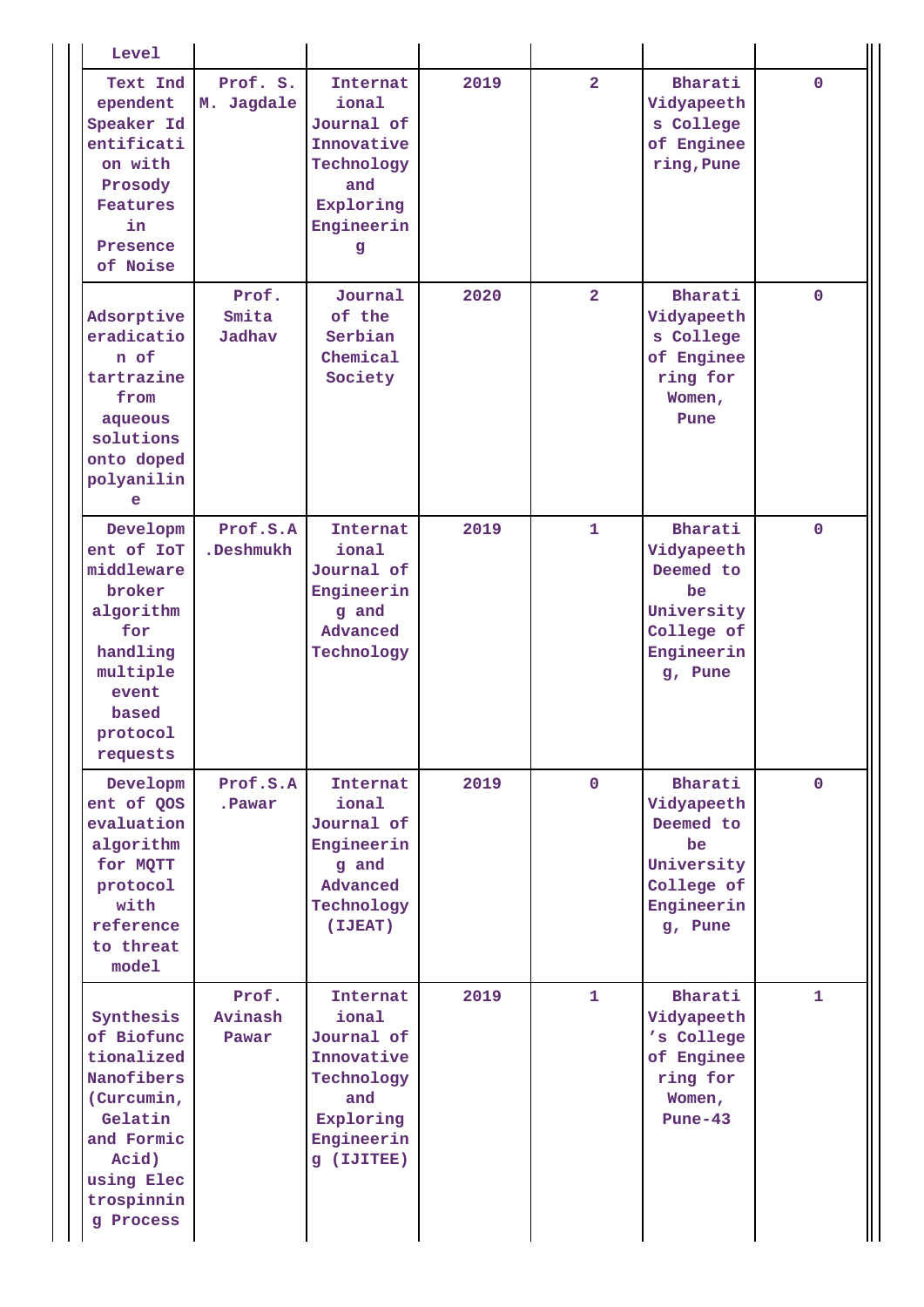| Level | | | | | | |
|---|---|---|---|---|---|---|
| Text Independent Speaker Identification with Prosody Features in Presence of Noise | Prof. S. M. Jagdale | International Journal of Innovative Technology and Exploring Engineering | 2019 | 2 | Bharati Vidyapeeths College of Engineering,Pune | 0 |
| Adsorptive eradication of tartrazine from aqueous solutions onto doped polyaniline | Prof. Smita Jadhav | Journal of the Serbian Chemical Society | 2020 | 2 | Bharati Vidyapeeths College of Engineering for Women, Pune | 0 |
| Development of IoT middleware broker algorithm for handling multiple event based protocol requests | Prof.S.A.Deshmukh | International Journal of Engineering and Advanced Technology | 2019 | 1 | Bharati Vidyapeeth Deemed to be University College of Engineering, Pune | 0 |
| Development of QOS evaluation algorithm for MQTT protocol with reference to threat model | Prof.S.A.Pawar | International Journal of Engineering and Advanced Technology (IJEAT) | 2019 | 0 | Bharati Vidyapeeth Deemed to be University College of Engineering, Pune | 0 |
| Synthesis of Biofunctionalized Nanofibers (Curcumin, Gelatin and Formic Acid) using Electrospinning Process | Prof. Avinash Pawar | International Journal of Innovative Technology and Exploring Engineering (IJITEE) | 2019 | 1 | Bharati Vidyapeeth's College of Engineering for Women, Pune-43 | 1 |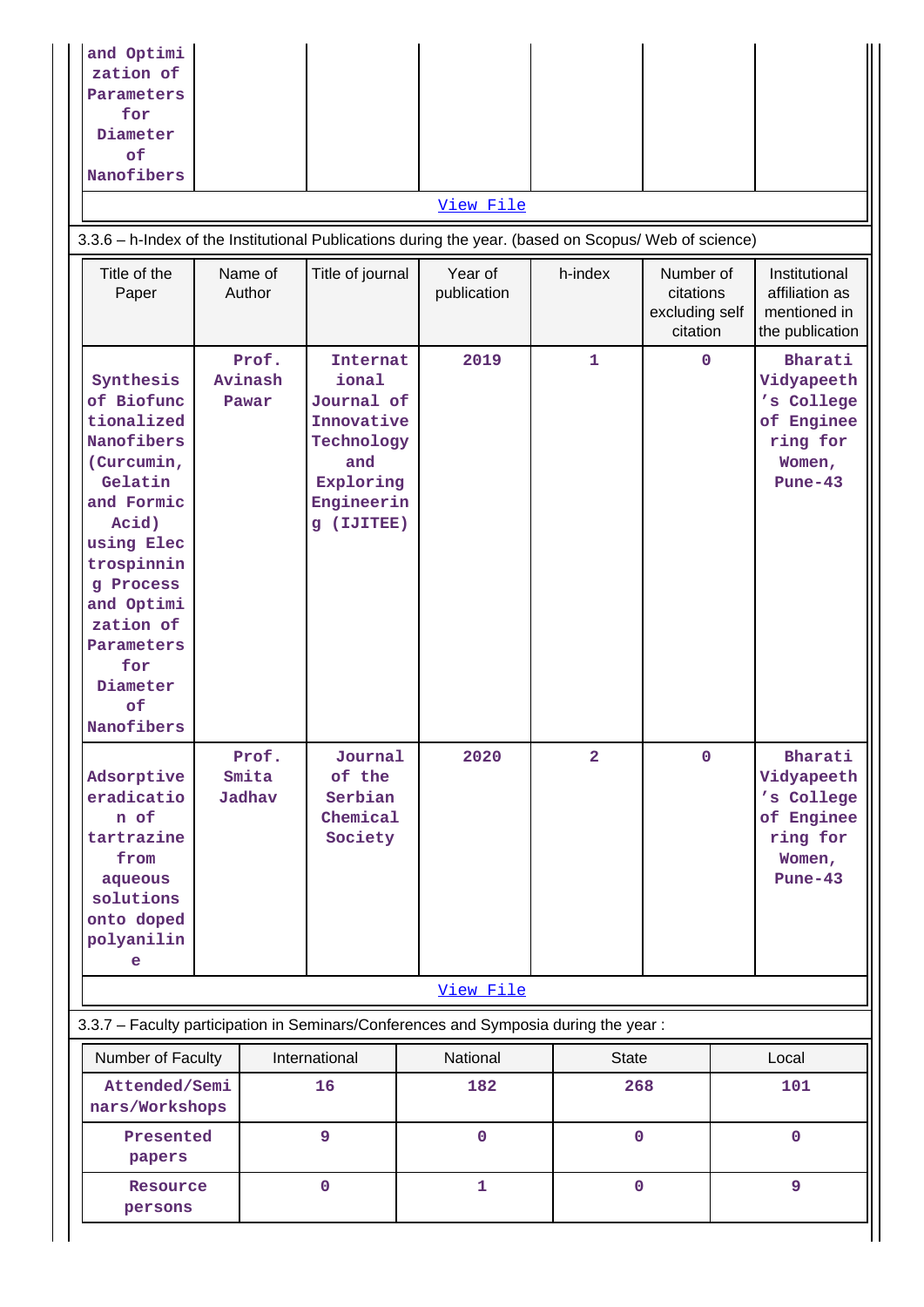| and Optimization of Parameters for Diameter of Nanofibers | | | | | | |
|---|---|---|---|---|---|---|

View File

3.3.6 – h-Index of the Institutional Publications during the year. (based on Scopus/ Web of science)

| Title of the Paper | Name of Author | Title of journal | Year of publication | h-index | Number of citations excluding self citation | Institutional affiliation as mentioned in the publication |
|---|---|---|---|---|---|---|
| Synthesis of Biofunctionalized Nanofibers (Curcumin, Gelatin and Formic Acid) using Electrospinning Process and Optimization of Parameters for Diameter of Nanofibers | Prof. Avinash Pawar | International Journal of Innovative Technology and Exploring Engineering (IJITEE) | 2019 | 1 | 0 | Bharati Vidyapeeth's College of Engineering for Women, Pune-43 |
| Adsorptive eradication of tartrazine from aqueous solutions onto doped polyaniline | Prof. Smita Jadhav | Journal of the Serbian Chemical Society | 2020 | 2 | 0 | Bharati Vidyapeeth's College of Engineering for Women, Pune-43 |

View File

3.3.7 – Faculty participation in Seminars/Conferences and Symposia during the year :

| Number of Faculty | International | National | State | Local |
|---|---|---|---|---|
| Attended/Seminars/Workshops | 16 | 182 | 268 | 101 |
| Presented papers | 9 | 0 | 0 | 0 |
| Resource persons | 0 | 1 | 0 | 9 |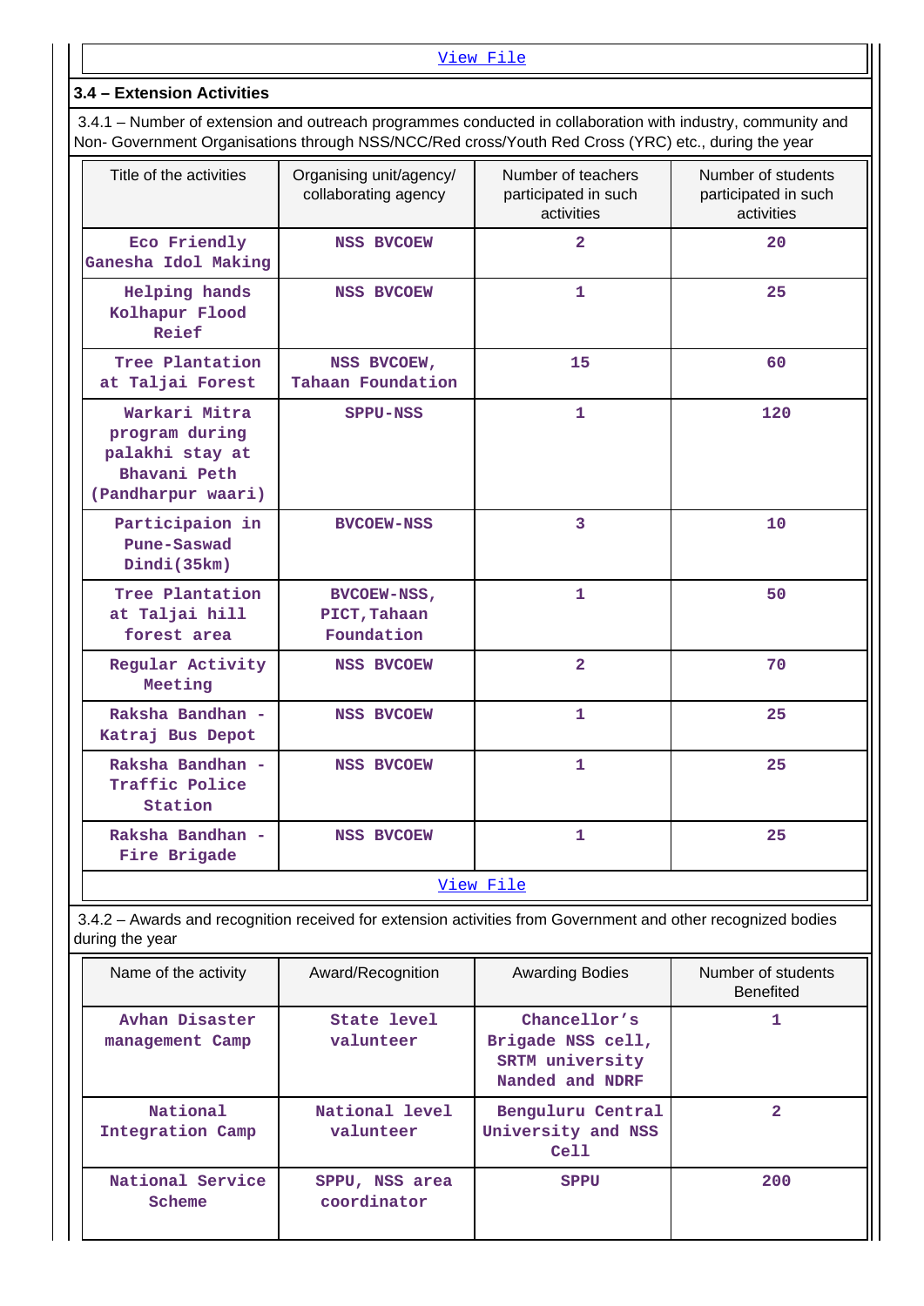View File

### 3.4 – Extension Activities

3.4.1 – Number of extension and outreach programmes conducted in collaboration with industry, community and Non- Government Organisations through NSS/NCC/Red cross/Youth Red Cross (YRC) etc., during the year

| Title of the activities | Organising unit/agency/ collaborating agency | Number of teachers participated in such activities | Number of students participated in such activities |
|---|---|---|---|
| Eco Friendly Ganesha Idol Making | NSS BVCOEW | 2 | 20 |
| Helping hands Kolhapur Flood Reief | NSS BVCOEW | 1 | 25 |
| Tree Plantation at Taljai Forest | NSS BVCOEW, Tahaan Foundation | 15 | 60 |
| Warkari Mitra program during palakhi stay at Bhavani Peth (Pandharpur waari) | SPPU-NSS | 1 | 120 |
| Participaion in Pune-Saswad Dindi(35km) | BVCOEW-NSS | 3 | 10 |
| Tree Plantation at Taljai hill forest area | BVCOEW-NSS, PICT,Tahaan Foundation | 1 | 50 |
| Regular Activity Meeting | NSS BVCOEW | 2 | 70 |
| Raksha Bandhan - Katraj Bus Depot | NSS BVCOEW | 1 | 25 |
| Raksha Bandhan - Traffic Police Station | NSS BVCOEW | 1 | 25 |
| Raksha Bandhan - Fire Brigade | NSS BVCOEW | 1 | 25 |

View File

3.4.2 – Awards and recognition received for extension activities from Government and other recognized bodies during the year

| Name of the activity | Award/Recognition | Awarding Bodies | Number of students Benefited |
|---|---|---|---|
| Avhan Disaster management Camp | State level valunteer | Chancellor's Brigade NSS cell, SRTM university Nanded and NDRF | 1 |
| National Integration Camp | National level valunteer | Benguluru Central University and NSS Cell | 2 |
| National Service Scheme | SPPU, NSS area coordinator | SPPU | 200 |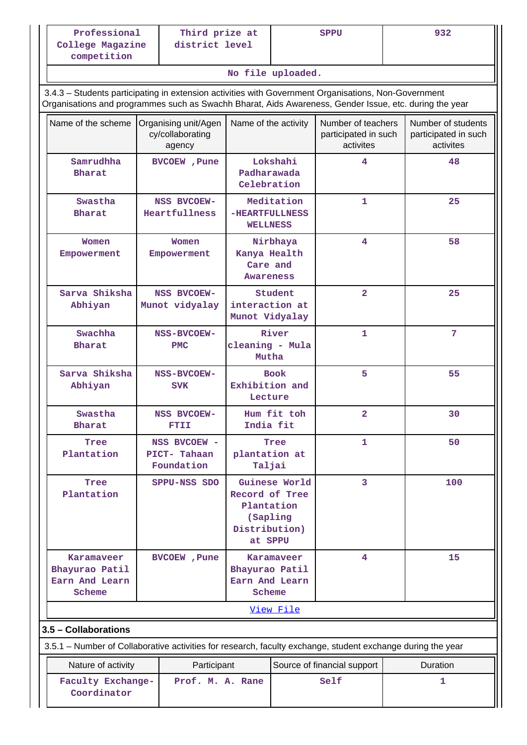| Professional College Magazine competition | Third prize at district level | SPPU | 932 |
|---|---|---|---|
| No file uploaded. | | | |

3.4.3 – Students participating in extension activities with Government Organisations, Non-Government Organisations and programmes such as Swachh Bharat, Aids Awareness, Gender Issue, etc. during the year

| Name of the scheme | Organising unit/Agency/collaborating agency | Name of the activity | Number of teachers participated in such activites | Number of students participated in such activites |
|---|---|---|---|---|
| Samrudhha Bharat | BVCOEW ,Pune | Lokshahi Padharawada Celebration | 4 | 48 |
| Swastha Bharat | NSS BVCOEW-Heartfullness | Meditation -HEARTFULLNESS WELLNESS | 1 | 25 |
| Women Empowerment | Women Empowerment | Nirbhaya Kanya Health Care and Awareness | 4 | 58 |
| Sarva Shiksha Abhiyan | NSS BVCOEW-Munot vidyalay | Student interaction at Munot Vidyalay | 2 | 25 |
| Swachha Bharat | NSS-BVCOEW-PMC | River cleaning - Mula Mutha | 1 | 7 |
| Sarva Shiksha Abhiyan | NSS-BVCOEW-SVK | Book Exhibition and Lecture | 5 | 55 |
| Swastha Bharat | NSS BVCOEW-FTII | Hum fit toh India fit | 2 | 30 |
| Tree Plantation | NSS BVCOEW - PICT- Tahaan Foundation | Tree plantation at Taljai | 1 | 50 |
| Tree Plantation | SPPU-NSS SDO | Guinese World Record of Tree Plantation (Sapling Distribution) at SPPU | 3 | 100 |
| Karamaveer Bhayurao Patil Earn And Learn Scheme | BVCOEW ,Pune | Karamaveer Bhayurao Patil Earn And Learn Scheme | 4 | 15 |
| View File | | | | |

**3.5 – Collaborations**

3.5.1 – Number of Collaborative activities for research, faculty exchange, student exchange during the year

| Nature of activity | Participant | Source of financial support | Duration |
|---|---|---|---|
| Faculty Exchange-Coordinator | Prof. M. A. Rane | Self | 1 |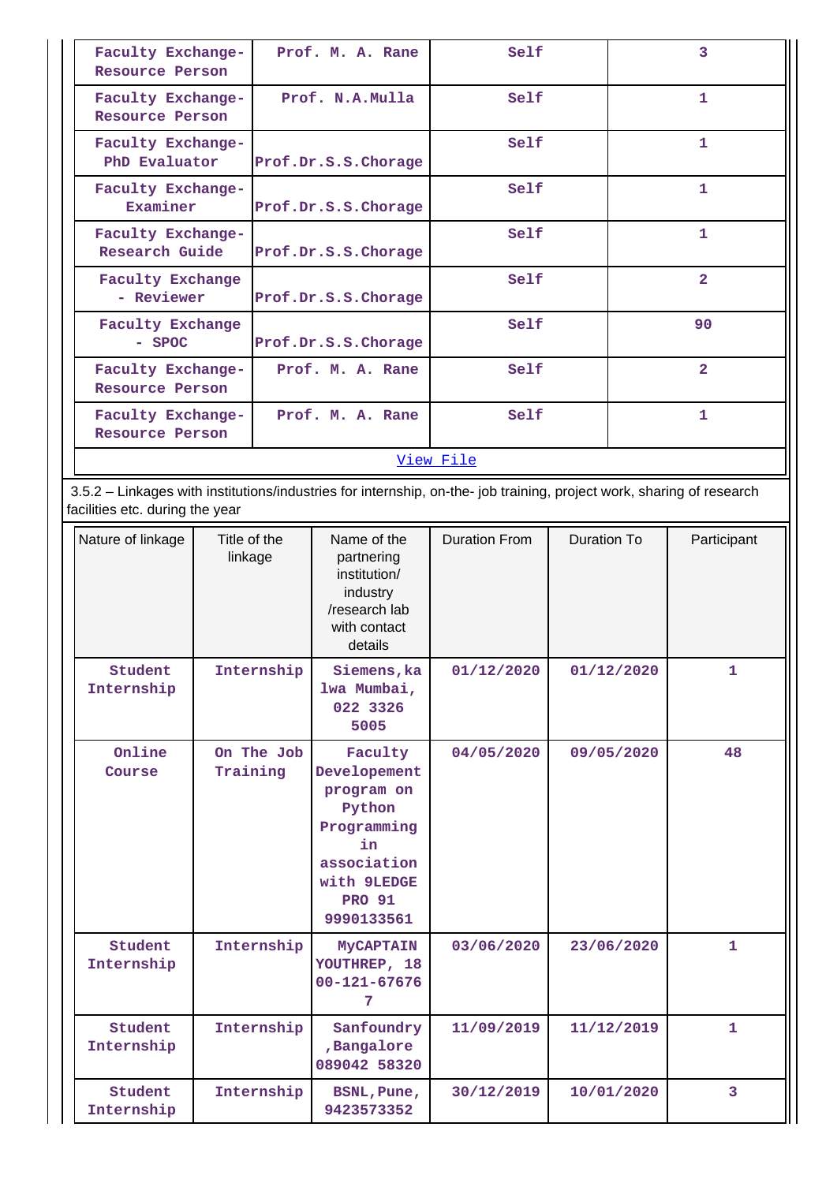| Faculty Exchange-Resource Person | Prof. M. A. Rane | Self | 3 |
|---|---|---|---|
| Faculty Exchange-Resource Person | Prof. N.A.Mulla | Self | 1 |
| Faculty Exchange-PhD Evaluator | Prof.Dr.S.S.Chorage | Self | 1 |
| Faculty Exchange-Examiner | Prof.Dr.S.S.Chorage | Self | 1 |
| Faculty Exchange-Research Guide | Prof.Dr.S.S.Chorage | Self | 1 |
| Faculty Exchange - Reviewer | Prof.Dr.S.S.Chorage | Self | 2 |
| Faculty Exchange - SPOC | Prof.Dr.S.S.Chorage | Self | 90 |
| Faculty Exchange-Resource Person | Prof. M. A. Rane | Self | 2 |
| Faculty Exchange-Resource Person | Prof. M. A. Rane | Self | 1 |

View File

3.5.2 – Linkages with institutions/industries for internship, on-the- job training, project work, sharing of research facilities etc. during the year

| Nature of linkage | Title of the linkage | Name of the partnering institution/ industry /research lab with contact details | Duration From | Duration To | Participant |
|---|---|---|---|---|---|
| Student Internship | Internship | Siemens,kalwa Mumbai, 022 3326 5005 | 01/12/2020 | 01/12/2020 | 1 |
| Online Course | On The Job Training | Faculty Developement program on Python Programming in association with 9LEDGE PRO 91 9990133561 | 04/05/2020 | 09/05/2020 | 48 |
| Student Internship | Internship | MyCAPTAIN YOUTHREP, 1800-121-676767 | 03/06/2020 | 23/06/2020 | 1 |
| Student Internship | Internship | Sanfoundry ,Bangalore 089042 58320 | 11/09/2019 | 11/12/2019 | 1 |
| Student Internship | Internship | BSNL,Pune, 9423573352 | 30/12/2019 | 10/01/2020 | 3 |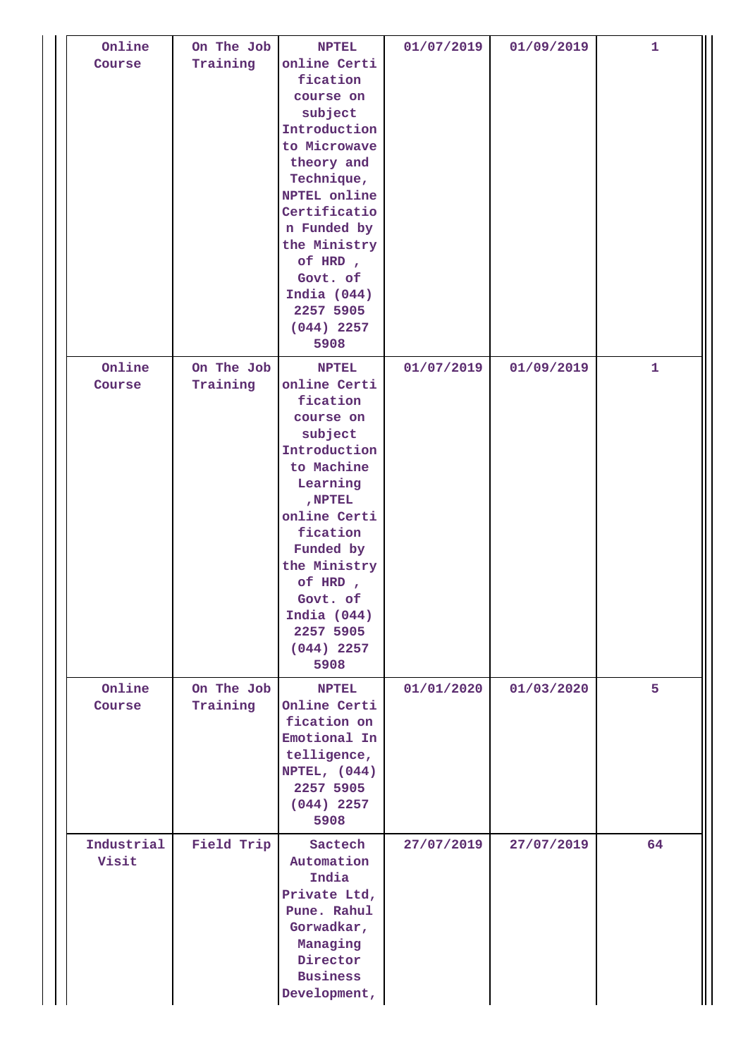| Online Course | On The Job Training | NPTEL online Certification course on subject Introduction to Microwave theory and Technique, NPTEL online Certification Funded by the Ministry of HRD , Govt. of India (044) 2257 5905 (044) 2257 5908 | 01/07/2019 | 01/09/2019 | 1 |
|---|---|---|---|---|---|
| Online Course | On The Job Training | NPTEL online Certification course on subject Introduction to Machine Learning ,NPTEL online Certification Funded by the Ministry of HRD , Govt. of India (044) 2257 5905 (044) 2257 5908 | 01/07/2019 | 01/09/2019 | 1 |
| Online Course | On The Job Training | NPTEL Online Certification on Emotional Intelligence, NPTEL, (044) 2257 5905 (044) 2257 5908 | 01/01/2020 | 01/03/2020 | 5 |
| Industrial Visit | Field Trip | Sactech Automation India Private Ltd, Pune. Rahul Gorwadkar, Managing Director Business Development, | 27/07/2019 | 27/07/2019 | 64 |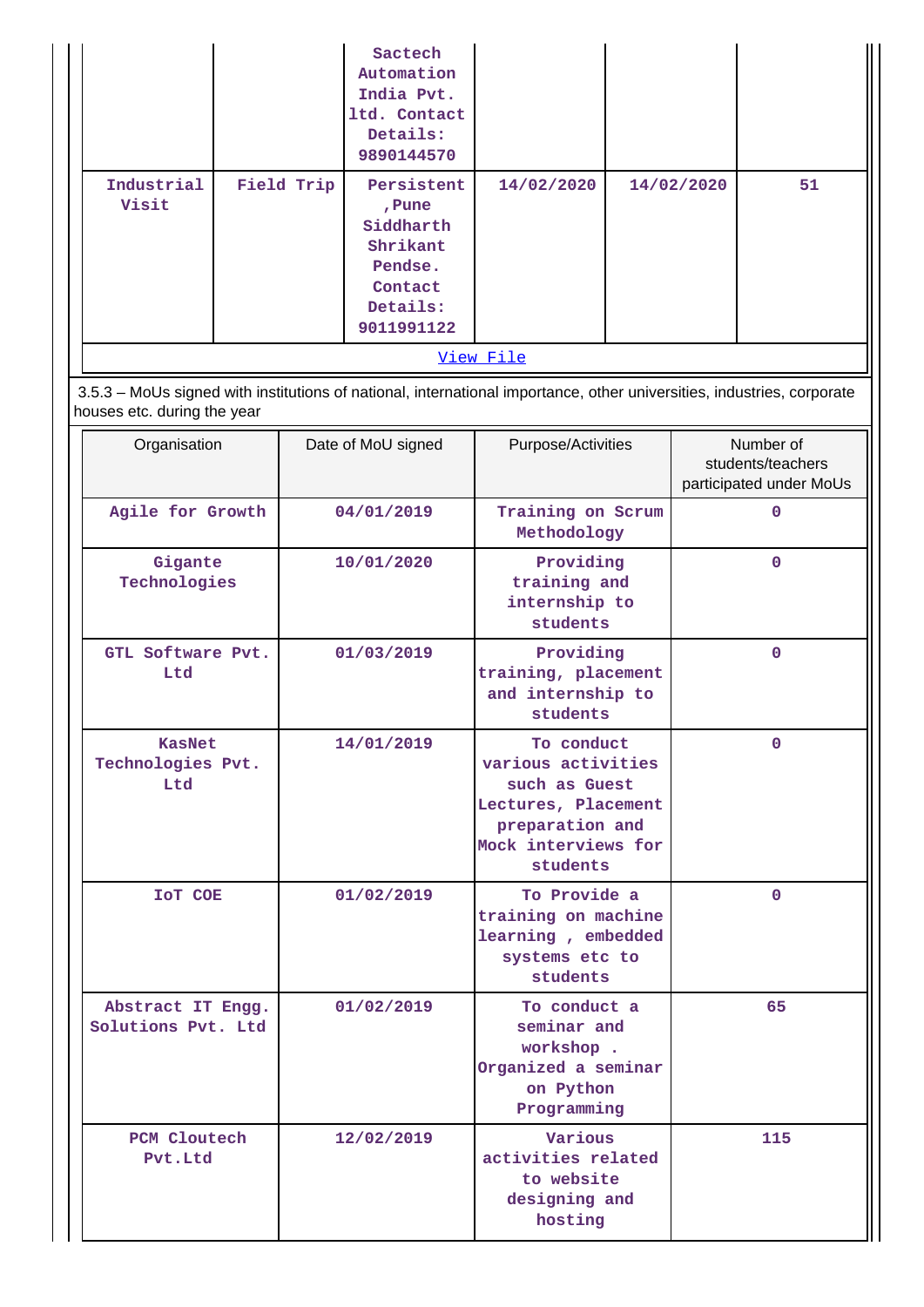| | | Sactech Automation India Pvt. ltd. Contact Details: 9890144570 | | | |
|---|---|---|---|---|---|
| Industrial Visit | Field Trip | Persistent ,Pune Siddharth Shrikant Pendse. Contact Details: 9011991122 | 14/02/2020 | 14/02/2020 | 51 |

View File

3.5.3 – MoUs signed with institutions of national, international importance, other universities, industries, corporate houses etc. during the year

| Organisation | Date of MoU signed | Purpose/Activities | Number of students/teachers participated under MoUs |
|---|---|---|---|
| Agile for Growth | 04/01/2019 | Training on Scrum Methodology | 0 |
| Gigante Technologies | 10/01/2020 | Providing training and internship to students | 0 |
| GTL Software Pvt. Ltd | 01/03/2019 | Providing training, placement and internship to students | 0 |
| KasNet Technologies Pvt. Ltd | 14/01/2019 | To conduct various activities such as Guest Lectures, Placement preparation and Mock interviews for students | 0 |
| IoT COE | 01/02/2019 | To Provide a training on machine learning , embedded systems etc to students | 0 |
| Abstract IT Engg. Solutions Pvt. Ltd | 01/02/2019 | To conduct a seminar and workshop . Organized a seminar on Python Programming | 65 |
| PCM Cloutech Pvt.Ltd | 12/02/2019 | Various activities related to website designing and hosting | 115 |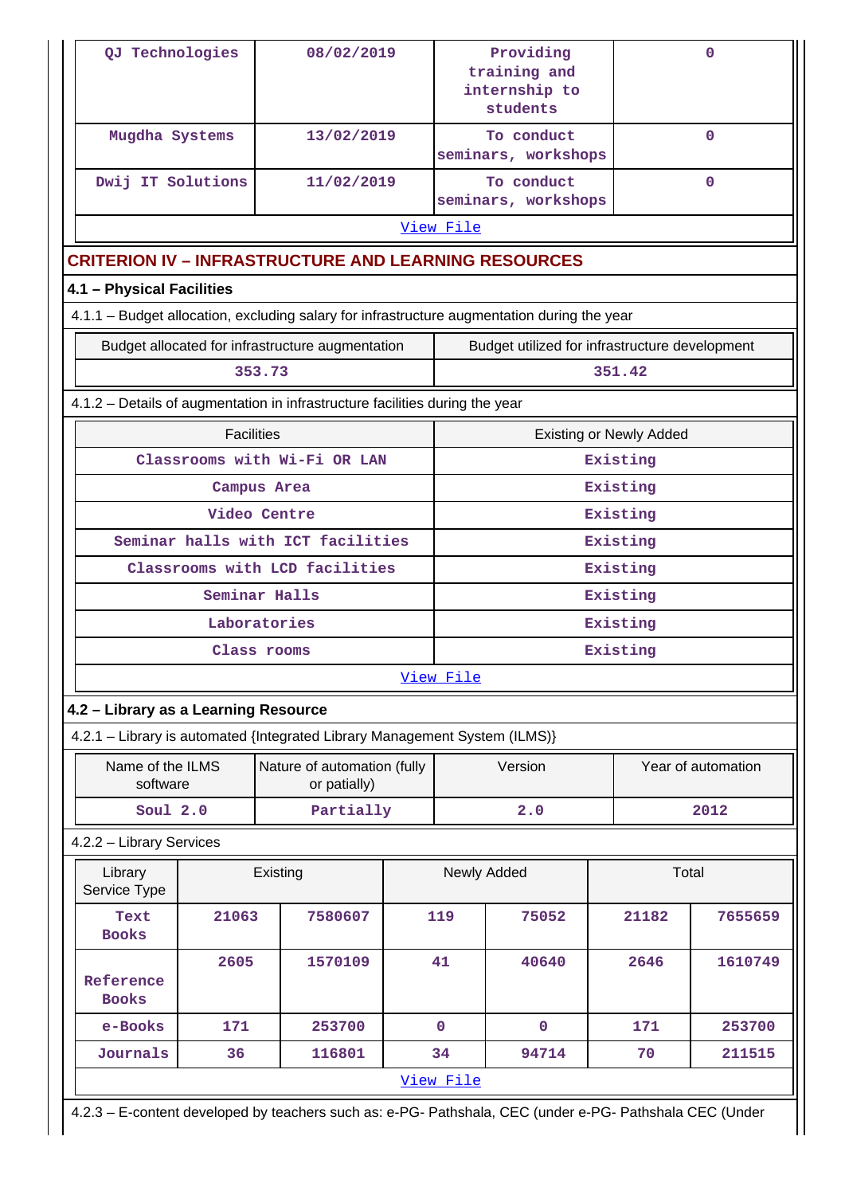| QJ Technologies | 08/02/2019 | Providing training and internship to students | 0 |
|---|---|---|---|
| Mugdha Systems | 13/02/2019 | To conduct seminars, workshops | 0 |
| Dwij IT Solutions | 11/02/2019 | To conduct seminars, workshops | 0 |

View File

## CRITERION IV – INFRASTRUCTURE AND LEARNING RESOURCES

### 4.1 – Physical Facilities

4.1.1 – Budget allocation, excluding salary for infrastructure augmentation during the year

| Budget allocated for infrastructure augmentation | Budget utilized for infrastructure development |
|---|---|
| 353.73 | 351.42 |

4.1.2 – Details of augmentation in infrastructure facilities during the year

| Facilities | Existing or Newly Added |
|---|---|
| Classrooms with Wi-Fi OR LAN | Existing |
| Campus Area | Existing |
| Video Centre | Existing |
| Seminar halls with ICT facilities | Existing |
| Classrooms with LCD facilities | Existing |
| Seminar Halls | Existing |
| Laboratories | Existing |
| Class rooms | Existing |

View File

### 4.2 – Library as a Learning Resource

4.2.1 – Library is automated {Integrated Library Management System (ILMS)}

| Name of the ILMS software | Nature of automation (fully or patially) | Version | Year of automation |
|---|---|---|---|
| Soul 2.0 | Partially | 2.0 | 2012 |

4.2.2 – Library Services

| Library Service Type | Existing | | Newly Added | | Total | |
|---|---|---|---|---|---|---|
| Text Books | 21063 | 7580607 | 119 | 75052 | 21182 | 7655659 |
| Reference Books | 2605 | 1570109 | 41 | 40640 | 2646 | 1610749 |
| e-Books | 171 | 253700 | 0 | 0 | 171 | 253700 |
| Journals | 36 | 116801 | 34 | 94714 | 70 | 211515 |

View File

4.2.3 – E-content developed by teachers such as: e-PG- Pathshala, CEC (under e-PG- Pathshala CEC (Under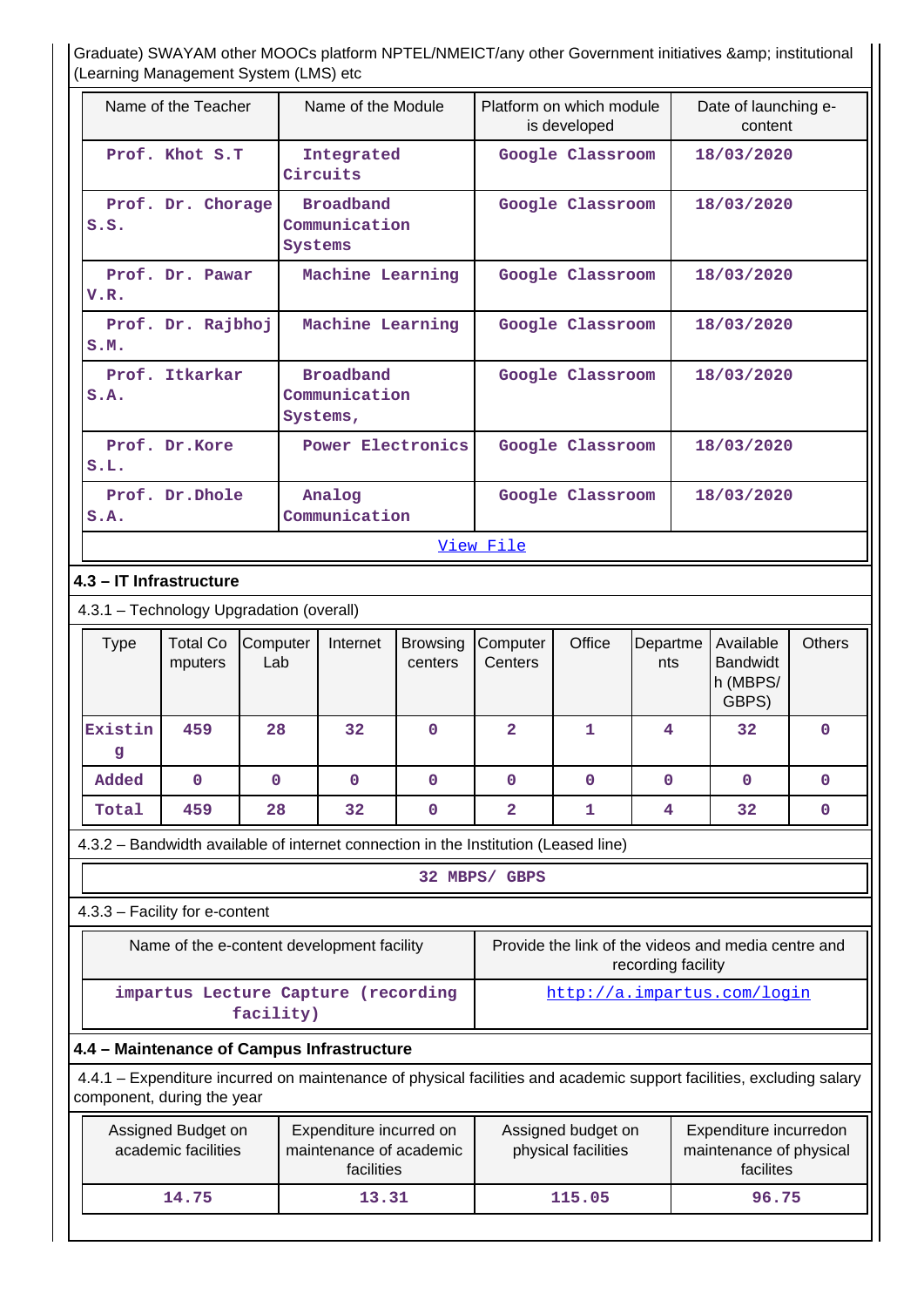Graduate) SWAYAM other MOOCs platform NPTEL/NMEICT/any other Government initiatives &amp; institutional (Learning Management System (LMS) etc

| Name of the Teacher | Name of the Module | Platform on which module is developed | Date of launching e-content |
|---|---|---|---|
| Prof. Khot S.T | Integrated Circuits | Google Classroom | 18/03/2020 |
| Prof. Dr. Chorage S.S. | Broadband Communication Systems | Google Classroom | 18/03/2020 |
| Prof. Dr. Pawar V.R. | Machine Learning | Google Classroom | 18/03/2020 |
| Prof. Dr. Rajbhoj S.M. | Machine Learning | Google Classroom | 18/03/2020 |
| Prof. Itkarkar S.A. | Broadband Communication Systems, | Google Classroom | 18/03/2020 |
| Prof. Dr.Kore S.L. | Power Electronics | Google Classroom | 18/03/2020 |
| Prof. Dr.Dhole S.A. | Analog Communication | Google Classroom | 18/03/2020 |

View File

**4.3 – IT Infrastructure**

4.3.1 – Technology Upgradation (overall)

| Type | Total Computers | Computer Lab | Internet | Browsing centers | Computer Centers | Office | Departments | Available Bandwidth (MBPS/ GBPS) | Others |
|---|---|---|---|---|---|---|---|---|---|
| Existing | 459 | 28 | 32 | 0 | 2 | 1 | 4 | 32 | 0 |
| Added | 0 | 0 | 0 | 0 | 0 | 0 | 0 | 0 | 0 |
| Total | 459 | 28 | 32 | 0 | 2 | 1 | 4 | 32 | 0 |

4.3.2 – Bandwidth available of internet connection in the Institution (Leased line)

32 MBPS/ GBPS

4.3.3 – Facility for e-content

| Name of the e-content development facility | Provide the link of the videos and media centre and recording facility |
|---|---|
| impartus Lecture Capture (recording facility) | http://a.impartus.com/login |

**4.4 – Maintenance of Campus Infrastructure**

4.4.1 – Expenditure incurred on maintenance of physical facilities and academic support facilities, excluding salary component, during the year

| Assigned Budget on academic facilities | Expenditure incurred on maintenance of academic facilities | Assigned budget on physical facilities | Expenditure incurredon maintenance of physical facilites |
|---|---|---|---|
| 14.75 | 13.31 | 115.05 | 96.75 |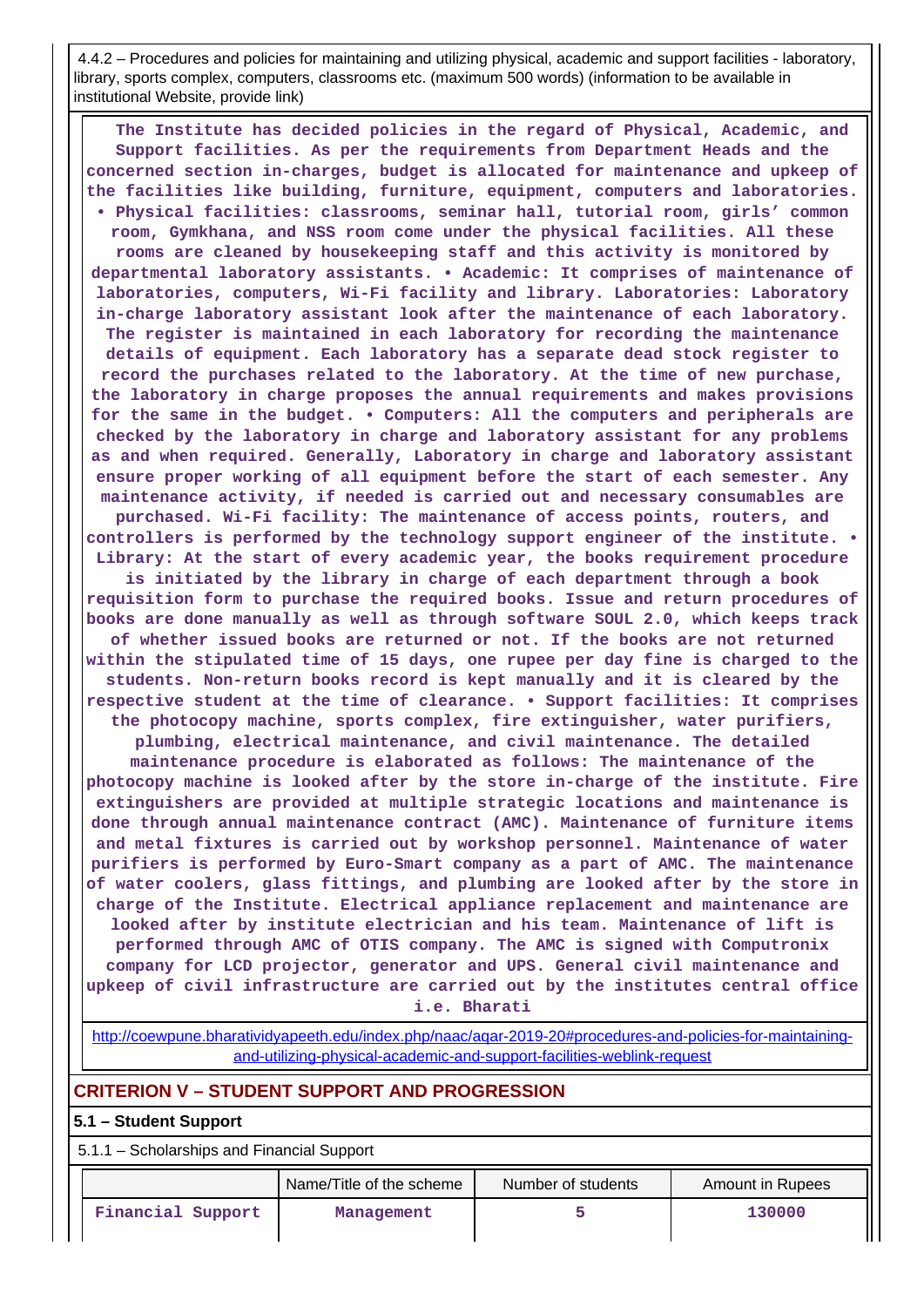4.4.2 – Procedures and policies for maintaining and utilizing physical, academic and support facilities - laboratory, library, sports complex, computers, classrooms etc. (maximum 500 words) (information to be available in institutional Website, provide link)

**The Institute has decided policies in the regard of Physical, Academic, and Support facilities. As per the requirements from Department Heads and the concerned section in-charges, budget is allocated for maintenance and upkeep of the facilities like building, furniture, equipment, computers and laboratories. • Physical facilities: classrooms, seminar hall, tutorial room, girls' common room, Gymkhana, and NSS room come under the physical facilities. All these rooms are cleaned by housekeeping staff and this activity is monitored by departmental laboratory assistants. • Academic: It comprises of maintenance of laboratories, computers, Wi-Fi facility and library. Laboratories: Laboratory in-charge laboratory assistant look after the maintenance of each laboratory. The register is maintained in each laboratory for recording the maintenance details of equipment. Each laboratory has a separate dead stock register to record the purchases related to the laboratory. At the time of new purchase, the laboratory in charge proposes the annual requirements and makes provisions for the same in the budget. • Computers: All the computers and peripherals are checked by the laboratory in charge and laboratory assistant for any problems as and when required. Generally, Laboratory in charge and laboratory assistant ensure proper working of all equipment before the start of each semester. Any maintenance activity, if needed is carried out and necessary consumables are purchased. Wi-Fi facility: The maintenance of access points, routers, and controllers is performed by the technology support engineer of the institute. • Library: At the start of every academic year, the books requirement procedure is initiated by the library in charge of each department through a book requisition form to purchase the required books. Issue and return procedures of books are done manually as well as through software SOUL 2.0, which keeps track of whether issued books are returned or not. If the books are not returned within the stipulated time of 15 days, one rupee per day fine is charged to the students. Non-return books record is kept manually and it is cleared by the respective student at the time of clearance. • Support facilities: It comprises the photocopy machine, sports complex, fire extinguisher, water purifiers, plumbing, electrical maintenance, and civil maintenance. The detailed maintenance procedure is elaborated as follows: The maintenance of the photocopy machine is looked after by the store in-charge of the institute. Fire extinguishers are provided at multiple strategic locations and maintenance is done through annual maintenance contract (AMC). Maintenance of furniture items and metal fixtures is carried out by workshop personnel. Maintenance of water purifiers is performed by Euro-Smart company as a part of AMC. The maintenance of water coolers, glass fittings, and plumbing are looked after by the store in charge of the Institute. Electrical appliance replacement and maintenance are looked after by institute electrician and his team. Maintenance of lift is performed through AMC of OTIS company. The AMC is signed with Computronix company for LCD projector, generator and UPS. General civil maintenance and upkeep of civil infrastructure are carried out by the institutes central office i.e. Bharati**

http://coewpune.bharatividyapeeth.edu/index.php/naac/aqar-2019-20#procedures-and-policies-for-maintaining-and-utilizing-physical-academic-and-support-facilities-weblink-request

## CRITERION V – STUDENT SUPPORT AND PROGRESSION

### 5.1 – Student Support

5.1.1 – Scholarships and Financial Support

| | Name/Title of the scheme | Number of students | Amount in Rupees |
|---|---|---|---|
| Financial Support | Management | 5 | 130000 |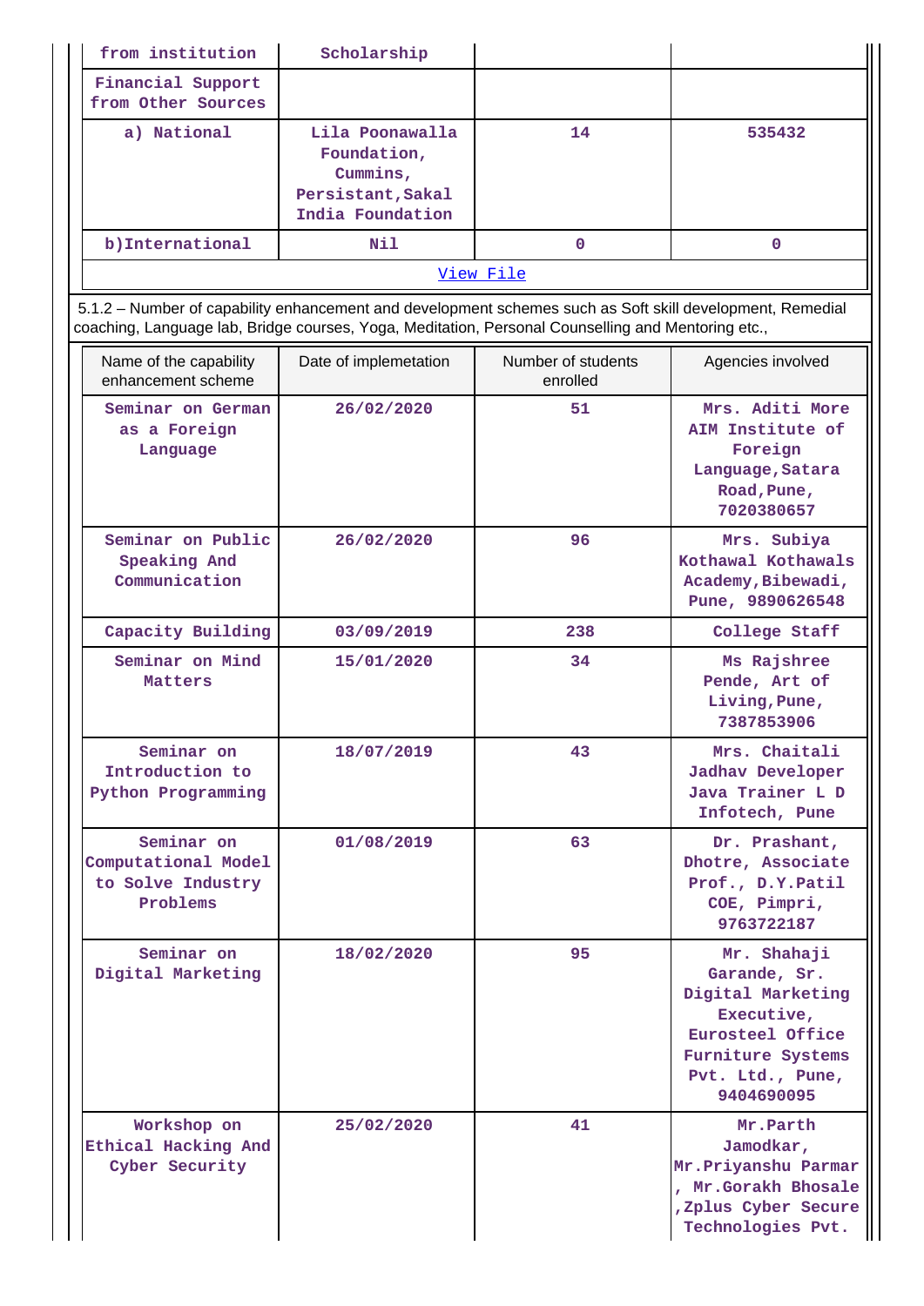| from institution | Scholarship | | |
|---|---|---|---|
| Financial Support from Other Sources | | | |
| a) National | Lila Poonawalla Foundation, Cummins, Persistant,Sakal India Foundation | 14 | 535432 |
| b)International | Nil | 0 | 0 |
| [View File](#) | | | |

5.1.2 – Number of capability enhancement and development schemes such as Soft skill development, Remedial coaching, Language lab, Bridge courses, Yoga, Meditation, Personal Counselling and Mentoring etc.,

| Name of the capability enhancement scheme | Date of implemetation | Number of students enrolled | Agencies involved |
|---|---|---|---|
| Seminar on German as a Foreign Language | 26/02/2020 | 51 | Mrs. Aditi More AIM Institute of Foreign Language,Satara Road,Pune, 7020380657 |
| Seminar on Public Speaking And Communication | 26/02/2020 | 96 | Mrs. Subiya Kothawal Kothawals Academy,Bibewadi, Pune, 9890626548 |
| Capacity Building | 03/09/2019 | 238 | College Staff |
| Seminar on Mind Matters | 15/01/2020 | 34 | Ms Rajshree Pende, Art of Living,Pune, 7387853906 |
| Seminar on Introduction to Python Programming | 18/07/2019 | 43 | Mrs. Chaitali Jadhav Developer Java Trainer L D Infotech, Pune |
| Seminar on Computational Model to Solve Industry Problems | 01/08/2019 | 63 | Dr. Prashant, Dhotre, Associate Prof., D.Y.Patil COE, Pimpri, 9763722187 |
| Seminar on Digital Marketing | 18/02/2020 | 95 | Mr. Shahaji Garande, Sr. Digital Marketing Executive, Eurosteel Office Furniture Systems Pvt. Ltd., Pune, 9404690095 |
| Workshop on Ethical Hacking And Cyber Security | 25/02/2020 | 41 | Mr.Parth Jamodkar, Mr.Priyanshu Parmar , Mr.Gorakh Bhosale ,Zplus Cyber Secure Technologies Pvt. |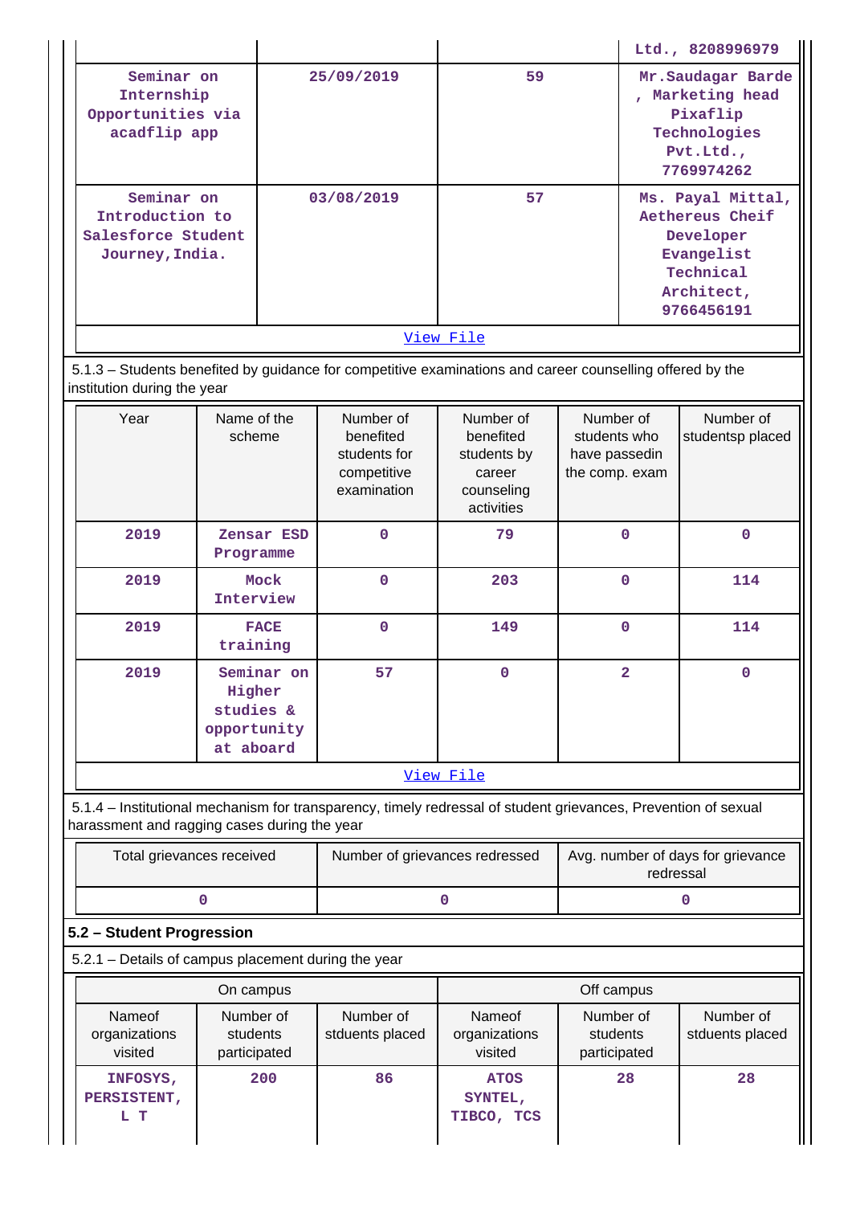| | | | Ltd., 8208996979 |
|---|---|---|---|
| Seminar on Internship Opportunities via acadflip app | 25/09/2019 | 59 | Mr.Saudagar Barde , Marketing head Pixaflip Technologies Pvt.Ltd., 7769974262 |
| Seminar on Introduction to Salesforce Student Journey,India. | 03/08/2019 | 57 | Ms. Payal Mittal, Aethereus Cheif Developer Evangelist Technical Architect, 9766456191 |

View File

5.1.3 – Students benefited by guidance for competitive examinations and career counselling offered by the institution during the year

| Year | Name of the scheme | Number of benefited students for competitive examination | Number of benefited students by career counseling activities | Number of students who have passedin the comp. exam | Number of studentsp placed |
|---|---|---|---|---|---|
| 2019 | Zensar ESD Programme | 0 | 79 | 0 | 0 |
| 2019 | Mock Interview | 0 | 203 | 0 | 114 |
| 2019 | FACE training | 0 | 149 | 0 | 114 |
| 2019 | Seminar on Higher studies & opportunity at aboard | 57 | 0 | 2 | 0 |

View File

5.1.4 – Institutional mechanism for transparency, timely redressal of student grievances, Prevention of sexual harassment and ragging cases during the year

| Total grievances received | Number of grievances redressed | Avg. number of days for grievance redressal |
|---|---|---|
| 0 | 0 | 0 |

## 5.2 – Student Progression

5.2.1 – Details of campus placement during the year

| On campus | | | Off campus | | |
|---|---|---|---|---|---|
| Nameof organizations visited | Number of students participated | Number of stduents placed | Nameof organizations visited | Number of students participated | Number of stduents placed |
| INFOSYS, PERSISTENT, L T | 200 | 86 | ATOS SYNTEL, TIBCO, TCS | 28 | 28 |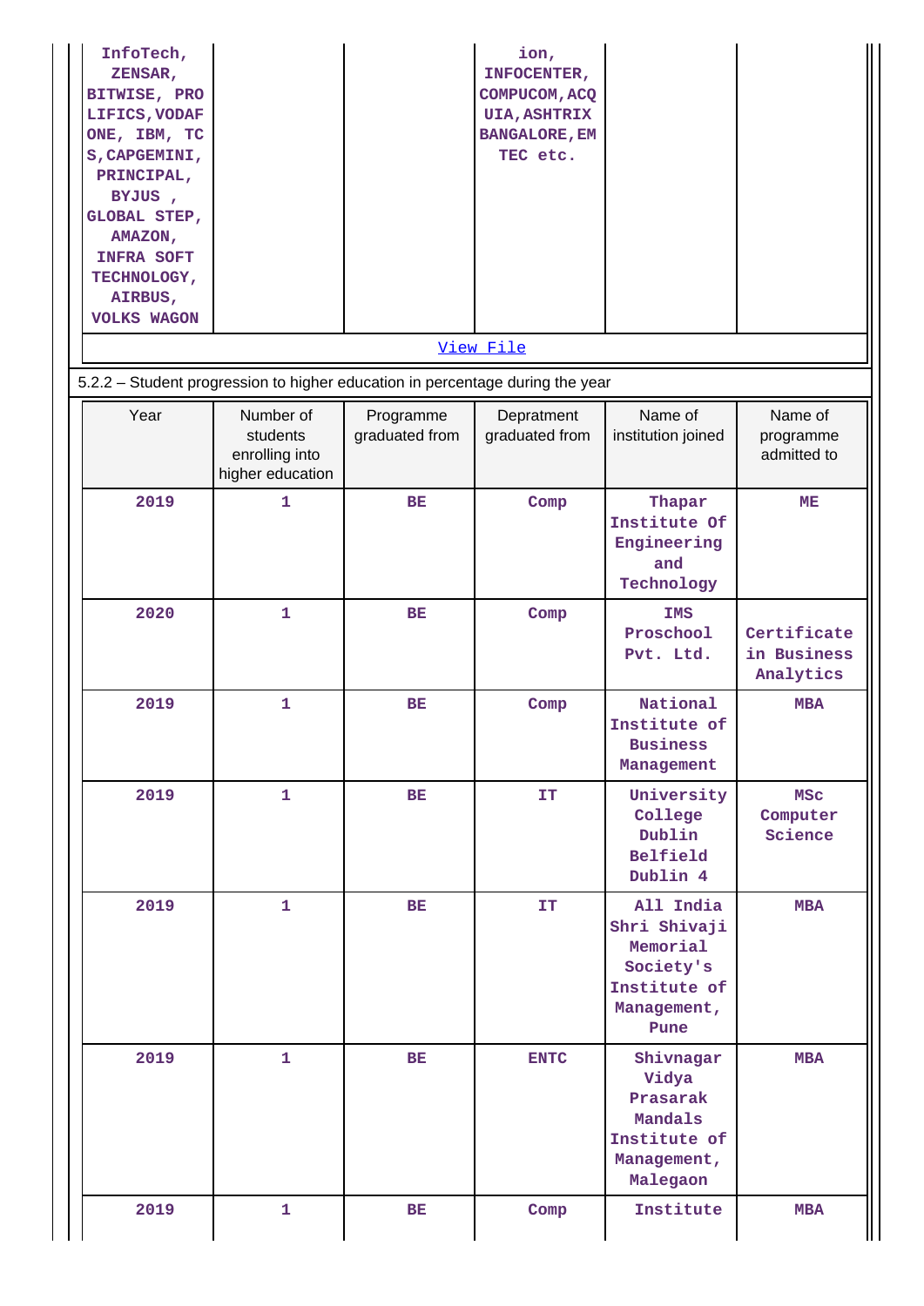| InfoTech, ZENSAR, BITWISE, PRO LIFICS,VODAF ONE, IBM, TC S,CAPGEMINI, PRINCIPAL, BYJUS , GLOBAL STEP, AMAZON, INFRA SOFT TECHNOLOGY, AIRBUS, VOLKS WAGON | | | ion, INFOCENTER, COMPUCOM,ACQ UIA,ASHTRIX BANGALORE,EM TEC etc. | | |
|---|---|---|---|---|---|

View File

5.2.2 – Student progression to higher education in percentage during the year

| Year | Number of students enrolling into higher education | Programme graduated from | Depratment graduated from | Name of institution joined | Name of programme admitted to |
|---|---|---|---|---|---|
| 2019 | 1 | BE | Comp | Thapar Institute Of Engineering and Technology | ME |
| 2020 | 1 | BE | Comp | IMS Proschool Pvt. Ltd. | Certificate in Business Analytics |
| 2019 | 1 | BE | Comp | National Institute of Business Management | MBA |
| 2019 | 1 | BE | IT | University College Dublin Belfield Dublin 4 | MSc Computer Science |
| 2019 | 1 | BE | IT | All India Shri Shivaji Memorial Society's Institute of Management, Pune | MBA |
| 2019 | 1 | BE | ENTC | Shivnagar Vidya Prasarak Mandals Institute of Management, Malegaon | MBA |
| 2019 | 1 | BE | Comp | Institute | MBA |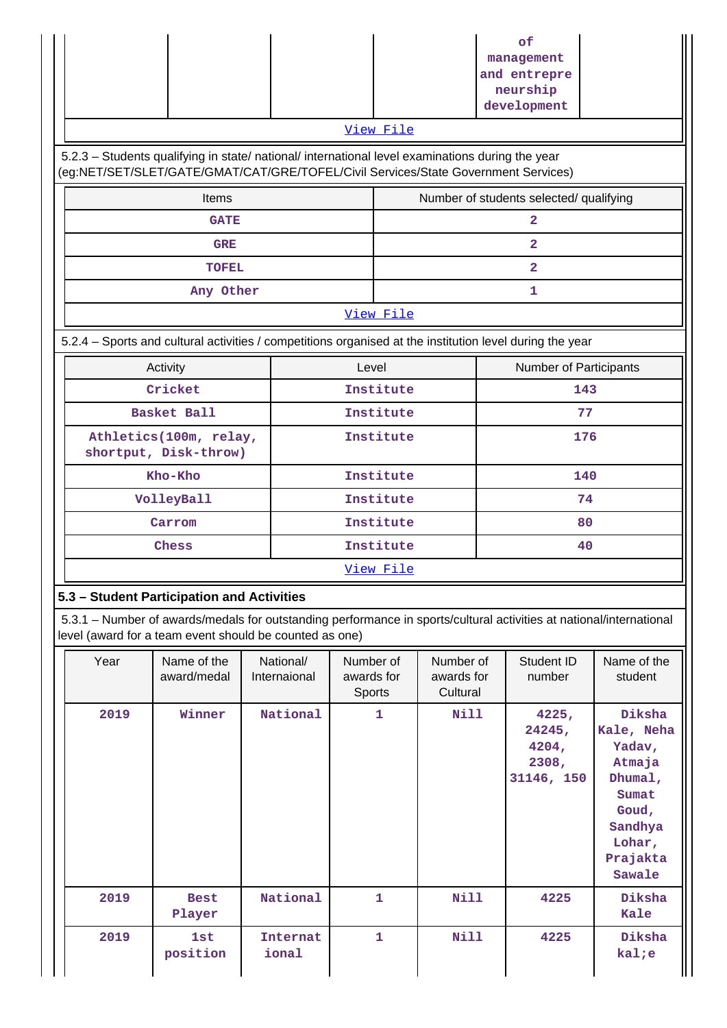| | | | | of management and entrepreneurship development | |
|---|---|---|---|---|---|

View File

5.2.3 – Students qualifying in state/ national/ international level examinations during the year (eg:NET/SET/SLET/GATE/GMAT/CAT/GRE/TOFEL/Civil Services/State Government Services)

| Items | Number of students selected/ qualifying |
|---|---|
| GATE | 2 |
| GRE | 2 |
| TOFEL | 2 |
| Any Other | 1 |

View File

5.2.4 – Sports and cultural activities / competitions organised at the institution level during the year

| Activity | Level | Number of Participants |
|---|---|---|
| Cricket | Institute | 143 |
| Basket Ball | Institute | 77 |
| Athletics(100m, relay, shortput, Disk-throw) | Institute | 176 |
| Kho-Kho | Institute | 140 |
| VolleyBall | Institute | 74 |
| Carrom | Institute | 80 |
| Chess | Institute | 40 |

View File

**5.3 – Student Participation and Activities**

5.3.1 – Number of awards/medals for outstanding performance in sports/cultural activities at national/international level (award for a team event should be counted as one)

| Year | Name of the award/medal | National/ Internaional | Number of awards for Sports | Number of awards for Cultural | Student ID number | Name of the student |
|---|---|---|---|---|---|---|
| 2019 | Winner | National | 1 | Nill | 4225, 24245, 4204, 2308, 31146, 150 | Diksha Kale, Neha Yadav, Atmaja Dhumal, Sumat Goud, Sandhya Lohar, Prajakta Sawale |
| 2019 | Best Player | National | 1 | Nill | 4225 | Diksha Kale |
| 2019 | 1st position | International | 1 | Nill | 4225 | Diksha kal;e |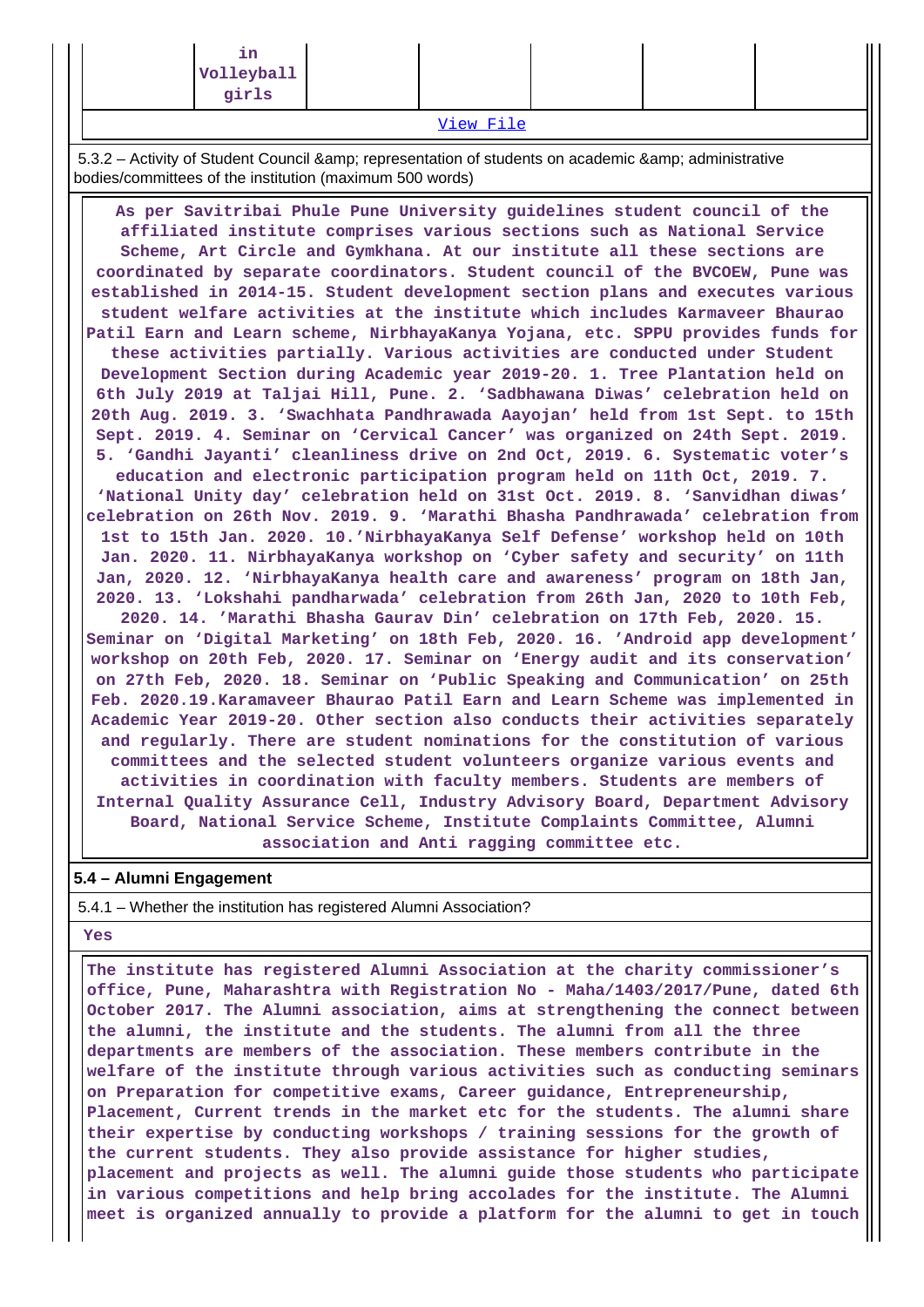| | in Volleyball girls | | | | |
|---|---|---|---|---|---|

View File

5.3.2 – Activity of Student Council &amp; representation of students on academic &amp; administrative bodies/committees of the institution (maximum 500 words)

As per Savitribai Phule Pune University guidelines student council of the affiliated institute comprises various sections such as National Service Scheme, Art Circle and Gymkhana. At our institute all these sections are coordinated by separate coordinators. Student council of the BVCOEW, Pune was established in 2014-15. Student development section plans and executes various student welfare activities at the institute which includes Karmaveer Bhaurao Patil Earn and Learn scheme, NirbhayaKanya Yojana, etc. SPPU provides funds for these activities partially. Various activities are conducted under Student Development Section during Academic year 2019-20. 1. Tree Plantation held on 6th July 2019 at Taljai Hill, Pune. 2. 'Sadbhawana Diwas' celebration held on 20th Aug. 2019. 3. 'Swachhata Pandhrawada Aayojan' held from 1st Sept. to 15th Sept. 2019. 4. Seminar on 'Cervical Cancer' was organized on 24th Sept. 2019. 5. 'Gandhi Jayanti' cleanliness drive on 2nd Oct, 2019. 6. Systematic voter's education and electronic participation program held on 11th Oct, 2019. 7. 'National Unity day' celebration held on 31st Oct. 2019. 8. 'Sanvidhan diwas' celebration on 26th Nov. 2019. 9. 'Marathi Bhasha Pandhrawada' celebration from 1st to 15th Jan. 2020. 10.'NirbhayaKanya Self Defense' workshop held on 10th Jan. 2020. 11. NirbhayaKanya workshop on 'Cyber safety and security' on 11th Jan, 2020. 12. 'NirbhayaKanya health care and awareness' program on 18th Jan, 2020. 13. 'Lokshahi pandharwada' celebration from 26th Jan, 2020 to 10th Feb, 2020. 14. 'Marathi Bhasha Gaurav Din' celebration on 17th Feb, 2020. 15. Seminar on 'Digital Marketing' on 18th Feb, 2020. 16. 'Android app development' workshop on 20th Feb, 2020. 17. Seminar on 'Energy audit and its conservation' on 27th Feb, 2020. 18. Seminar on 'Public Speaking and Communication' on 25th Feb. 2020.19.Karamaveer Bhaurao Patil Earn and Learn Scheme was implemented in Academic Year 2019-20. Other section also conducts their activities separately and regularly. There are student nominations for the constitution of various committees and the selected student volunteers organize various events and activities in coordination with faculty members. Students are members of Internal Quality Assurance Cell, Industry Advisory Board, Department Advisory Board, National Service Scheme, Institute Complaints Committee, Alumni association and Anti ragging committee etc.

**5.4 – Alumni Engagement**

5.4.1 – Whether the institution has registered Alumni Association?

Yes

The institute has registered Alumni Association at the charity commissioner's office, Pune, Maharashtra with Registration No - Maha/1403/2017/Pune, dated 6th October 2017. The Alumni association, aims at strengthening the connect between the alumni, the institute and the students. The alumni from all the three departments are members of the association. These members contribute in the welfare of the institute through various activities such as conducting seminars on Preparation for competitive exams, Career guidance, Entrepreneurship, Placement, Current trends in the market etc for the students. The alumni share their expertise by conducting workshops / training sessions for the growth of the current students. They also provide assistance for higher studies, placement and projects as well. The alumni guide those students who participate in various competitions and help bring accolades for the institute. The Alumni meet is organized annually to provide a platform for the alumni to get in touch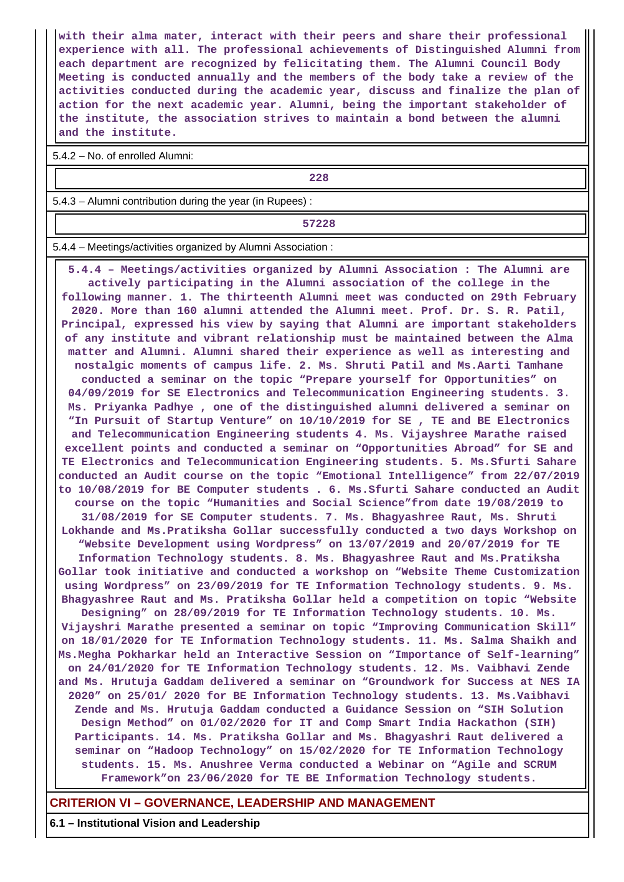with their alma mater, interact with their peers and share their professional experience with all. The professional achievements of Distinguished Alumni from each department are recognized by felicitating them. The Alumni Council Body Meeting is conducted annually and the members of the body take a review of the activities conducted during the academic year, discuss and finalize the plan of action for the next academic year. Alumni, being the important stakeholder of the institute, the association strives to maintain a bond between the alumni and the institute.

5.4.2 – No. of enrolled Alumni:

| 228 |
|---|

5.4.3 – Alumni contribution during the year (in Rupees) :

| 57228 |
|---|

5.4.4 – Meetings/activities organized by Alumni Association :

5.4.4 – Meetings/activities organized by Alumni Association : The Alumni are actively participating in the Alumni association of the college in the following manner. 1. The thirteenth Alumni meet was conducted on 29th February 2020. More than 160 alumni attended the Alumni meet. Prof. Dr. S. R. Patil, Principal, expressed his view by saying that Alumni are important stakeholders of any institute and vibrant relationship must be maintained between the Alma matter and Alumni. Alumni shared their experience as well as interesting and nostalgic moments of campus life. 2. Ms. Shruti Patil and Ms.Aarti Tamhane conducted a seminar on the topic “Prepare yourself for Opportunities” on 04/09/2019 for SE Electronics and Telecommunication Engineering students. 3. Ms. Priyanka Padhye , one of the distinguished alumni delivered a seminar on “In Pursuit of Startup Venture” on 10/10/2019 for SE , TE and BE Electronics and Telecommunication Engineering students 4. Ms. Vijayshree Marathe raised excellent points and conducted a seminar on “Opportunities Abroad” for SE and TE Electronics and Telecommunication Engineering students. 5. Ms.Sfurti Sahare conducted an Audit course on the topic “Emotional Intelligence” from 22/07/2019 to 10/08/2019 for BE Computer students . 6. Ms.Sfurti Sahare conducted an Audit course on the topic “Humanities and Social Science”from date 19/08/2019 to 31/08/2019 for SE Computer students. 7. Ms. Bhagyashree Raut, Ms. Shruti Lokhande and Ms.Pratiksha Gollar successfully conducted a two days Workshop on “Website Development using Wordpress” on 13/07/2019 and 20/07/2019 for TE Information Technology students. 8. Ms. Bhagyashree Raut and Ms.Pratiksha Gollar took initiative and conducted a workshop on “Website Theme Customization using Wordpress” on 23/09/2019 for TE Information Technology students. 9. Ms. Bhagyashree Raut and Ms. Pratiksha Gollar held a competition on topic “Website Designing” on 28/09/2019 for TE Information Technology students. 10. Ms. Vijayshri Marathe presented a seminar on topic “Improving Communication Skill” on 18/01/2020 for TE Information Technology students. 11. Ms. Salma Shaikh and Ms.Megha Pokharkar held an Interactive Session on “Importance of Self-learning” on 24/01/2020 for TE Information Technology students. 12. Ms. Vaibhavi Zende and Ms. Hrutuja Gaddam delivered a seminar on “Groundwork for Success at NES IA 2020” on 25/01/ 2020 for BE Information Technology students. 13. Ms.Vaibhavi Zende and Ms. Hrutuja Gaddam conducted a Guidance Session on “SIH Solution Design Method” on 01/02/2020 for IT and Comp Smart India Hackathon (SIH) Participants. 14. Ms. Pratiksha Gollar and Ms. Bhagyashri Raut delivered a seminar on “Hadoop Technology” on 15/02/2020 for TE Information Technology students. 15. Ms. Anushree Verma conducted a Webinar on “Agile and SCRUM Framework”on 23/06/2020 for TE BE Information Technology students.

## CRITERION VI – GOVERNANCE, LEADERSHIP AND MANAGEMENT

### 6.1 – Institutional Vision and Leadership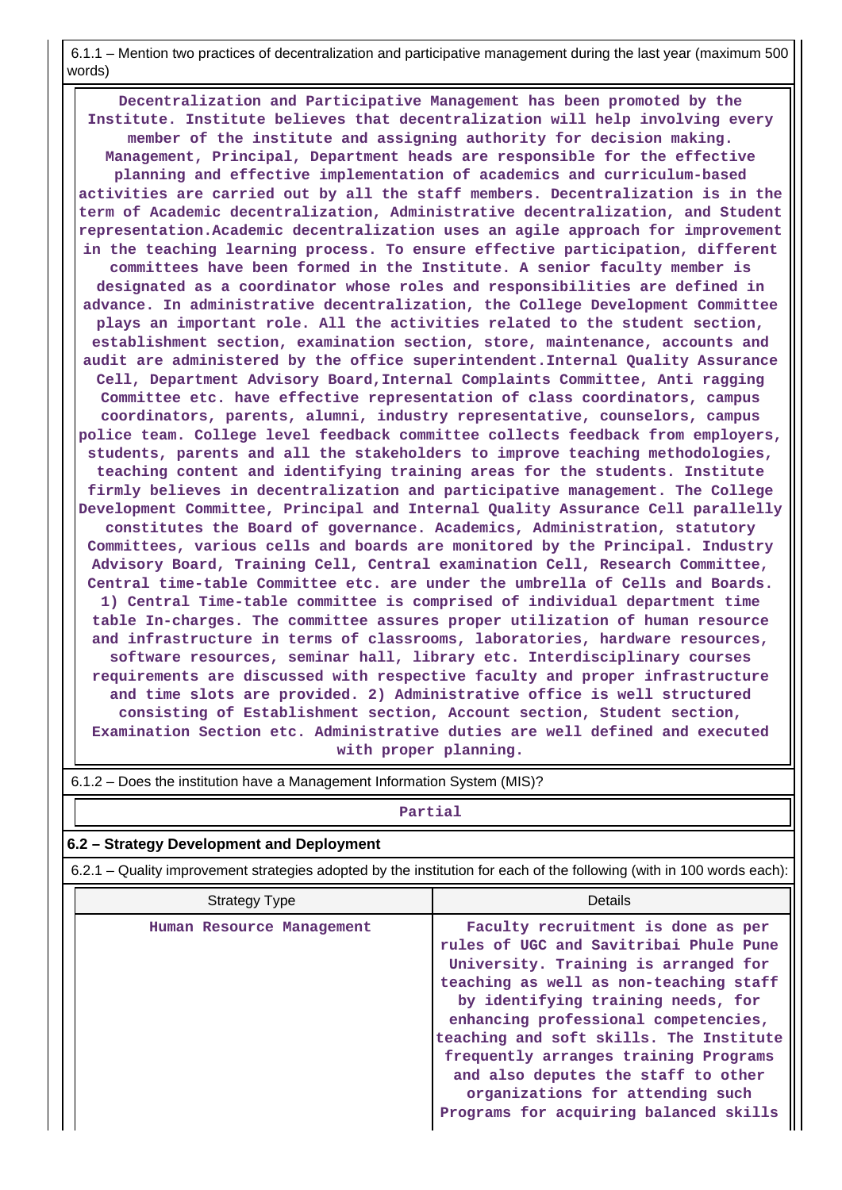6.1.1 – Mention two practices of decentralization and participative management during the last year (maximum 500 words)

Decentralization and Participative Management has been promoted by the Institute. Institute believes that decentralization will help involving every member of the institute and assigning authority for decision making. Management, Principal, Department heads are responsible for the effective planning and effective implementation of academics and curriculum-based activities are carried out by all the staff members. Decentralization is in the term of Academic decentralization, Administrative decentralization, and Student representation.Academic decentralization uses an agile approach for improvement in the teaching learning process. To ensure effective participation, different committees have been formed in the Institute. A senior faculty member is designated as a coordinator whose roles and responsibilities are defined in advance. In administrative decentralization, the College Development Committee plays an important role. All the activities related to the student section, establishment section, examination section, store, maintenance, accounts and audit are administered by the office superintendent.Internal Quality Assurance Cell, Department Advisory Board,Internal Complaints Committee, Anti ragging Committee etc. have effective representation of class coordinators, campus coordinators, parents, alumni, industry representative, counselors, campus police team. College level feedback committee collects feedback from employers, students, parents and all the stakeholders to improve teaching methodologies, teaching content and identifying training areas for the students. Institute firmly believes in decentralization and participative management. The College Development Committee, Principal and Internal Quality Assurance Cell parallelly constitutes the Board of governance. Academics, Administration, statutory Committees, various cells and boards are monitored by the Principal. Industry Advisory Board, Training Cell, Central examination Cell, Research Committee, Central time-table Committee etc. are under the umbrella of Cells and Boards. 1) Central Time-table committee is comprised of individual department time table In-charges. The committee assures proper utilization of human resource and infrastructure in terms of classrooms, laboratories, hardware resources, software resources, seminar hall, library etc. Interdisciplinary courses requirements are discussed with respective faculty and proper infrastructure and time slots are provided. 2) Administrative office is well structured consisting of Establishment section, Account section, Student section, Examination Section etc. Administrative duties are well defined and executed with proper planning.

6.1.2 – Does the institution have a Management Information System (MIS)?

Partial

## 6.2 – Strategy Development and Deployment

6.2.1 – Quality improvement strategies adopted by the institution for each of the following (with in 100 words each):

| Strategy Type | Details |
|---|---|
| Human Resource Management | Faculty recruitment is done as per rules of UGC and Savitribai Phule Pune University. Training is arranged for teaching as well as non-teaching staff by identifying training needs, for enhancing professional competencies, teaching and soft skills. The Institute frequently arranges training Programs and also deputes the staff to other organizations for attending such Programs for acquiring balanced skills |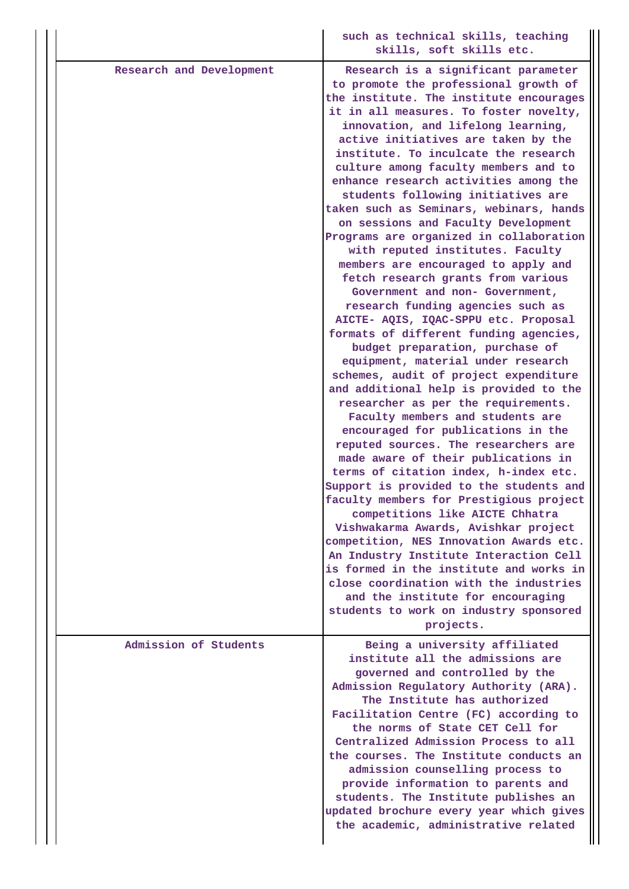| | |
|---|---|
| | such as technical skills, teaching skills, soft skills etc. |
| Research and Development | Research is a significant parameter to promote the professional growth of the institute. The institute encourages it in all measures. To foster novelty, innovation, and lifelong learning, active initiatives are taken by the institute. To inculcate the research culture among faculty members and to enhance research activities among the students following initiatives are taken such as Seminars, webinars, hands on sessions and Faculty Development Programs are organized in collaboration with reputed institutes. Faculty members are encouraged to apply and fetch research grants from various Government and non- Government, research funding agencies such as AICTE- AQIS, IQAC-SPPU etc. Proposal formats of different funding agencies, budget preparation, purchase of equipment, material under research schemes, audit of project expenditure and additional help is provided to the researcher as per the requirements. Faculty members and students are encouraged for publications in the reputed sources. The researchers are made aware of their publications in terms of citation index, h-index etc. Support is provided to the students and faculty members for Prestigious project competitions like AICTE Chhatra Vishwakarma Awards, Avishkar project competition, NES Innovation Awards etc. An Industry Institute Interaction Cell is formed in the institute and works in close coordination with the industries and the institute for encouraging students to work on industry sponsored projects. |
| Admission of Students | Being a university affiliated institute all the admissions are governed and controlled by the Admission Regulatory Authority (ARA). The Institute has authorized Facilitation Centre (FC) according to the norms of State CET Cell for Centralized Admission Process to all the courses. The Institute conducts an admission counselling process to provide information to parents and students. The Institute publishes an updated brochure every year which gives the academic, administrative related |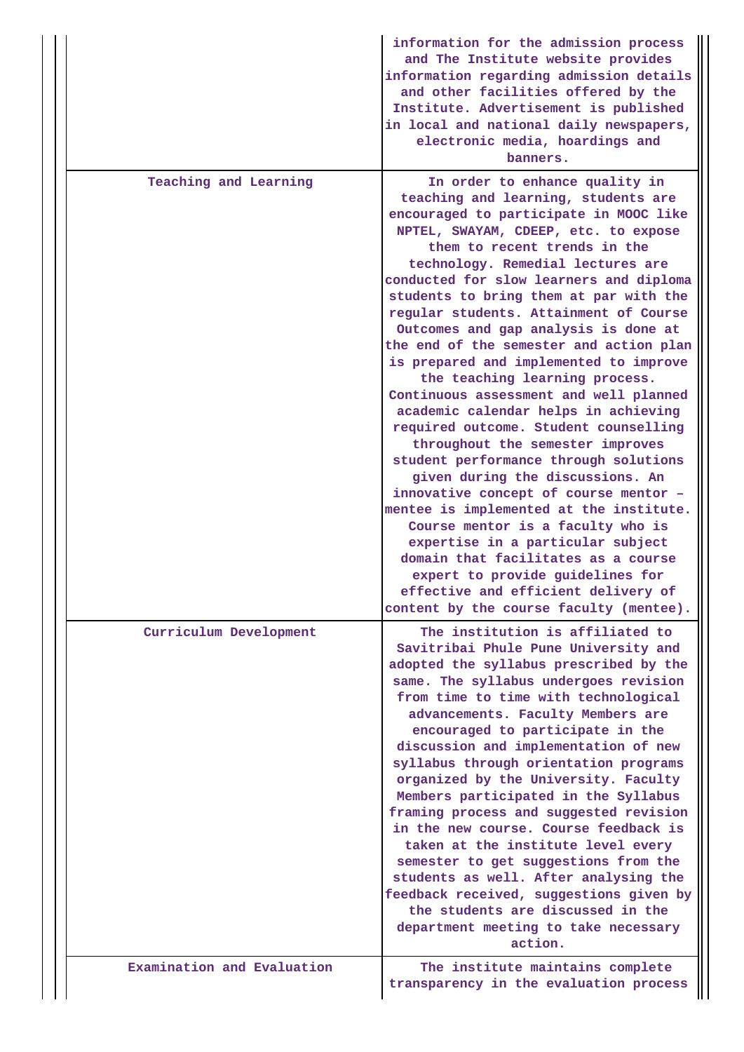| | |
|---|---|
| | information for the admission process and The Institute website provides information regarding admission details and other facilities offered by the Institute. Advertisement is published in local and national daily newspapers, electronic media, hoardings and banners. |
| Teaching and Learning | In order to enhance quality in teaching and learning, students are encouraged to participate in MOOC like NPTEL, SWAYAM, CDEEP, etc. to expose them to recent trends in the technology. Remedial lectures are conducted for slow learners and diploma students to bring them at par with the regular students. Attainment of Course Outcomes and gap analysis is done at the end of the semester and action plan is prepared and implemented to improve the teaching learning process. Continuous assessment and well planned academic calendar helps in achieving required outcome. Student counselling throughout the semester improves student performance through solutions given during the discussions. An innovative concept of course mentor – mentee is implemented at the institute. Course mentor is a faculty who is expertise in a particular subject domain that facilitates as a course expert to provide guidelines for effective and efficient delivery of content by the course faculty (mentee). |
| Curriculum Development | The institution is affiliated to Savitribai Phule Pune University and adopted the syllabus prescribed by the same. The syllabus undergoes revision from time to time with technological advancements. Faculty Members are encouraged to participate in the discussion and implementation of new syllabus through orientation programs organized by the University. Faculty Members participated in the Syllabus framing process and suggested revision in the new course. Course feedback is taken at the institute level every semester to get suggestions from the students as well. After analysing the feedback received, suggestions given by the students are discussed in the department meeting to take necessary action. |
| Examination and Evaluation | The institute maintains complete transparency in the evaluation process |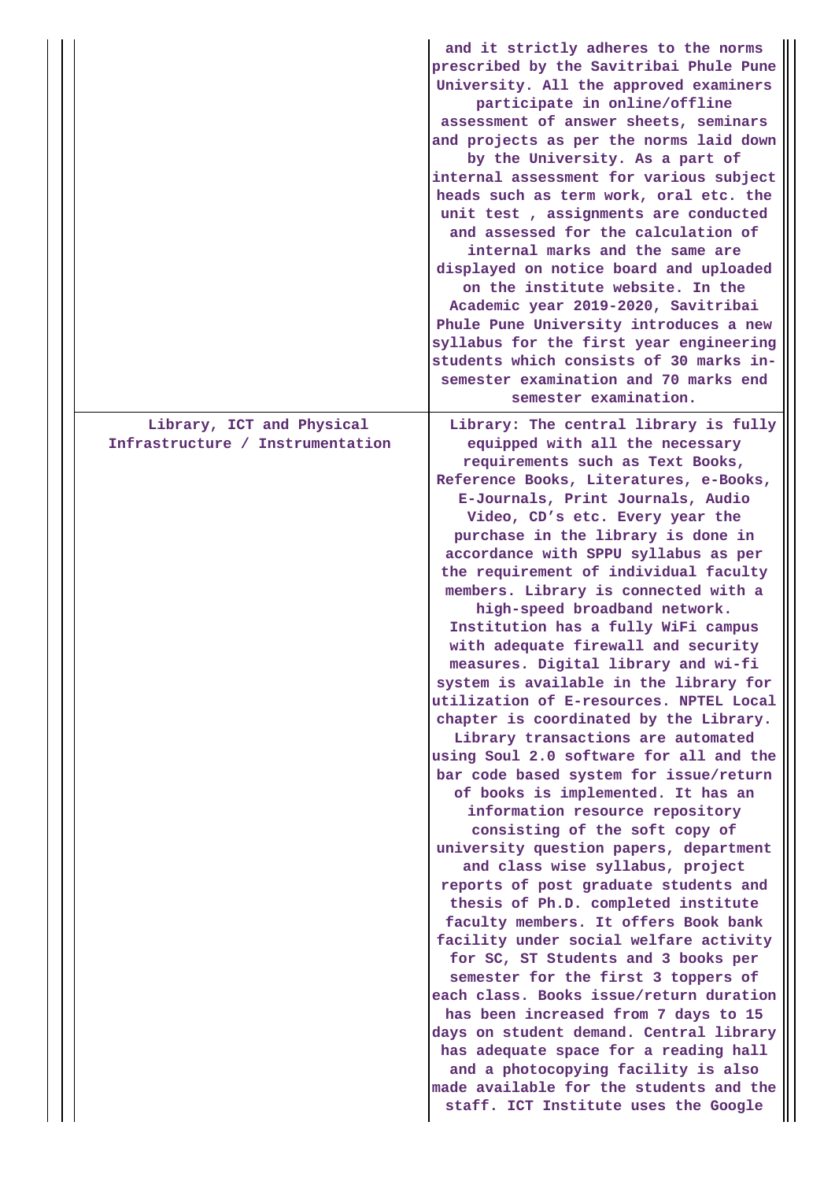| | |
|---|---|
| | and it strictly adheres to the norms prescribed by the Savitribai Phule Pune University. All the approved examiners participate in online/offline assessment of answer sheets, seminars and projects as per the norms laid down by the University. As a part of internal assessment for various subject heads such as term work, oral etc. the unit test , assignments are conducted and assessed for the calculation of internal marks and the same are displayed on notice board and uploaded on the institute website. In the Academic year 2019-2020, Savitribai Phule Pune University introduces a new syllabus for the first year engineering students which consists of 30 marks in-semester examination and 70 marks end semester examination. |
| Library, ICT and Physical Infrastructure / Instrumentation | Library: The central library is fully equipped with all the necessary requirements such as Text Books, Reference Books, Literatures, e-Books, E-Journals, Print Journals, Audio Video, CD's etc. Every year the purchase in the library is done in accordance with SPPU syllabus as per the requirement of individual faculty members. Library is connected with a high-speed broadband network. Institution has a fully WiFi campus with adequate firewall and security measures. Digital library and wi-fi system is available in the library for utilization of E-resources. NPTEL Local chapter is coordinated by the Library. Library transactions are automated using Soul 2.0 software for all and the bar code based system for issue/return of books is implemented. It has an information resource repository consisting of the soft copy of university question papers, department and class wise syllabus, project reports of post graduate students and thesis of Ph.D. completed institute faculty members. It offers Book bank facility under social welfare activity for SC, ST Students and 3 books per semester for the first 3 toppers of each class. Books issue/return duration has been increased from 7 days to 15 days on student demand. Central library has adequate space for a reading hall and a photocopying facility is also made available for the students and the staff. ICT Institute uses the Google |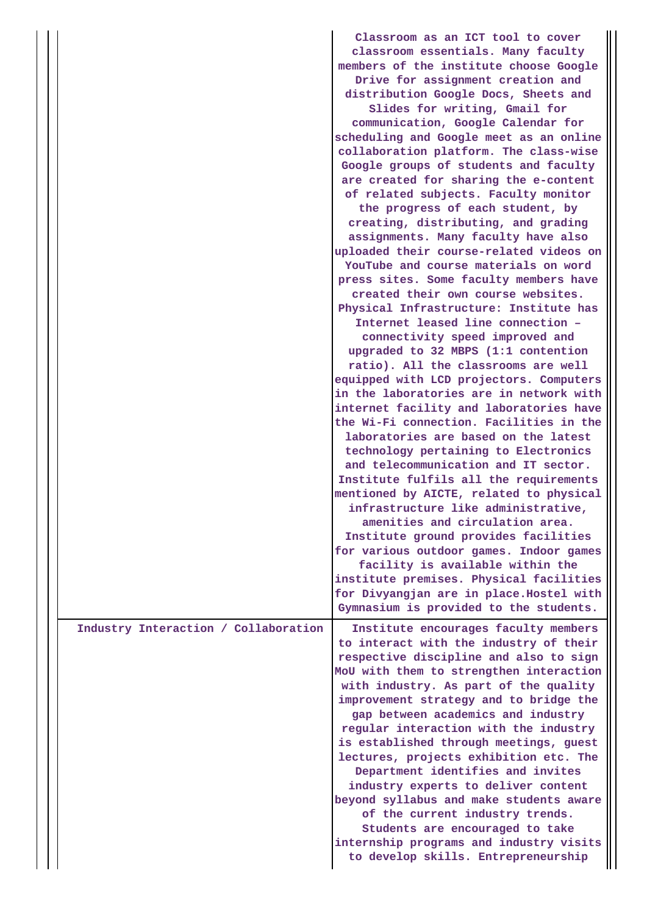| | |
|---|---|
| | Classroom as an ICT tool to cover classroom essentials. Many faculty members of the institute choose Google Drive for assignment creation and distribution Google Docs, Sheets and Slides for writing, Gmail for communication, Google Calendar for scheduling and Google meet as an online collaboration platform. The class-wise Google groups of students and faculty are created for sharing the e-content of related subjects. Faculty monitor the progress of each student, by creating, distributing, and grading assignments. Many faculty have also uploaded their course-related videos on YouTube and course materials on word press sites. Some faculty members have created their own course websites. Physical Infrastructure: Institute has Internet leased line connection – connectivity speed improved and upgraded to 32 MBPS (1:1 contention ratio). All the classrooms are well equipped with LCD projectors. Computers in the laboratories are in network with internet facility and laboratories have the Wi-Fi connection. Facilities in the laboratories are based on the latest technology pertaining to Electronics and telecommunication and IT sector. Institute fulfils all the requirements mentioned by AICTE, related to physical infrastructure like administrative, amenities and circulation area. Institute ground provides facilities for various outdoor games. Indoor games facility is available within the institute premises. Physical facilities for Divyangjan are in place.Hostel with Gymnasium is provided to the students. |
| Industry Interaction / Collaboration | Institute encourages faculty members to interact with the industry of their respective discipline and also to sign MoU with them to strengthen interaction with industry. As part of the quality improvement strategy and to bridge the gap between academics and industry regular interaction with the industry is established through meetings, guest lectures, projects exhibition etc. The Department identifies and invites industry experts to deliver content beyond syllabus and make students aware of the current industry trends. Students are encouraged to take internship programs and industry visits to develop skills. Entrepreneurship |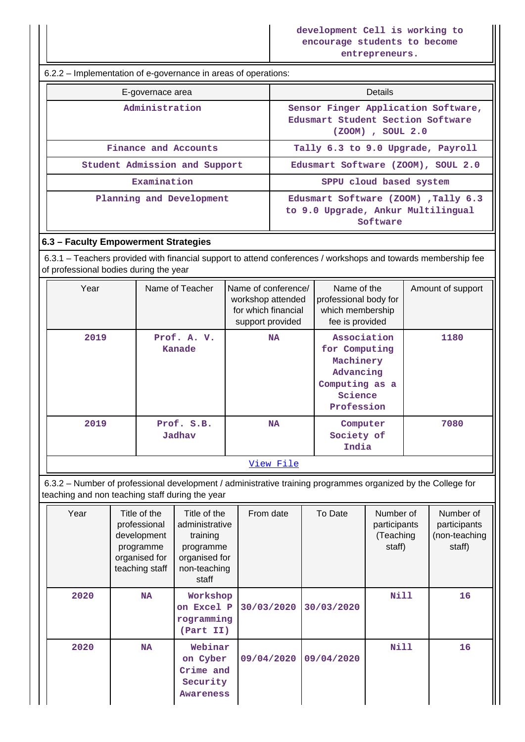| | development Cell is working to encourage students to become entrepreneurs. |
|---|---|

6.2.2 – Implementation of e-governance in areas of operations:

| E-governace area | Details |
|---|---|
| Administration | Sensor Finger Application Software, Edusmart Student Section Software (ZOOM) , SOUL 2.0 |
| Finance and Accounts | Tally 6.3 to 9.0 Upgrade, Payroll |
| Student Admission and Support | Edusmart Software (ZOOM), SOUL 2.0 |
| Examination | SPPU cloud based system |
| Planning and Development | Edusmart Software (ZOOM) ,Tally 6.3 to 9.0 Upgrade, Ankur Multilingual Software |

## 6.3 – Faculty Empowerment Strategies

6.3.1 – Teachers provided with financial support to attend conferences / workshops and towards membership fee of professional bodies during the year

| Year | Name of Teacher | Name of conference/ workshop attended for which financial support provided | Name of the professional body for which membership fee is provided | Amount of support |
|---|---|---|---|---|
| 2019 | Prof. A. V. Kanade | NA | Association for Computing Machinery Advancing Computing as a Science Profession | 1180 |
| 2019 | Prof. S.B. Jadhav | NA | Computer Society of India | 7080 |

[View File]

6.3.2 – Number of professional development / administrative training programmes organized by the College for teaching and non teaching staff during the year

| Year | Title of the professional development programme organised for teaching staff | Title of the administrative training programme organised for non-teaching staff | From date | To Date | Number of participants (Teaching staff) | Number of participants (non-teaching staff) |
|---|---|---|---|---|---|---|
| 2020 | NA | Workshop on Excel Programming (Part II) | 30/03/2020 | 30/03/2020 | Nill | 16 |
| 2020 | NA | Webinar on Cyber Crime and Security Awareness | 09/04/2020 | 09/04/2020 | Nill | 16 |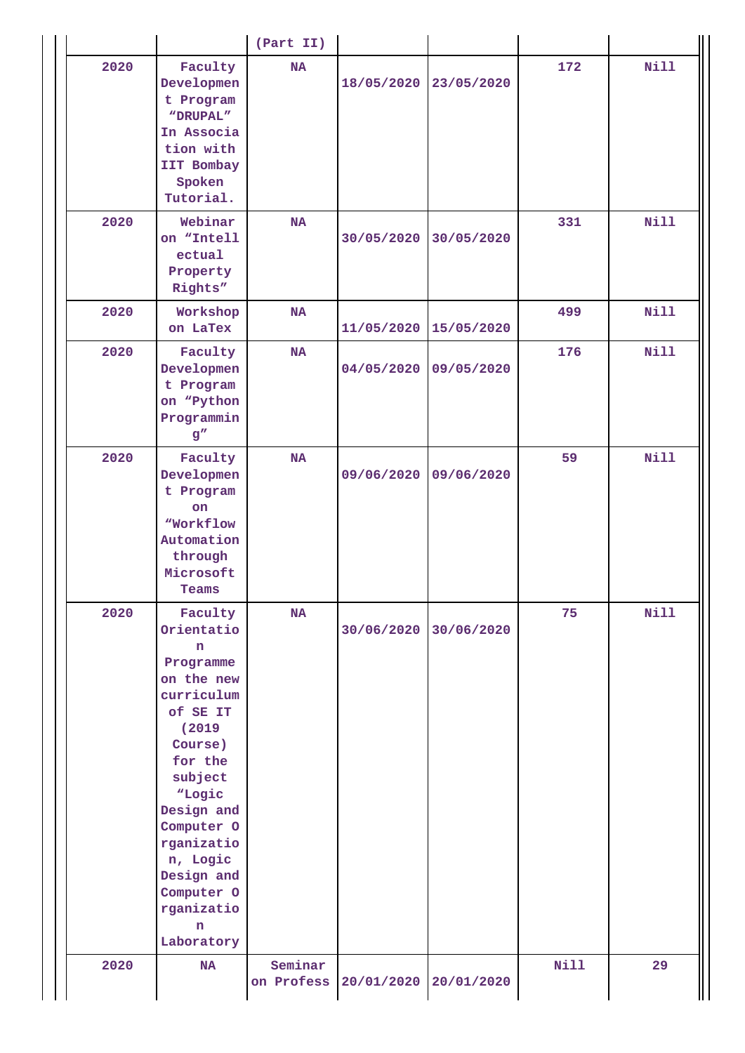| | | (Part II) | | | | |
|---|---|---|---|---|---|---|
| 2020 | Faculty Development Program "DRUPAL" In Association with IIT Bombay Spoken Tutorial. | NA | 18/05/2020 | 23/05/2020 | 172 | Nill |
| 2020 | Webinar on "Intellectual Property Rights" | NA | 30/05/2020 | 30/05/2020 | 331 | Nill |
| 2020 | Workshop on LaTex | NA | 11/05/2020 | 15/05/2020 | 499 | Nill |
| 2020 | Faculty Development Program on "Python Programming" | NA | 04/05/2020 | 09/05/2020 | 176 | Nill |
| 2020 | Faculty Development Program on "Workflow Automation through Microsoft Teams | NA | 09/06/2020 | 09/06/2020 | 59 | Nill |
| 2020 | Faculty Orientation Programme on the new curriculum of SE IT (2019 Course) for the subject "Logic Design and Computer Organization, Logic Design and Computer Organization Laboratory | NA | 30/06/2020 | 30/06/2020 | 75 | Nill |
| 2020 | NA | Seminar on Profess | 20/01/2020 | 20/01/2020 | Nill | 29 |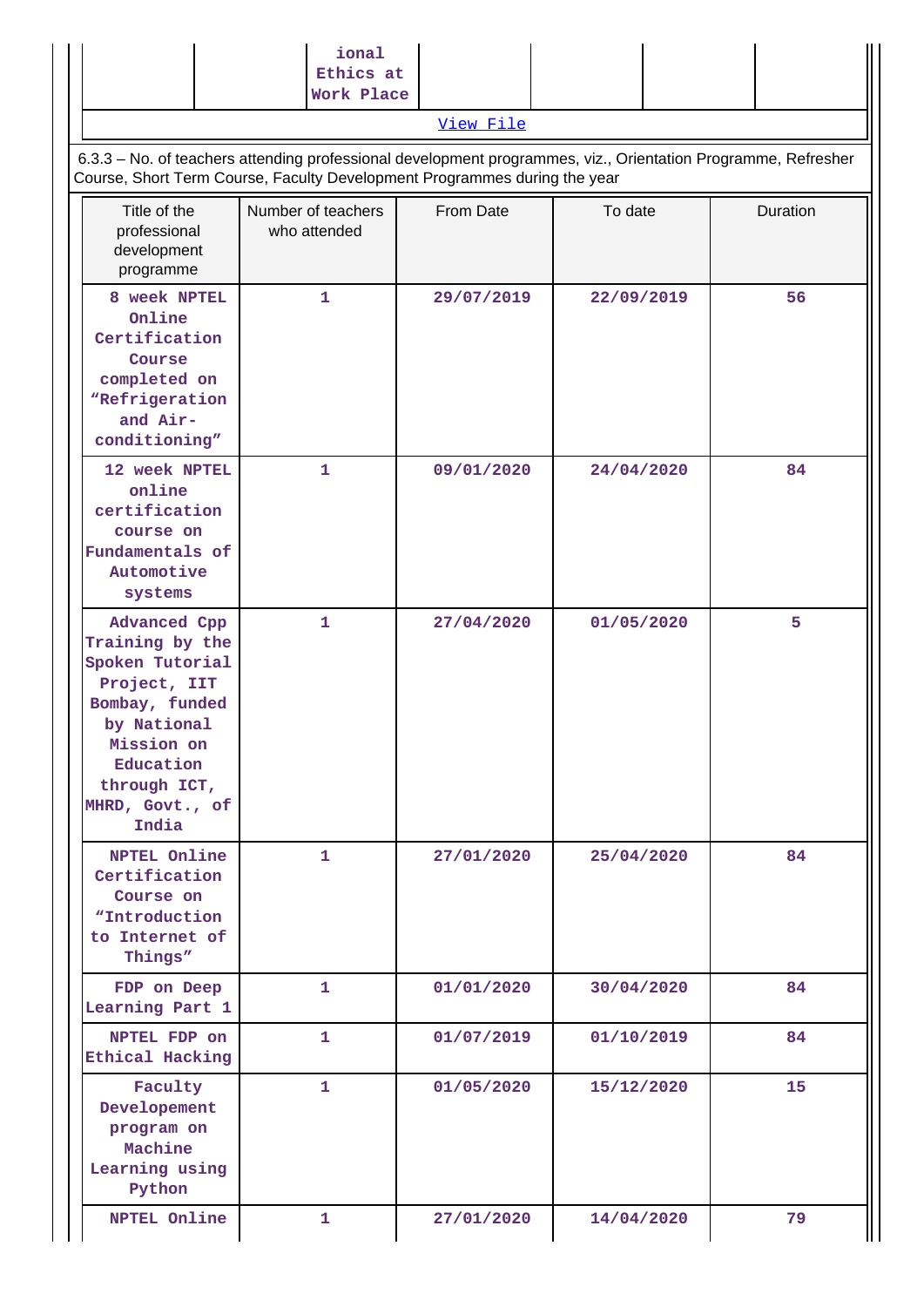| | | ional Ethics at Work Place | | | | |
|---|---|---|---|---|---|---|

View File

6.3.3 – No. of teachers attending professional development programmes, viz., Orientation Programme, Refresher Course, Short Term Course, Faculty Development Programmes during the year

| Title of the professional development programme | Number of teachers who attended | From Date | To date | Duration |
|---|---|---|---|---|
| 8 week NPTEL Online Certification Course completed on "Refrigeration and Air-conditioning" | 1 | 29/07/2019 | 22/09/2019 | 56 |
| 12 week NPTEL online certification course on Fundamentals of Automotive systems | 1 | 09/01/2020 | 24/04/2020 | 84 |
| Advanced Cpp Training by the Spoken Tutorial Project, IIT Bombay, funded by National Mission on Education through ICT, MHRD, Govt., of India | 1 | 27/04/2020 | 01/05/2020 | 5 |
| NPTEL Online Certification Course on "Introduction to Internet of Things" | 1 | 27/01/2020 | 25/04/2020 | 84 |
| FDP on Deep Learning Part 1 | 1 | 01/01/2020 | 30/04/2020 | 84 |
| NPTEL FDP on Ethical Hacking | 1 | 01/07/2019 | 01/10/2019 | 84 |
| Faculty Developement program on Machine Learning using Python | 1 | 01/05/2020 | 15/12/2020 | 15 |
| NPTEL Online | 1 | 27/01/2020 | 14/04/2020 | 79 |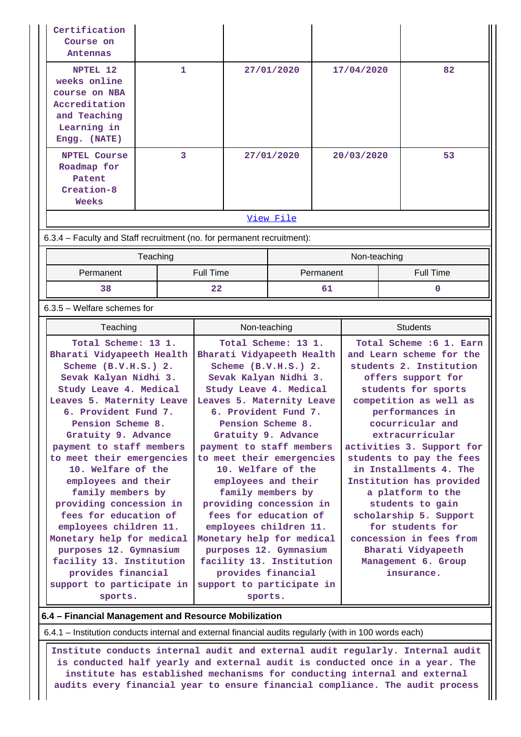| | | | | |
|---|---|---|---|---|
| Certification Course on Antennas | | | | |
| NPTEL 12 weeks online course on NBA Accreditation and Teaching Learning in Engg. (NATE) | 1 | 27/01/2020 | 17/04/2020 | 82 |
| NPTEL Course Roadmap for Patent Creation-8 Weeks | 3 | 27/01/2020 | 20/03/2020 | 53 |

[View File]

6.3.4 – Faculty and Staff recruitment (no. for permanent recruitment):

| Teaching | | Non-teaching | |
|---|---|---|---|
| Permanent | Full Time | Permanent | Full Time |
| 38 | 22 | 61 | 0 |

6.3.5 – Welfare schemes for

| Teaching | Non-teaching | Students |
|---|---|---|
| Total Scheme: 13 1. Bharati Vidyapeeth Health Scheme (B.V.H.S.) 2. Sevak Kalyan Nidhi 3. Study Leave 4. Medical Leaves 5. Maternity Leave 6. Provident Fund 7. Pension Scheme 8. Gratuity 9. Advance payment to staff members to meet their emergencies 10. Welfare of the employees and their family members by providing concession in fees for education of employees children 11. Monetary help for medical purposes 12. Gymnasium facility 13. Institution provides financial support to participate in sports. | Total Scheme: 13 1. Bharati Vidyapeeth Health Scheme (B.V.H.S.) 2. Sevak Kalyan Nidhi 3. Study Leave 4. Medical Leaves 5. Maternity Leave 6. Provident Fund 7. Pension Scheme 8. Gratuity 9. Advance payment to staff members to meet their emergencies 10. Welfare of the employees and their family members by providing concession in fees for education of employees children 11. Monetary help for medical purposes 12. Gymnasium facility 13. Institution provides financial support to participate in sports. | Total Scheme :6 1. Earn and Learn scheme for the students 2. Institution offers support for students for sports competition as well as performances in cocurricular and extracurricular activities 3. Support for students to pay the fees in Installments 4. The Institution has provided a platform to the students to gain scholarship 5. Support for students for concession in fees from Bharati Vidyapeeth Management 6. Group insurance. |

**6.4 – Financial Management and Resource Mobilization**

6.4.1 – Institution conducts internal and external financial audits regularly (with in 100 words each)

Institute conducts internal audit and external audit regularly. Internal audit is conducted half yearly and external audit is conducted once in a year. The institute has established mechanisms for conducting internal and external audits every financial year to ensure financial compliance. The audit process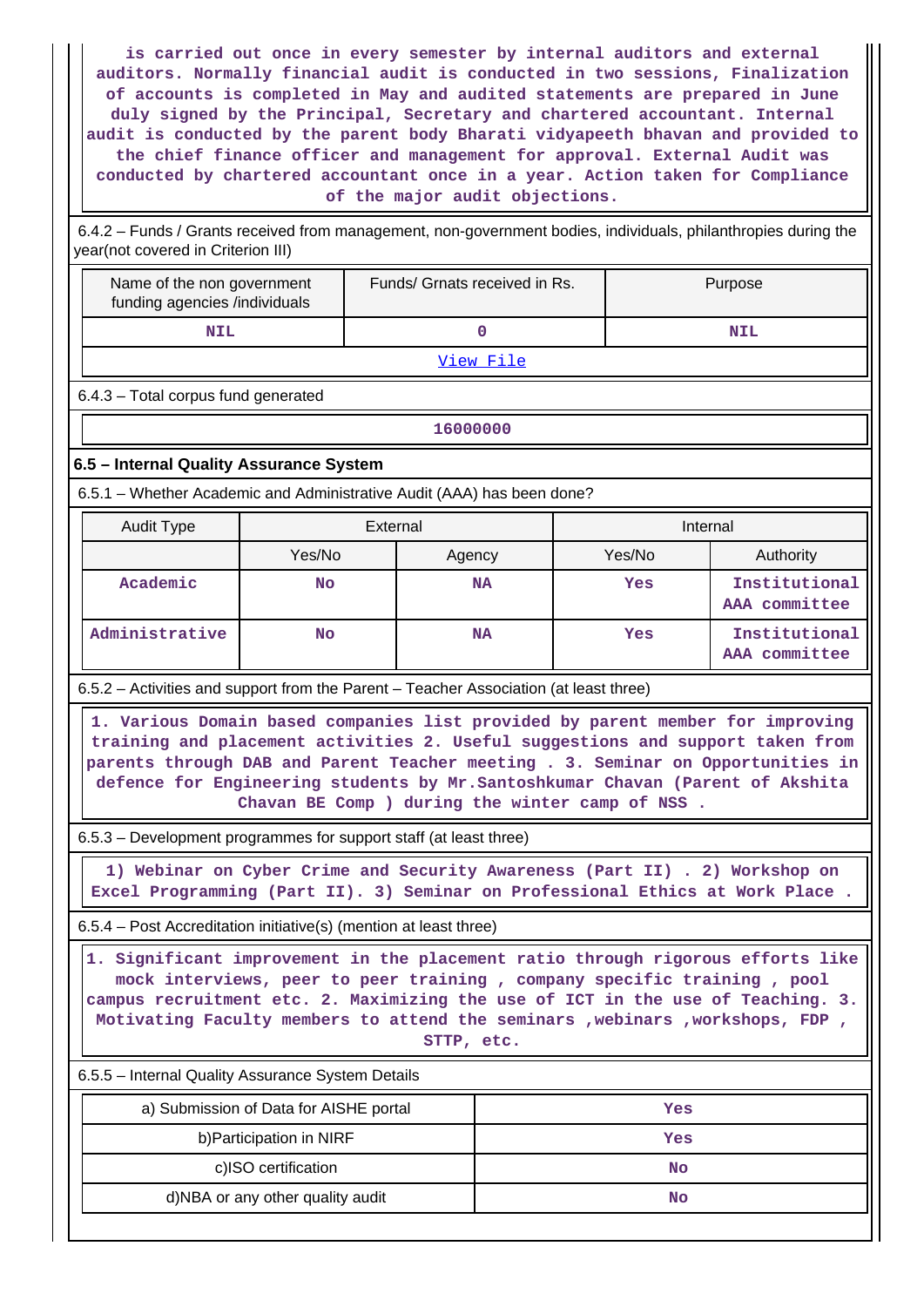is carried out once in every semester by internal auditors and external auditors. Normally financial audit is conducted in two sessions, Finalization of accounts is completed in May and audited statements are prepared in June duly signed by the Principal, Secretary and chartered accountant. Internal audit is conducted by the parent body Bharati vidyapeeth bhavan and provided to the chief finance officer and management for approval. External Audit was conducted by chartered accountant once in a year. Action taken for Compliance of the major audit objections.

6.4.2 – Funds / Grants received from management, non-government bodies, individuals, philanthropies during the year(not covered in Criterion III)

| Name of the non government funding agencies /individuals | Funds/ Grnats received in Rs. | Purpose |
|---|---|---|
| NIL | 0 | NIL |

View File

6.4.3 – Total corpus fund generated

16000000

### 6.5 – Internal Quality Assurance System

6.5.1 – Whether Academic and Administrative Audit (AAA) has been done?

| Audit Type | External | | Internal | |
|---|---|---|---|---|
| | Yes/No | Agency | Yes/No | Authority |
| Academic | No | NA | Yes | Institutional AAA committee |
| Administrative | No | NA | Yes | Institutional AAA committee |

6.5.2 – Activities and support from the Parent – Teacher Association (at least three)

1. Various Domain based companies list provided by parent member for improving training and placement activities 2. Useful suggestions and support taken from parents through DAB and Parent Teacher meeting . 3. Seminar on Opportunities in defence for Engineering students by Mr.Santoshkumar Chavan (Parent of Akshita Chavan BE Comp ) during the winter camp of NSS .

6.5.3 – Development programmes for support staff (at least three)

1) Webinar on Cyber Crime and Security Awareness (Part II) . 2) Workshop on Excel Programming (Part II). 3) Seminar on Professional Ethics at Work Place .

6.5.4 – Post Accreditation initiative(s) (mention at least three)

1. Significant improvement in the placement ratio through rigorous efforts like mock interviews, peer to peer training , company specific training , pool campus recruitment etc. 2. Maximizing the use of ICT in the use of Teaching. 3. Motivating Faculty members to attend the seminars ,webinars ,workshops, FDP , STTP, etc.

6.5.5 – Internal Quality Assurance System Details

| | |
|---|---|
| a) Submission of Data for AISHE portal | Yes |
| b)Participation in NIRF | Yes |
| c)ISO certification | No |
| d)NBA or any other quality audit | No |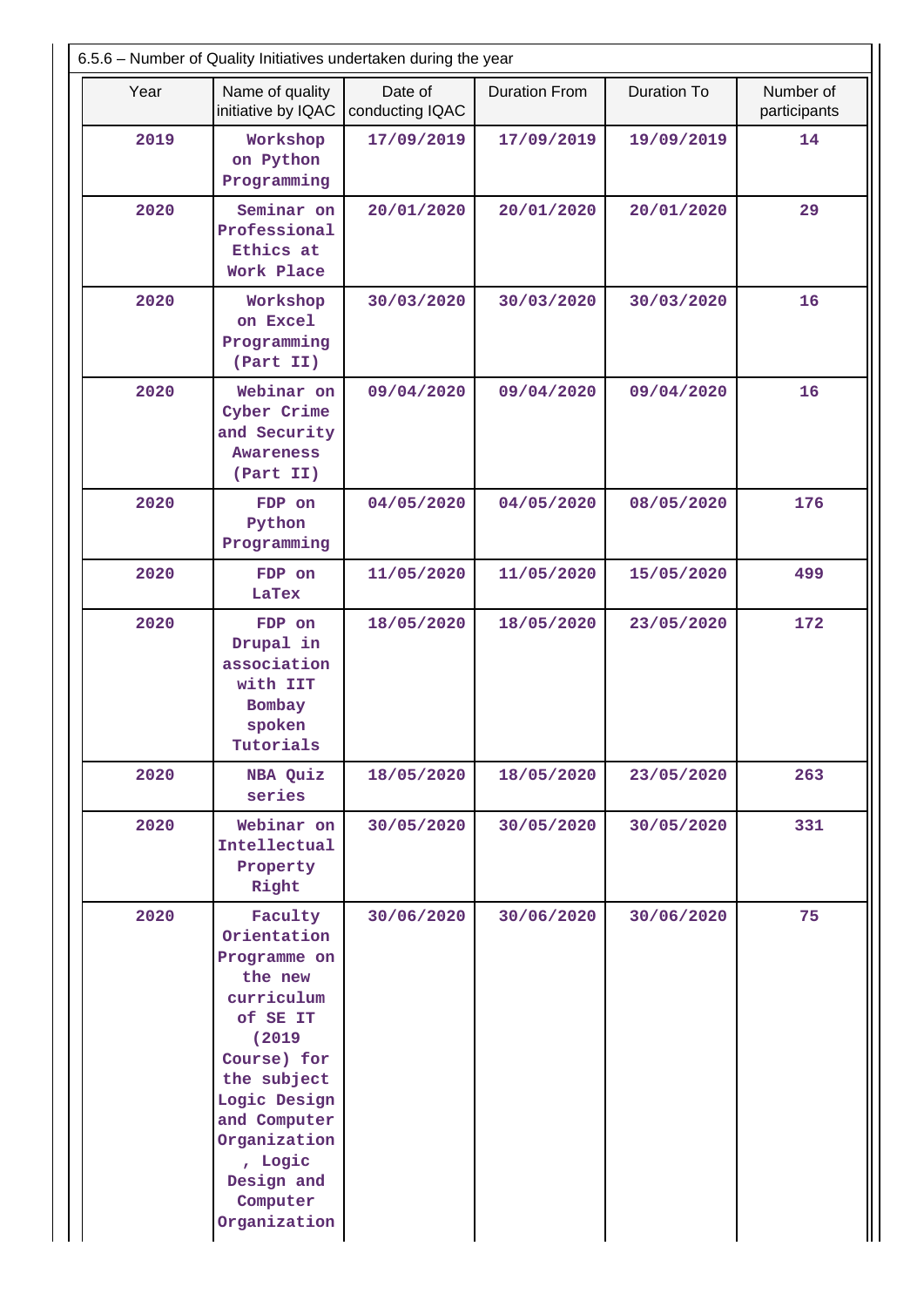6.5.6 – Number of Quality Initiatives undertaken during the year

| Year | Name of quality initiative by IQAC | Date of conducting IQAC | Duration From | Duration To | Number of participants |
|---|---|---|---|---|---|
| 2019 | Workshop on Python Programming | 17/09/2019 | 17/09/2019 | 19/09/2019 | 14 |
| 2020 | Seminar on Professional Ethics at Work Place | 20/01/2020 | 20/01/2020 | 20/01/2020 | 29 |
| 2020 | Workshop on Excel Programming (Part II) | 30/03/2020 | 30/03/2020 | 30/03/2020 | 16 |
| 2020 | Webinar on Cyber Crime and Security Awareness (Part II) | 09/04/2020 | 09/04/2020 | 09/04/2020 | 16 |
| 2020 | FDP on Python Programming | 04/05/2020 | 04/05/2020 | 08/05/2020 | 176 |
| 2020 | FDP on LaTex | 11/05/2020 | 11/05/2020 | 15/05/2020 | 499 |
| 2020 | FDP on Drupal in association with IIT Bombay spoken Tutorials | 18/05/2020 | 18/05/2020 | 23/05/2020 | 172 |
| 2020 | NBA Quiz series | 18/05/2020 | 18/05/2020 | 23/05/2020 | 263 |
| 2020 | Webinar on Intellectual Property Right | 30/05/2020 | 30/05/2020 | 30/05/2020 | 331 |
| 2020 | Faculty Orientation Programme on the new curriculum of SE IT (2019 Course) for the subject Logic Design and Computer Organization , Logic Design and Computer Organization | 30/06/2020 | 30/06/2020 | 30/06/2020 | 75 |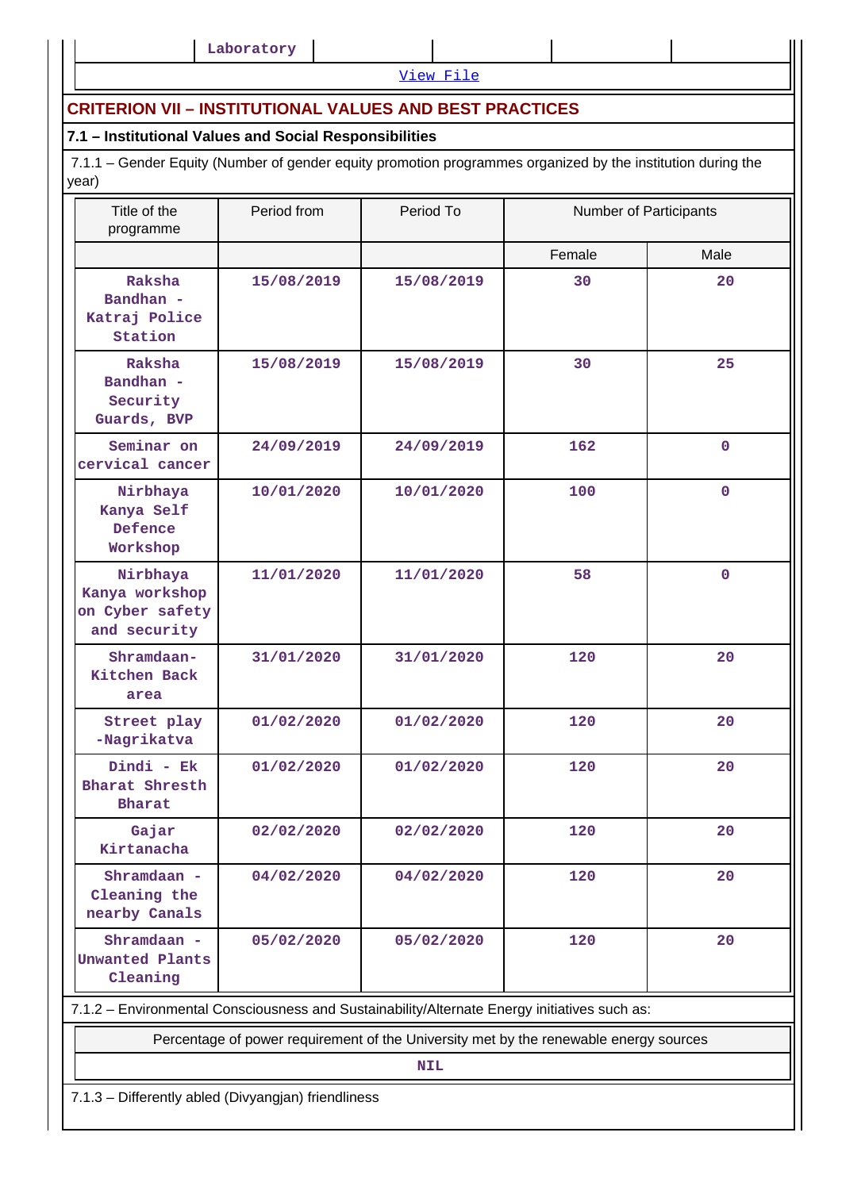| | Laboratory | | | | |
|---|---|---|---|---|---|

View File

## CRITERION VII – INSTITUTIONAL VALUES AND BEST PRACTICES

### 7.1 – Institutional Values and Social Responsibilities

7.1.1 – Gender Equity (Number of gender equity promotion programmes organized by the institution during the year)

| Title of the programme | Period from | Period To | Number of Participants | |
|---|---|---|---|---|
| | | | Female | Male |
| Raksha Bandhan - Katraj Police Station | 15/08/2019 | 15/08/2019 | 30 | 20 |
| Raksha Bandhan - Security Guards, BVP | 15/08/2019 | 15/08/2019 | 30 | 25 |
| Seminar on cervical cancer | 24/09/2019 | 24/09/2019 | 162 | 0 |
| Nirbhaya Kanya Self Defence Workshop | 10/01/2020 | 10/01/2020 | 100 | 0 |
| Nirbhaya Kanya workshop on Cyber safety and security | 11/01/2020 | 11/01/2020 | 58 | 0 |
| Shramdaan-Kitchen Back area | 31/01/2020 | 31/01/2020 | 120 | 20 |
| Street play -Nagrikatva | 01/02/2020 | 01/02/2020 | 120 | 20 |
| Dindi - Ek Bharat Shresth Bharat | 01/02/2020 | 01/02/2020 | 120 | 20 |
| Gajar Kirtanacha | 02/02/2020 | 02/02/2020 | 120 | 20 |
| Shramdaan - Cleaning the nearby Canals | 04/02/2020 | 04/02/2020 | 120 | 20 |
| Shramdaan - Unwanted Plants Cleaning | 05/02/2020 | 05/02/2020 | 120 | 20 |

7.1.2 – Environmental Consciousness and Sustainability/Alternate Energy initiatives such as:

| Percentage of power requirement of the University met by the renewable energy sources |
|---|
| NIL |

7.1.3 – Differently abled (Divyangjan) friendliness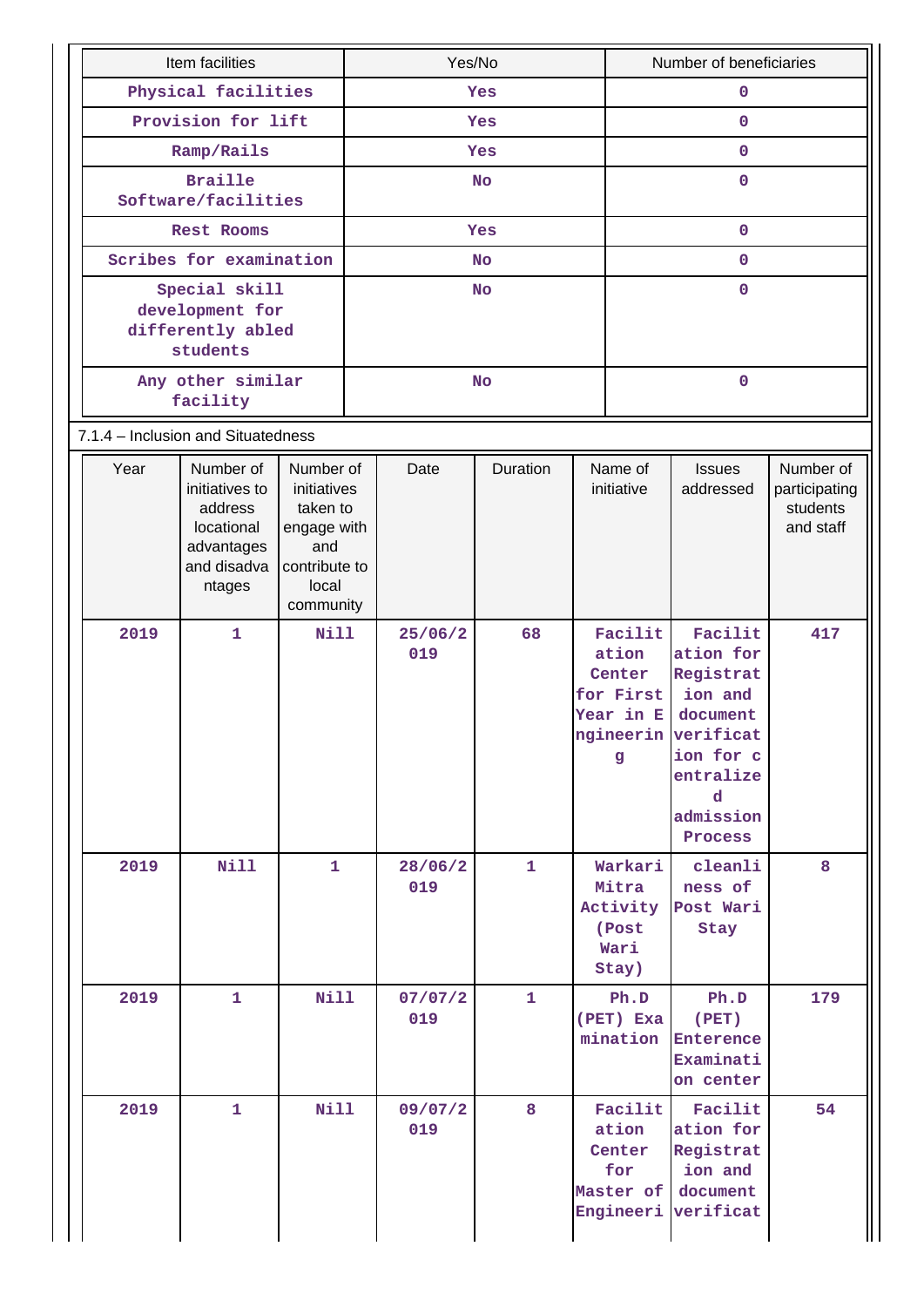| Item facilities | Yes/No | Number of beneficiaries |
|---|---|---|
| Physical facilities | Yes | 0 |
| Provision for lift | Yes | 0 |
| Ramp/Rails | Yes | 0 |
| Braille Software/facilities | No | 0 |
| Rest Rooms | Yes | 0 |
| Scribes for examination | No | 0 |
| Special skill development for differently abled students | No | 0 |
| Any other similar facility | No | 0 |

7.1.4 – Inclusion and Situatedness

| Year | Number of initiatives to address locational advantages and disadvantages | Number of initiatives taken to engage with and contribute to local community | Date | Duration | Name of initiative | Issues addressed | Number of participating students and staff |
|---|---|---|---|---|---|---|---|
| 2019 | 1 | Nill | 25/06/2019 | 68 | Facilitation Center for First Year in Engineering | Facilitation for Registration and document verification for centralized admission Process | 417 |
| 2019 | Nill | 1 | 28/06/2019 | 1 | Warkari Mitra Activity (Post Wari Stay) | cleanliness of Post Wari Stay | 8 |
| 2019 | 1 | Nill | 07/07/2019 | 1 | Ph.D (PET) Examination | Ph.D (PET) Enterence Examination center | 179 |
| 2019 | 1 | Nill | 09/07/2019 | 8 | Facilitation Center for Master of Engineeri | Facilitation for Registration and document verificat | 54 |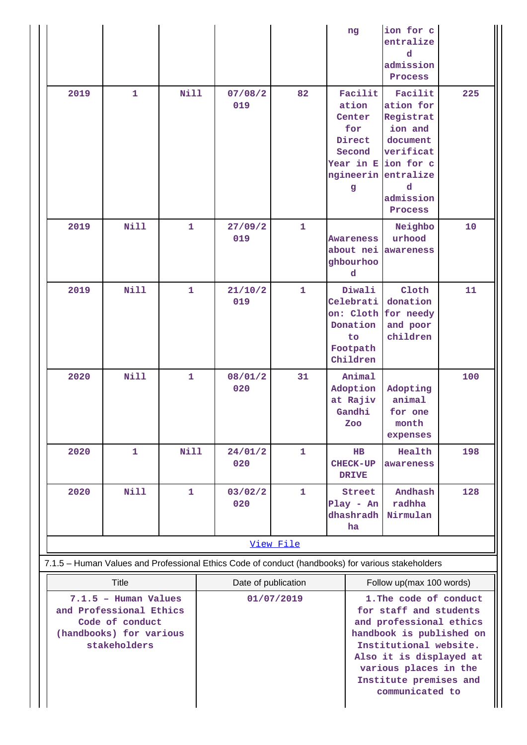|  |  |  |  |  | ng | ion for centralized admission Process |  |
|---|---|---|---|---|---|---|---|
| 2019 | 1 | Nill | 07/08/2019 | 82 | Facilitation Center for Direct Second Year in Engineering | Facilitation for Registration and document verification for centralized admission Process | 225 |
| 2019 | Nill | 1 | 27/09/2019 | 1 | Awareness about neighbourhood | Neighbourhood awareness | 10 |
| 2019 | Nill | 1 | 21/10/2019 | 1 | Diwali Celebration: Cloth Donation to Footpath Children | Cloth donation for needy and poor children | 11 |
| 2020 | Nill | 1 | 08/01/2020 | 31 | Animal Adoption at Rajiv Gandhi Zoo | Adopting animal for one month expenses | 100 |
| 2020 | 1 | Nill | 24/01/2020 | 1 | HB CHECK-UP DRIVE | Health awareness | 198 |
| 2020 | Nill | 1 | 03/02/2020 | 1 | Street Play - Andhashradhha | Andhashradhha Nirmulan | 128 |

View File

7.1.5 – Human Values and Professional Ethics Code of conduct (handbooks) for various stakeholders

| Title | Date of publication | Follow up(max 100 words) |
|---|---|---|
| 7.1.5 – Human Values and Professional Ethics Code of conduct (handbooks) for various stakeholders | 01/07/2019 | 1.The code of conduct for staff and students and professional ethics handbook is published on Institutional website. Also it is displayed at various places in the Institute premises and communicated to |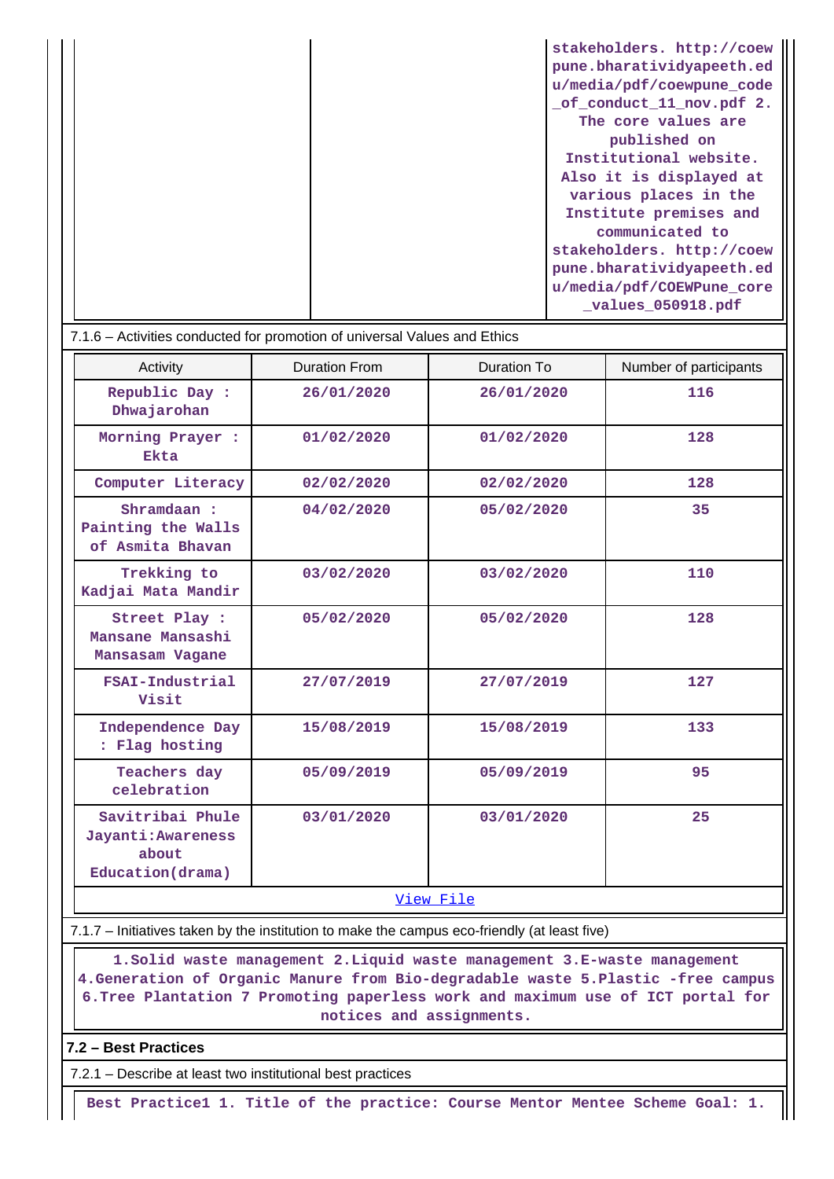| | | stakeholders. http://coewpune.bharatividyapeeth.edu/media/pdf/coewpune_code_of_conduct_11_nov.pdf 2. The core values are published on Institutional website. Also it is displayed at various places in the Institute premises and communicated to stakeholders. http://coewpune.bharatividyapeeth.edu/media/pdf/COEWPune_core_values_050918.pdf |
|---|---|---|

7.1.6 – Activities conducted for promotion of universal Values and Ethics

| Activity | Duration From | Duration To | Number of participants |
|---|---|---|---|
| Republic Day : Dhwajarohan | 26/01/2020 | 26/01/2020 | 116 |
| Morning Prayer : Ekta | 01/02/2020 | 01/02/2020 | 128 |
| Computer Literacy | 02/02/2020 | 02/02/2020 | 128 |
| Shramdaan : Painting the Walls of Asmita Bhavan | 04/02/2020 | 05/02/2020 | 35 |
| Trekking to Kadjai Mata Mandir | 03/02/2020 | 03/02/2020 | 110 |
| Street Play : Mansane Mansashi Mansasam Vagane | 05/02/2020 | 05/02/2020 | 128 |
| FSAI-Industrial Visit | 27/07/2019 | 27/07/2019 | 127 |
| Independence Day : Flag hosting | 15/08/2019 | 15/08/2019 | 133 |
| Teachers day celebration | 05/09/2019 | 05/09/2019 | 95 |
| Savitribai Phule Jayanti:Awareness about Education(drama) | 03/01/2020 | 03/01/2020 | 25 |

View File

7.1.7 – Initiatives taken by the institution to make the campus eco-friendly (at least five)

1.Solid waste management 2.Liquid waste management 3.E-waste management 4.Generation of Organic Manure from Bio-degradable waste 5.Plastic -free campus 6.Tree Plantation 7 Promoting paperless work and maximum use of ICT portal for notices and assignments.

**7.2 – Best Practices**

7.2.1 – Describe at least two institutional best practices

Best Practice1 1. Title of the practice: Course Mentor Mentee Scheme Goal: 1.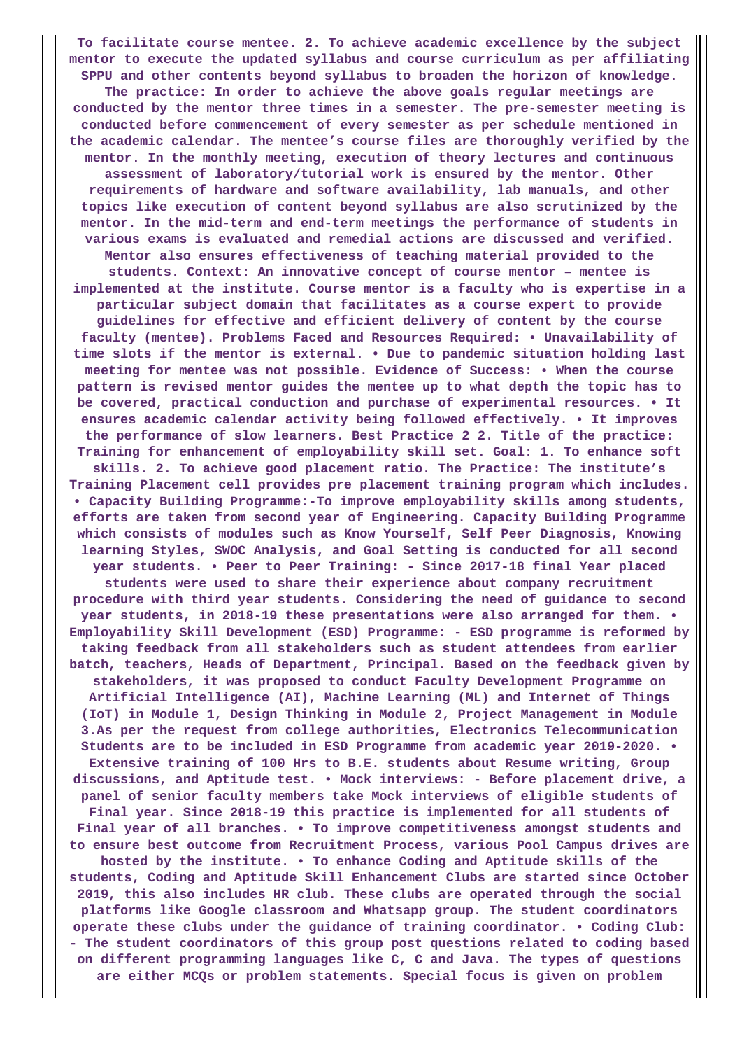**To facilitate course mentee. 2. To achieve academic excellence by the subject mentor to execute the updated syllabus and course curriculum as per affiliating SPPU and other contents beyond syllabus to broaden the horizon of knowledge. The practice: In order to achieve the above goals regular meetings are conducted by the mentor three times in a semester. The pre-semester meeting is conducted before commencement of every semester as per schedule mentioned in the academic calendar. The mentee's course files are thoroughly verified by the mentor. In the monthly meeting, execution of theory lectures and continuous assessment of laboratory/tutorial work is ensured by the mentor. Other requirements of hardware and software availability, lab manuals, and other topics like execution of content beyond syllabus are also scrutinized by the mentor. In the mid-term and end-term meetings the performance of students in various exams is evaluated and remedial actions are discussed and verified. Mentor also ensures effectiveness of teaching material provided to the students. Context: An innovative concept of course mentor – mentee is implemented at the institute. Course mentor is a faculty who is expertise in a particular subject domain that facilitates as a course expert to provide guidelines for effective and efficient delivery of content by the course faculty (mentee). Problems Faced and Resources Required: • Unavailability of time slots if the mentor is external. • Due to pandemic situation holding last meeting for mentee was not possible. Evidence of Success: • When the course pattern is revised mentor guides the mentee up to what depth the topic has to be covered, practical conduction and purchase of experimental resources. • It ensures academic calendar activity being followed effectively. • It improves the performance of slow learners. Best Practice 2 2. Title of the practice: Training for enhancement of employability skill set. Goal: 1. To enhance soft skills. 2. To achieve good placement ratio. The Practice: The institute's Training Placement cell provides pre placement training program which includes. • Capacity Building Programme:-To improve employability skills among students, efforts are taken from second year of Engineering. Capacity Building Programme which consists of modules such as Know Yourself, Self Peer Diagnosis, Knowing learning Styles, SWOC Analysis, and Goal Setting is conducted for all second year students. • Peer to Peer Training: - Since 2017-18 final Year placed students were used to share their experience about company recruitment procedure with third year students. Considering the need of guidance to second year students, in 2018-19 these presentations were also arranged for them. • Employability Skill Development (ESD) Programme: - ESD programme is reformed by taking feedback from all stakeholders such as student attendees from earlier batch, teachers, Heads of Department, Principal. Based on the feedback given by stakeholders, it was proposed to conduct Faculty Development Programme on Artificial Intelligence (AI), Machine Learning (ML) and Internet of Things (IoT) in Module 1, Design Thinking in Module 2, Project Management in Module 3.As per the request from college authorities, Electronics Telecommunication Students are to be included in ESD Programme from academic year 2019-2020. • Extensive training of 100 Hrs to B.E. students about Resume writing, Group discussions, and Aptitude test. • Mock interviews: - Before placement drive, a panel of senior faculty members take Mock interviews of eligible students of Final year. Since 2018-19 this practice is implemented for all students of Final year of all branches. • To improve competitiveness amongst students and to ensure best outcome from Recruitment Process, various Pool Campus drives are hosted by the institute. • To enhance Coding and Aptitude skills of the students, Coding and Aptitude Skill Enhancement Clubs are started since October 2019, this also includes HR club. These clubs are operated through the social platforms like Google classroom and Whatsapp group. The student coordinators operate these clubs under the guidance of training coordinator. • Coding Club: - The student coordinators of this group post questions related to coding based on different programming languages like C, C and Java. The types of questions are either MCQs or problem statements. Special focus is given on problem**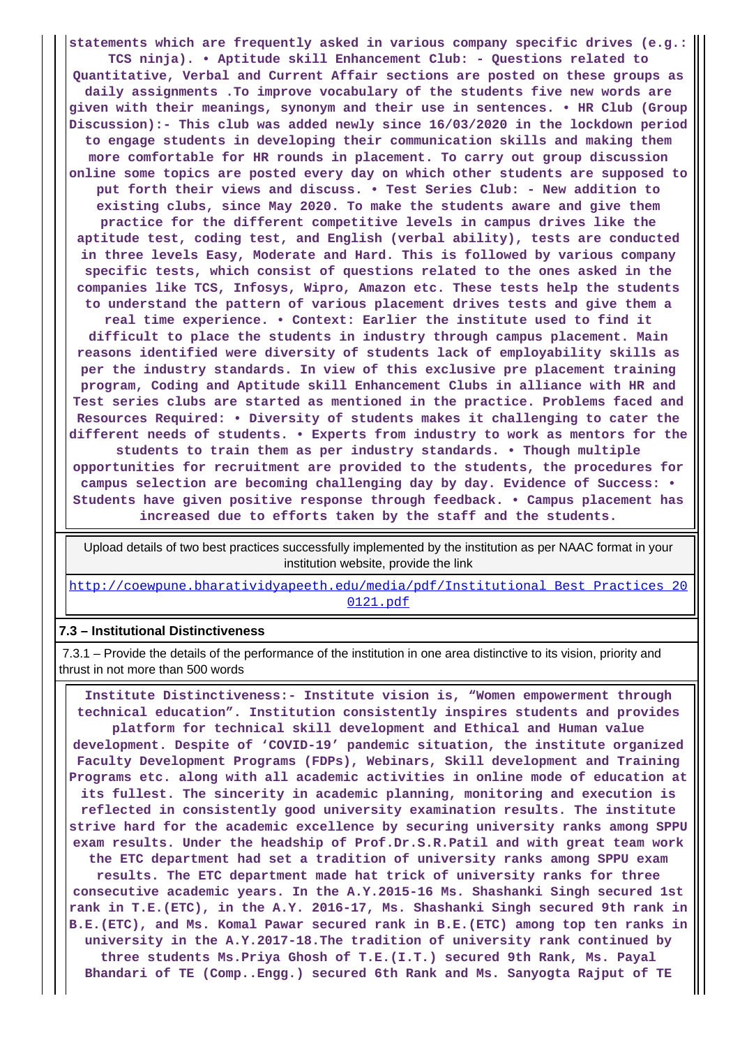statements which are frequently asked in various company specific drives (e.g.: TCS ninja). • Aptitude skill Enhancement Club: - Questions related to Quantitative, Verbal and Current Affair sections are posted on these groups as daily assignments .To improve vocabulary of the students five new words are given with their meanings, synonym and their use in sentences. • HR Club (Group Discussion):- This club was added newly since 16/03/2020 in the lockdown period to engage students in developing their communication skills and making them more comfortable for HR rounds in placement. To carry out group discussion online some topics are posted every day on which other students are supposed to put forth their views and discuss. • Test Series Club: - New addition to existing clubs, since May 2020. To make the students aware and give them practice for the different competitive levels in campus drives like the aptitude test, coding test, and English (verbal ability), tests are conducted in three levels Easy, Moderate and Hard. This is followed by various company specific tests, which consist of questions related to the ones asked in the companies like TCS, Infosys, Wipro, Amazon etc. These tests help the students to understand the pattern of various placement drives tests and give them a real time experience. • Context: Earlier the institute used to find it difficult to place the students in industry through campus placement. Main reasons identified were diversity of students lack of employability skills as per the industry standards. In view of this exclusive pre placement training program, Coding and Aptitude skill Enhancement Clubs in alliance with HR and Test series clubs are started as mentioned in the practice. Problems faced and Resources Required: • Diversity of students makes it challenging to cater the different needs of students. • Experts from industry to work as mentors for the students to train them as per industry standards. • Though multiple opportunities for recruitment are provided to the students, the procedures for campus selection are becoming challenging day by day. Evidence of Success: • Students have given positive response through feedback. • Campus placement has increased due to efforts taken by the staff and the students.

Upload details of two best practices successfully implemented by the institution as per NAAC format in your institution website, provide the link

http://coewpune.bharatividyapeeth.edu/media/pdf/Institutional_Best_Practices_200121.pdf

### 7.3 – Institutional Distinctiveness

7.3.1 – Provide the details of the performance of the institution in one area distinctive to its vision, priority and thrust in not more than 500 words

Institute Distinctiveness:- Institute vision is, "Women empowerment through technical education". Institution consistently inspires students and provides platform for technical skill development and Ethical and Human value development. Despite of 'COVID-19' pandemic situation, the institute organized Faculty Development Programs (FDPs), Webinars, Skill development and Training Programs etc. along with all academic activities in online mode of education at its fullest. The sincerity in academic planning, monitoring and execution is reflected in consistently good university examination results. The institute strive hard for the academic excellence by securing university ranks among SPPU exam results. Under the headship of Prof.Dr.S.R.Patil and with great team work the ETC department had set a tradition of university ranks among SPPU exam results. The ETC department made hat trick of university ranks for three consecutive academic years. In the A.Y.2015-16 Ms. Shashanki Singh secured 1st rank in T.E.(ETC), in the A.Y. 2016-17, Ms. Shashanki Singh secured 9th rank in B.E.(ETC), and Ms. Komal Pawar secured rank in B.E.(ETC) among top ten ranks in university in the A.Y.2017-18.The tradition of university rank continued by three students Ms.Priya Ghosh of T.E.(I.T.) secured 9th Rank, Ms. Payal Bhandari of TE (Comp..Engg.) secured 6th Rank and Ms. Sanyogta Rajput of TE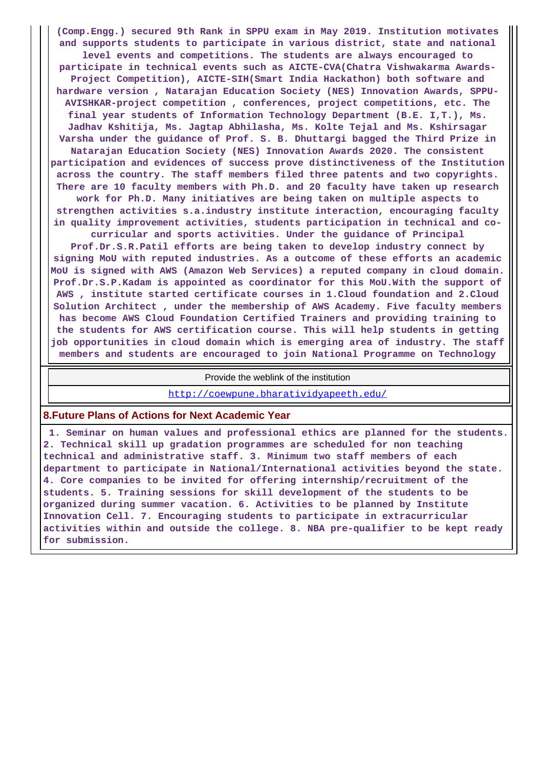(Comp.Engg.) secured 9th Rank in SPPU exam in May 2019. Institution motivates and supports students to participate in various district, state and national level events and competitions. The students are always encouraged to participate in technical events such as AICTE-CVA(Chatra Vishwakarma Awards-Project Competition), AICTE-SIH(Smart India Hackathon) both software and hardware version , Natarajan Education Society (NES) Innovation Awards, SPPU-AVISHKAR-project competition , conferences, project competitions, etc. The final year students of Information Technology Department (B.E. I,T.), Ms. Jadhav Kshitija, Ms. Jagtap Abhilasha, Ms. Kolte Tejal and Ms. Kshirsagar Varsha under the guidance of Prof. S. B. Dhuttargi bagged the Third Prize in Natarajan Education Society (NES) Innovation Awards 2020. The consistent participation and evidences of success prove distinctiveness of the Institution across the country. The staff members filed three patents and two copyrights. There are 10 faculty members with Ph.D. and 20 faculty have taken up research work for Ph.D. Many initiatives are being taken on multiple aspects to strengthen activities s.a.industry institute interaction, encouraging faculty in quality improvement activities, students participation in technical and co-curricular and sports activities. Under the guidance of Principal Prof.Dr.S.R.Patil efforts are being taken to develop industry connect by signing MoU with reputed industries. As a outcome of these efforts an academic MoU is signed with AWS (Amazon Web Services) a reputed company in cloud domain. Prof.Dr.S.P.Kadam is appointed as coordinator for this MoU.With the support of AWS , institute started certificate courses in 1.Cloud foundation and 2.Cloud Solution Architect , under the membership of AWS Academy. Five faculty members has become AWS Cloud Foundation Certified Trainers and providing training to the students for AWS certification course. This will help students in getting job opportunities in cloud domain which is emerging area of industry. The staff members and students are encouraged to join National Programme on Technology

| Provide the weblink of the institution |
|---|
| http://coewpune.bharatividyapeeth.edu/ |

## 8.Future Plans of Actions for Next Academic Year

1. Seminar on human values and professional ethics are planned for the students. 2. Technical skill up gradation programmes are scheduled for non teaching technical and administrative staff. 3. Minimum two staff members of each department to participate in National/International activities beyond the state. 4. Core companies to be invited for offering internship/recruitment of the students. 5. Training sessions for skill development of the students to be organized during summer vacation. 6. Activities to be planned by Institute Innovation Cell. 7. Encouraging students to participate in extracurricular activities within and outside the college. 8. NBA pre-qualifier to be kept ready for submission.